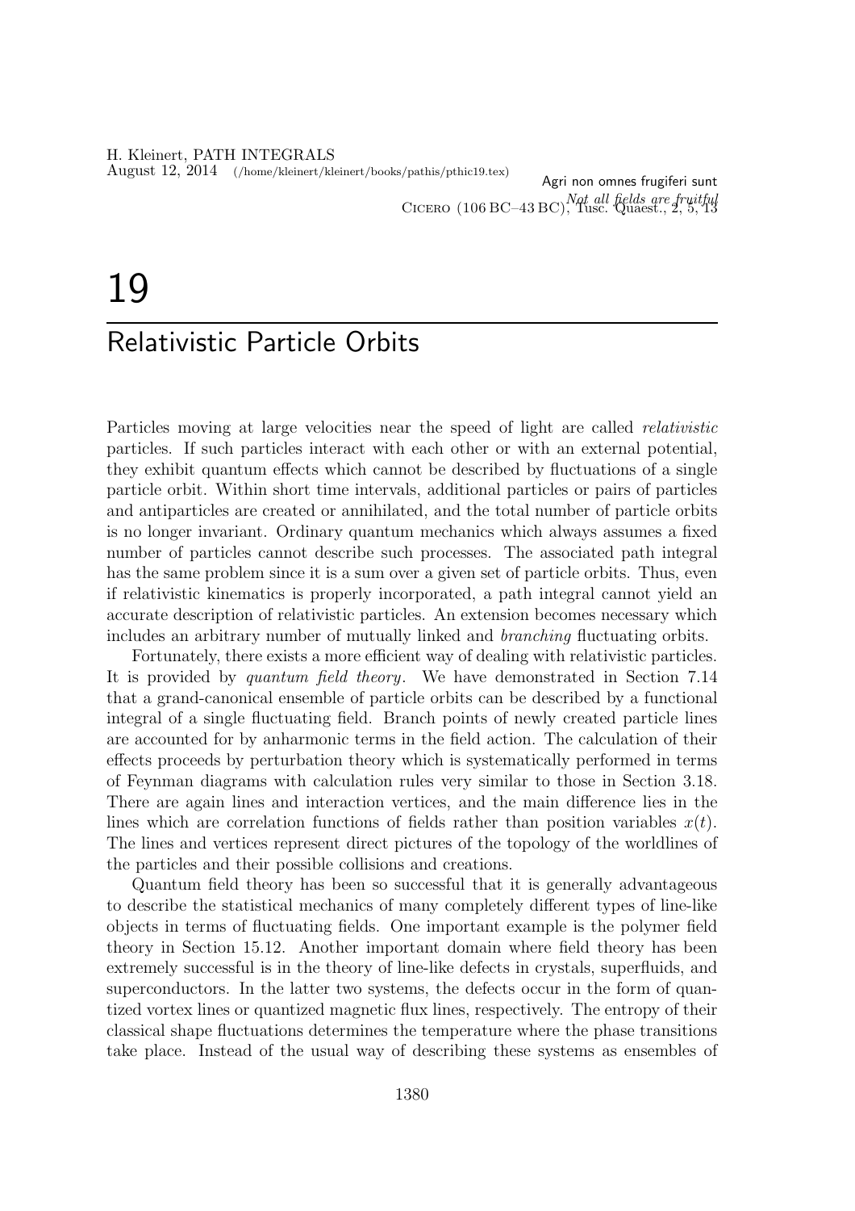Agri non omnes frugiferi sunt

*Not all fields are fruitful*

CICERO (106 BC–43 BC), Tusc. Quaest., 2, 5, 13

# 19

# Relativistic Particle Orbits

Particles moving at large velocities near the speed of light are called *relativistic* particles. If such particles interact with each other or with an external potential, they exhibit quantum effects which cannot be described by fluctuations of a single particle orbit. Within short time intervals, additional particles or pairs of particles and antiparticles are created or annihilated, and the total number of particle orbits is no longer invariant. Ordinary quantum mechanics which always assumes a fixed number of particles cannot describe such processes. The associated path integral has the same problem since it is a sum over a given set of particle orbits. Thus, even if relativistic kinematics is properly incorporated, a path integral cannot yield an accurate description of relativistic particles. An extension becomes necessary which includes an arbitrary number of mutually linked and *branching* fluctuating orbits.

Fortunately, there exists a more efficient way of dealing with relativistic particles. It is provided by *quantum field theory*. We have demonstrated in Section 7.14 that a grand-canonical ensemble of particle orbits can be described by a functional integral of a single fluctuating field. Branch points of newly created particle lines are accounted for by anharmonic terms in the field action. The calculation of their effects proceeds by perturbation theory which is systematically performed in terms of Feynman diagrams with calculation rules very similar to those in Section 3.18. There are again lines and interaction vertices, and the main difference lies in the lines which are correlation functions of fields rather than position variables $x(t)$. The lines and vertices represent direct pictures of the topology of the worldlines of the particles and their possible collisions and creations.

Quantum field theory has been so successful that it is generally advantageous to describe the statistical mechanics of many completely different types of line-like objects in terms of fluctuating fields. One important example is the polymer field theory in Section 15.12. Another important domain where field theory has been extremely successful is in the theory of line-like defects in crystals, superfluids, and superconductors. In the latter two systems, the defects occur in the form of quantized vortex lines or quantized magnetic flux lines, respectively. The entropy of their classical shape fluctuations determines the temperature where the phase transitions take place. Instead of the usual way of describing these systems as ensembles of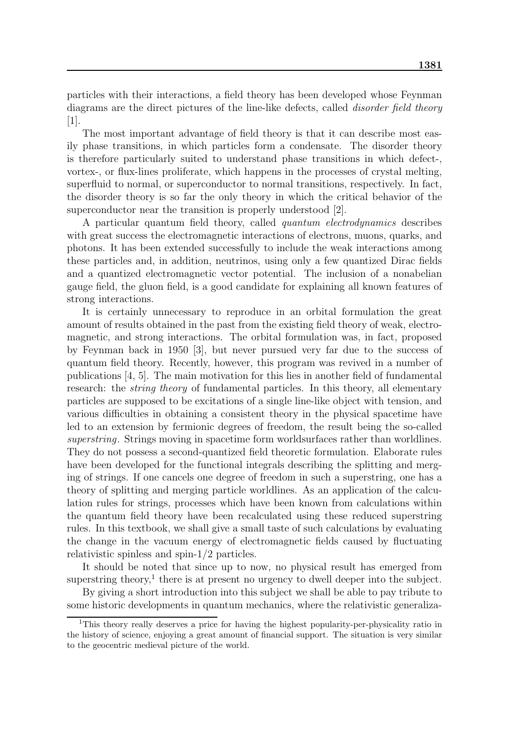particles with their interactions, a field theory has been developed whose Feynman diagrams are the direct pictures of the line-like defects, called *disorder field theory* [1].

The most important advantage of field theory is that it can describe most easily phase transitions, in which particles form a condensate. The disorder theory is therefore particularly suited to understand phase transitions in which defect-, vortex-, or flux-lines proliferate, which happens in the processes of crystal melting, superfluid to normal, or superconductor to normal transitions, respectively. In fact, the disorder theory is so far the only theory in which the critical behavior of the superconductor near the transition is properly understood [2].

A particular quantum field theory, called *quantum electrodynamics* describes with great success the electromagnetic interactions of electrons, muons, quarks, and photons. It has been extended successfully to include the weak interactions among these particles and, in addition, neutrinos, using only a few quantized Dirac fields and a quantized electromagnetic vector potential. The inclusion of a nonabelian gauge field, the gluon field, is a good candidate for explaining all known features of strong interactions.

It is certainly unnecessary to reproduce in an orbital formulation the great amount of results obtained in the past from the existing field theory of weak, electromagnetic, and strong interactions. The orbital formulation was, in fact, proposed by Feynman back in 1950 [3], but never pursued very far due to the success of quantum field theory. Recently, however, this program was revived in a number of publications [4, 5]. The main motivation for this lies in another field of fundamental research: the *string theory* of fundamental particles. In this theory, all elementary particles are supposed to be excitations of a single line-like object with tension, and various difficulties in obtaining a consistent theory in the physical spacetime have led to an extension by fermionic degrees of freedom, the result being the so-called *superstring*. Strings moving in spacetime form worldsurfaces rather than worldlines. They do not possess a second-quantized field theoretic formulation. Elaborate rules have been developed for the functional integrals describing the splitting and merging of strings. If one cancels one degree of freedom in such a superstring, one has a theory of splitting and merging particle worldlines. As an application of the calculation rules for strings, processes which have been known from calculations within the quantum field theory have been recalculated using these reduced superstring rules. In this textbook, we shall give a small taste of such calculations by evaluating the change in the vacuum energy of electromagnetic fields caused by fluctuating relativistic spinless and spin-1/2 particles.

It should be noted that since up to now, no physical result has emerged from superstring theory,[1] there is at present no urgency to dwell deeper into the subject.

By giving a short introduction into this subject we shall be able to pay tribute to some historic developments in quantum mechanics, where the relativistic generaliza-

[1]This theory really deserves a price for having the highest popularity-per-physicality ratio in the history of science, enjoying a great amount of financial support. The situation is very similar to the geocentric medieval picture of the world.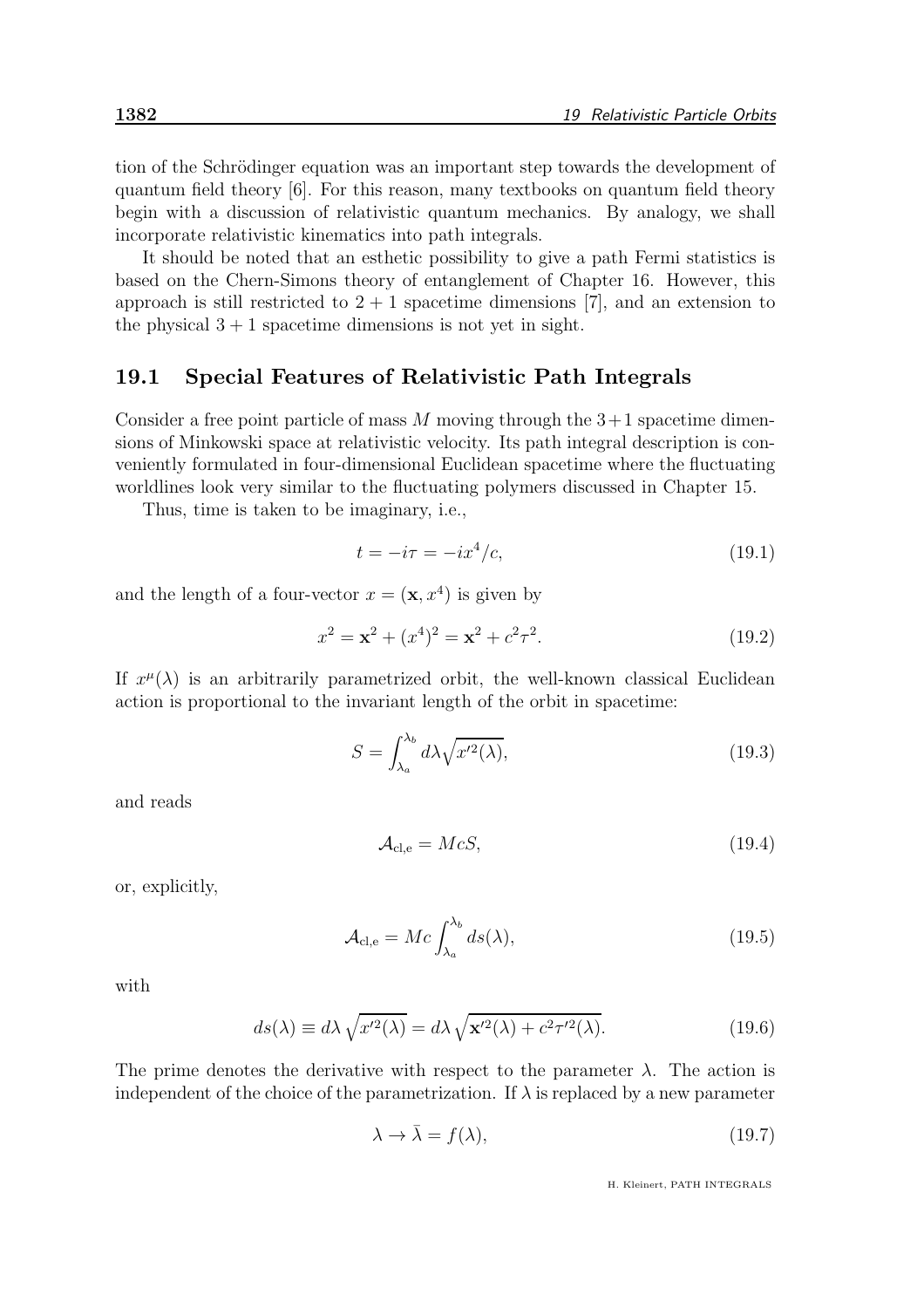tion of the Schrödinger equation was an important step towards the development of quantum field theory [6]. For this reason, many textbooks on quantum field theory begin with a discussion of relativistic quantum mechanics. By analogy, we shall incorporate relativistic kinematics into path integrals.

It should be noted that an esthetic possibility to give a path Fermi statistics is based on the Chern-Simons theory of entanglement of Chapter 16. However, this approach is still restricted to $2+1$ spacetime dimensions [7], and an extension to the physical $3+1$ spacetime dimensions is not yet in sight.

## 19.1 Special Features of Relativistic Path Integrals

Consider a free point particle of mass $M$ moving through the $3+1$ spacetime dimensions of Minkowski space at relativistic velocity. Its path integral description is conveniently formulated in four-dimensional Euclidean spacetime where the fluctuating worldlines look very similar to the fluctuating polymers discussed in Chapter 15.

Thus, time is taken to be imaginary, i.e.,

$$t = -i\tau = -ix^4/c, \tag{19.1}$$

and the length of a four-vector $x = (\mathbf{x}, x^4)$ is given by

$$x^2 = \mathbf{x}^2 + (x^4)^2 = \mathbf{x}^2 + c^2\tau^2. \tag{19.2}$$

If $x^\mu(\lambda)$ is an arbitrarily parametrized orbit, the well-known classical Euclidean action is proportional to the invariant length of the orbit in spacetime:

$$S = \int_{\lambda_a}^{\lambda_b} d\lambda \sqrt{x'^2(\lambda)}, \tag{19.3}$$

and reads

$$\mathcal{A}_{\rm cl,e} = McS, \tag{19.4}$$

or, explicitly,

$$\mathcal{A}_{\rm cl,e} = Mc \int_{\lambda_a}^{\lambda_b} ds(\lambda), \tag{19.5}$$

with

$$ds(\lambda) \equiv d\lambda\,\sqrt{x'^2(\lambda)} = d\lambda\,\sqrt{\mathbf{x}'^2(\lambda) + c^2\tau'^2(\lambda)}. \tag{19.6}$$

The prime denotes the derivative with respect to the parameter $\lambda$. The action is independent of the choice of the parametrization. If $\lambda$ is replaced by a new parameter

$$\lambda \to \bar{\lambda} = f(\lambda), \tag{19.7}$$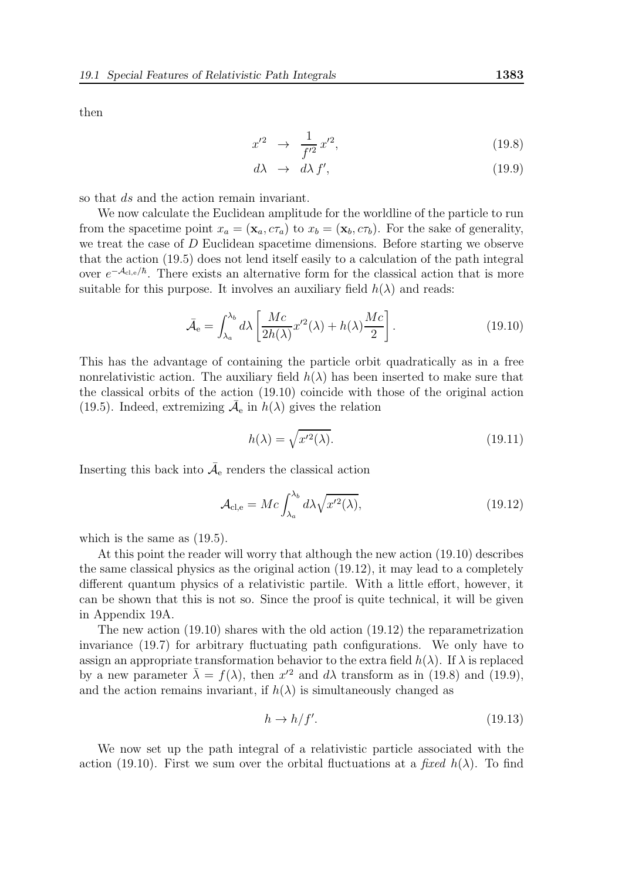then

$$x'^2 \;\; \rightarrow \;\; \frac{1}{f'^2}\, x'^2, \tag{19.8}$$

$$d\lambda \;\; \rightarrow \;\; d\lambda\, f', \tag{19.9}$$

so that $ds$ and the action remain invariant.

We now calculate the Euclidean amplitude for the worldline of the particle to run from the spacetime point $x_a = (\mathbf{x}_a, c\tau_a)$ to $x_b = (\mathbf{x}_b, c\tau_b)$. For the sake of generality, we treat the case of $D$ Euclidean spacetime dimensions. Before starting we observe that the action (19.5) does not lend itself easily to a calculation of the path integral over $e^{-\mathcal{A}_{\rm cl,e}/\hbar}$. There exists an alternative form for the classical action that is more suitable for this purpose. It involves an auxiliary field $h(\lambda)$ and reads:

$$\bar{\mathcal{A}}_{\rm e} = \int_{\lambda_a}^{\lambda_b} d\lambda \left[ \frac{Mc}{2h(\lambda)} x'^2(\lambda) + h(\lambda) \frac{Mc}{2} \right]. \tag{19.10}$$

This has the advantage of containing the particle orbit quadratically as in a free nonrelativistic action. The auxiliary field $h(\lambda)$ has been inserted to make sure that the classical orbits of the action (19.10) coincide with those of the original action (19.5). Indeed, extremizing $\bar{\mathcal{A}}_{\rm e}$ in $h(\lambda)$ gives the relation

$$h(\lambda) = \sqrt{x'^2(\lambda)}. \tag{19.11}$$

Inserting this back into $\bar{\mathcal{A}}_{\rm e}$ renders the classical action

$$\mathcal{A}_{\rm cl,e} = Mc \int_{\lambda_a}^{\lambda_b} d\lambda \sqrt{x'^2(\lambda)}, \tag{19.12}$$

which is the same as (19.5).

At this point the reader will worry that although the new action (19.10) describes the same classical physics as the original action (19.12), it may lead to a completely different quantum physics of a relativistic partile. With a little effort, however, it can be shown that this is not so. Since the proof is quite technical, it will be given in Appendix 19A.

The new action (19.10) shares with the old action (19.12) the reparametrization invariance (19.7) for arbitrary fluctuating path configurations. We only have to assign an appropriate transformation behavior to the extra field $h(\lambda)$. If $\lambda$ is replaced by a new parameter $\bar{\lambda} = f(\lambda)$, then $x'^2$ and $d\lambda$ transform as in (19.8) and (19.9), and the action remains invariant, if $h(\lambda)$ is simultaneously changed as

$$h \rightarrow h/f'. \tag{19.13}$$

We now set up the path integral of a relativistic particle associated with the action (19.10). First we sum over the orbital fluctuations at a *fixed* $h(\lambda)$. To find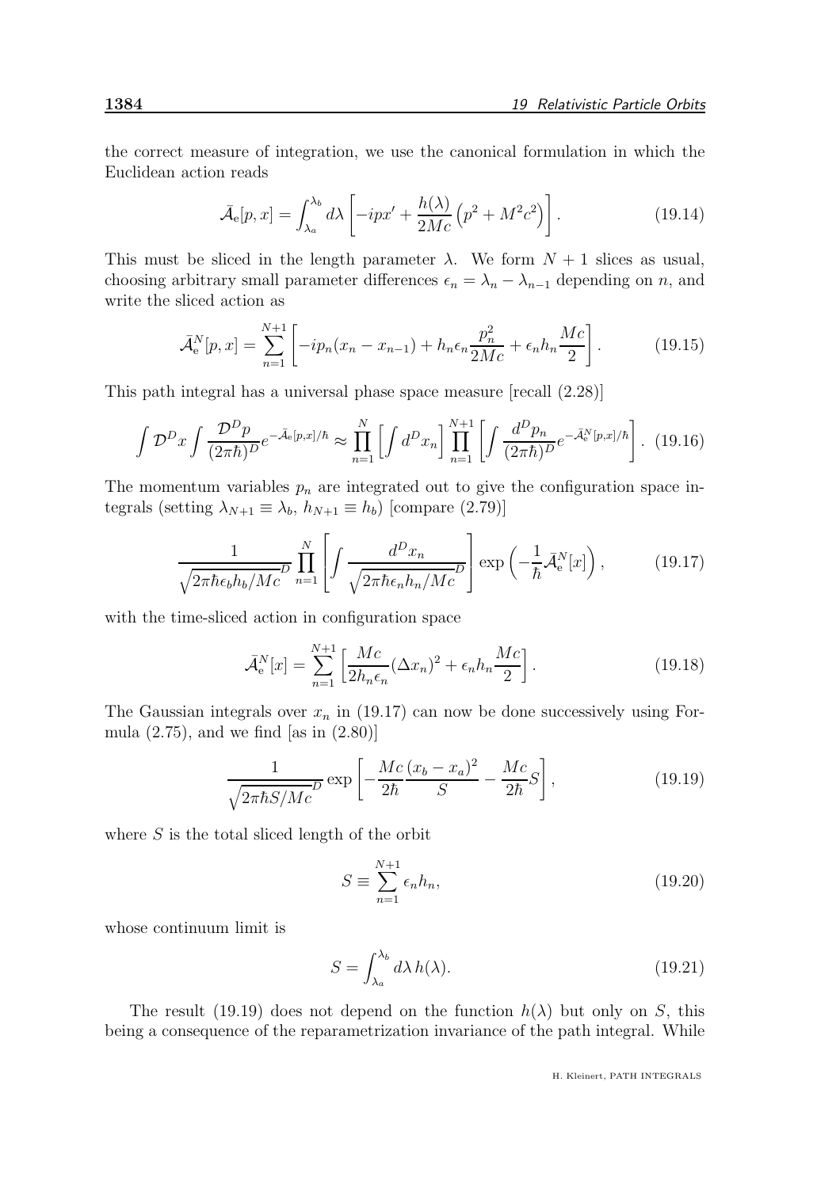the correct measure of integration, we use the canonical formulation in which the Euclidean action reads

$$\bar{\mathcal{A}}_{\rm e}[p,x] = \int_{\lambda_a}^{\lambda_b} d\lambda \left[ -ipx' + \frac{h(\lambda)}{2Mc}\left(p^2 + M^2c^2\right)\right]. \tag{19.14}$$

This must be sliced in the length parameter $\lambda$. We form $N+1$ slices as usual, choosing arbitrary small parameter differences $\epsilon_n = \lambda_n - \lambda_{n-1}$ depending on $n$, and write the sliced action as

$$\bar{\mathcal{A}}_{\rm e}^N[p,x] = \sum_{n=1}^{N+1}\left[ -ip_n(x_n - x_{n-1}) + h_n\epsilon_n \frac{p_n^2}{2Mc} + \epsilon_n h_n \frac{Mc}{2}\right]. \tag{19.15}$$

This path integral has a universal phase space measure [recall (2.28)]

$$\int \mathcal{D}^D x \int \frac{\mathcal{D}^D p}{(2\pi\hbar)^D} e^{-\bar{\mathcal{A}}_{\rm e}[p,x]/\hbar} \approx \prod_{n=1}^{N}\left[\int d^D x_n\right] \prod_{n=1}^{N+1}\left[\int \frac{d^D p_n}{(2\pi\hbar)^D} e^{-\bar{\mathcal{A}}_{\rm e}^N[p,x]/\hbar}\right]. \tag{19.16}$$

The momentum variables $p_n$ are integrated out to give the configuration space integrals (setting $\lambda_{N+1} \equiv \lambda_b$, $h_{N+1} \equiv h_b$) [compare (2.79)]

$$\frac{1}{\sqrt{2\pi\hbar\epsilon_b h_b/Mc}^D} \prod_{n=1}^{N}\left[\int \frac{d^D x_n}{\sqrt{2\pi\hbar\epsilon_n h_n/Mc}^D}\right] \exp\left(-\frac{1}{\hbar}\bar{\mathcal{A}}_{\rm e}^N[x]\right), \tag{19.17}$$

with the time-sliced action in configuration space

$$\bar{\mathcal{A}}_{\rm e}^N[x] = \sum_{n=1}^{N+1}\left[\frac{Mc}{2h_n\epsilon_n}(\Delta x_n)^2 + \epsilon_n h_n \frac{Mc}{2}\right]. \tag{19.18}$$

The Gaussian integrals over $x_n$ in (19.17) can now be done successively using Formula (2.75), and we find [as in (2.80)]

$$\frac{1}{\sqrt{2\pi\hbar S/Mc}^D} \exp\left[-\frac{Mc}{2\hbar}\frac{(x_b - x_a)^2}{S} - \frac{Mc}{2\hbar}S\right], \tag{19.19}$$

where $S$ is the total sliced length of the orbit

$$S \equiv \sum_{n=1}^{N+1} \epsilon_n h_n, \tag{19.20}$$

whose continuum limit is

$$S = \int_{\lambda_a}^{\lambda_b} d\lambda\, h(\lambda). \tag{19.21}$$

The result (19.19) does not depend on the function $h(\lambda)$ but only on $S$, this being a consequence of the reparametrization invariance of the path integral. While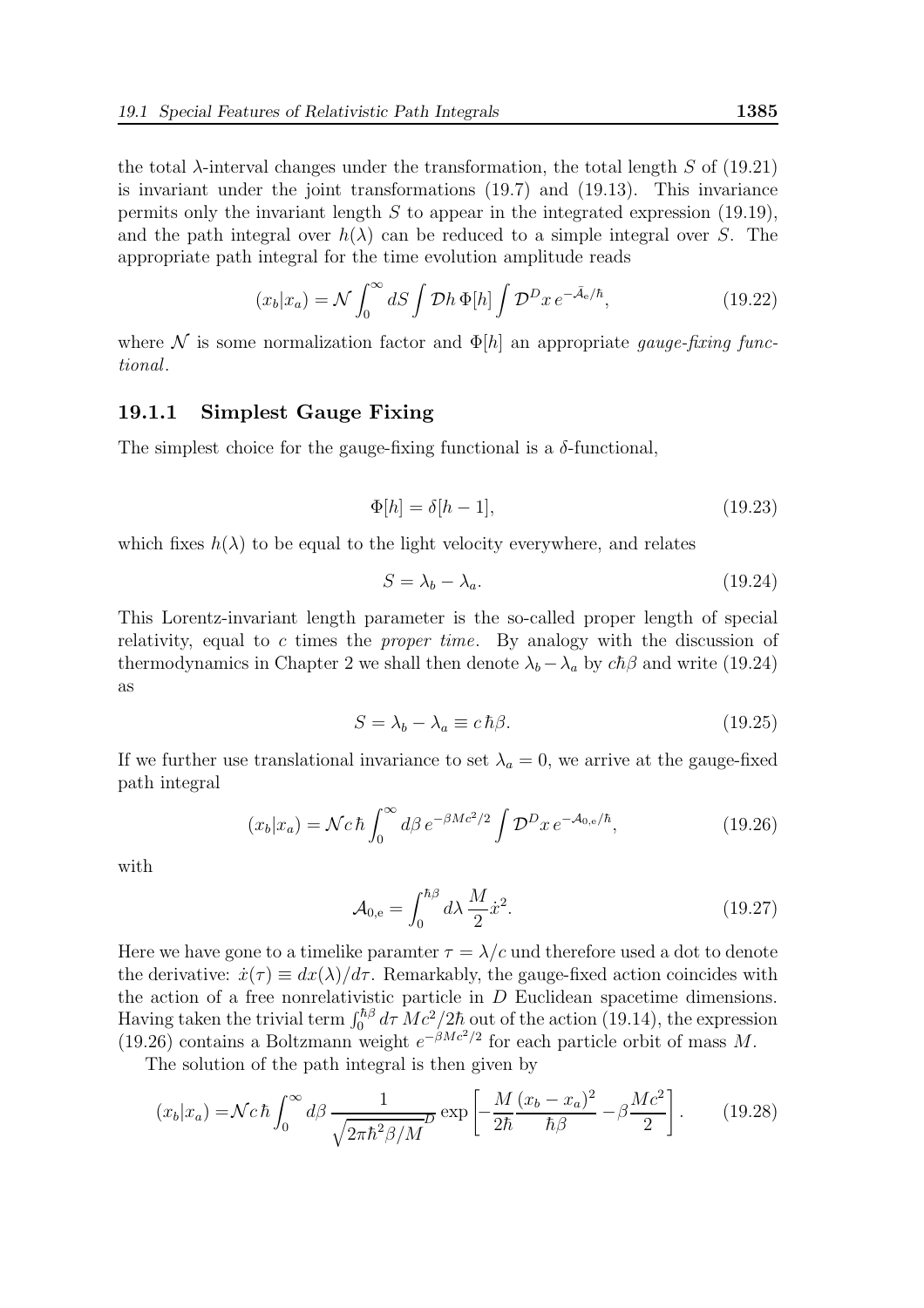the total $\lambda$-interval changes under the transformation, the total length $S$ of (19.21) is invariant under the joint transformations (19.7) and (19.13). This invariance permits only the invariant length $S$ to appear in the integrated expression (19.19), and the path integral over $h(\lambda)$ can be reduced to a simple integral over $S$. The appropriate path integral for the time evolution amplitude reads

$$(x_b|x_a) = \mathcal{N} \int_0^\infty dS \int \mathcal{D}h \, \Phi[h] \int \mathcal{D}^D x \, e^{-\bar{\mathcal{A}}_e/\hbar}, \tag{19.22}$$

where $\mathcal{N}$ is some normalization factor and $\Phi[h]$ an appropriate *gauge-fixing functional*.

### 19.1.1 Simplest Gauge Fixing

The simplest choice for the gauge-fixing functional is a $\delta$-functional,

$$\Phi[h] = \delta[h - 1], \tag{19.23}$$

which fixes $h(\lambda)$ to be equal to the light velocity everywhere, and relates

$$S = \lambda_b - \lambda_a. \tag{19.24}$$

This Lorentz-invariant length parameter is the so-called proper length of special relativity, equal to $c$ times the *proper time*. By analogy with the discussion of thermodynamics in Chapter 2 we shall then denote $\lambda_b - \lambda_a$ by $c\hbar\beta$ and write (19.24) as

$$S = \lambda_b - \lambda_a \equiv c\,\hbar\beta. \tag{19.25}$$

If we further use translational invariance to set $\lambda_a = 0$, we arrive at the gauge-fixed path integral

$$(x_b|x_a) = \mathcal{N} c\,\hbar \int_0^\infty d\beta \, e^{-\beta M c^2/2} \int \mathcal{D}^D x \, e^{-\mathcal{A}_{0,e}/\hbar}, \tag{19.26}$$

with

$$\mathcal{A}_{0,e} = \int_0^{\hbar\beta} d\lambda \, \frac{M}{2} \dot{x}^2. \tag{19.27}$$

Here we have gone to a timelike paramter $\tau = \lambda/c$ und therefore used a dot to denote the derivative: $\dot{x}(\tau) \equiv dx(\lambda)/d\tau$. Remarkably, the gauge-fixed action coincides with the action of a free nonrelativistic particle in $D$ Euclidean spacetime dimensions. Having taken the trivial term $\int_0^{\hbar\beta} d\tau \, Mc^2/2\hbar$ out of the action (19.14), the expression (19.26) contains a Boltzmann weight $e^{-\beta Mc^2/2}$ for each particle orbit of mass $M$.

The solution of the path integral is then given by

$$(x_b|x_a) = \mathcal{N} c\,\hbar \int_0^\infty d\beta \, \frac{1}{\sqrt{2\pi\hbar^2\beta/M}^D} \exp\left[ -\frac{M}{2\hbar} \frac{(x_b - x_a)^2}{\hbar\beta} - \beta \frac{Mc^2}{2} \right]. \tag{19.28}$$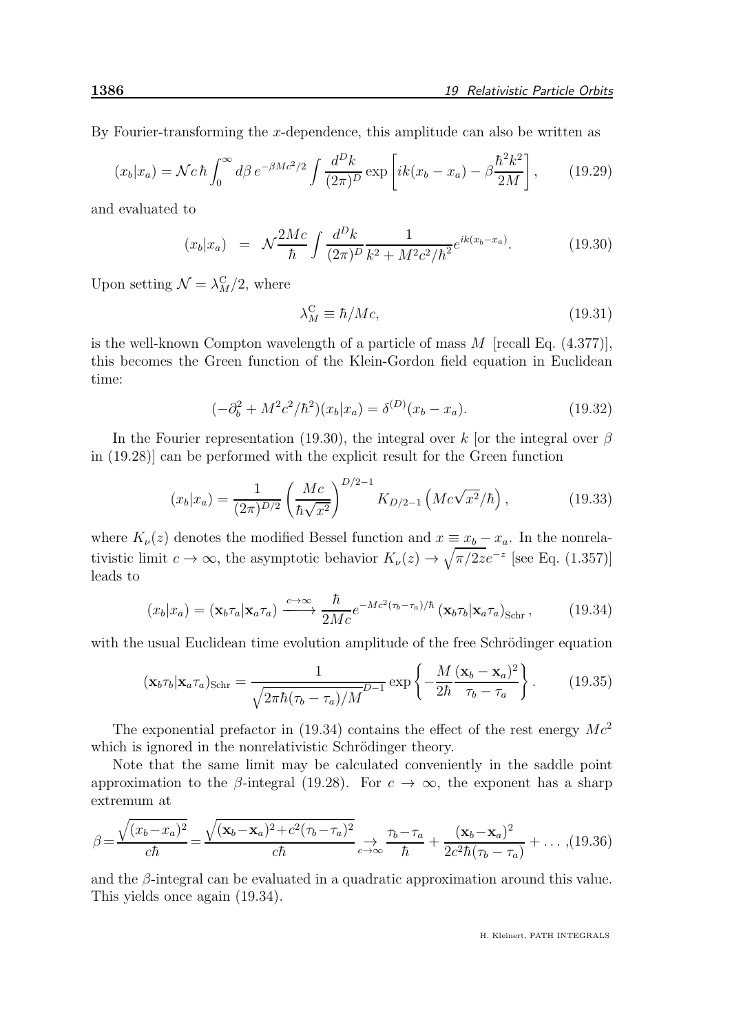By Fourier-transforming the $x$-dependence, this amplitude can also be written as

$$(x_b|x_a) = \mathcal{N} c\,\hbar \int_0^\infty d\beta\, e^{-\beta M c^2/2} \int \frac{d^D k}{(2\pi)^D} \exp\left[ik(x_b - x_a) - \beta \frac{\hbar^2 k^2}{2M}\right], \qquad (19.29)$$

and evaluated to

$$(x_b|x_a) \;\; = \;\; \mathcal{N} \frac{2Mc}{\hbar} \int \frac{d^D k}{(2\pi)^D} \frac{1}{k^2 + M^2c^2/\hbar^2} e^{ik(x_b - x_a)}. \qquad (19.30)$$

Upon setting $\mathcal{N} = \lambda_M^{\rm C}/2$, where

$$\lambda_M^{\rm C} \equiv \hbar/Mc, \qquad (19.31)$$

is the well-known Compton wavelength of a particle of mass $M$ [recall Eq. (4.377)], this becomes the Green function of the Klein-Gordon field equation in Euclidean time:

$$(-\partial_b^2 + M^2c^2/\hbar^2)(x_b|x_a) = \delta^{(D)}(x_b - x_a). \qquad (19.32)$$

In the Fourier representation (19.30), the integral over $k$ [or the integral over $\beta$ in (19.28)] can be performed with the explicit result for the Green function

$$(x_b|x_a) = \frac{1}{(2\pi)^{D/2}} \left(\frac{Mc}{\hbar\sqrt{x^2}}\right)^{D/2-1} K_{D/2-1}\left(Mc\sqrt{x^2}/\hbar\right), \qquad (19.33)$$

where $K_\nu(z)$ denotes the modified Bessel function and $x \equiv x_b - x_a$. In the nonrelativistic limit $c \to \infty$, the asymptotic behavior $K_\nu(z) \to \sqrt{\pi/2z}e^{-z}$ [see Eq. (1.357)] leads to

$$(x_b|x_a) = (\mathbf{x}_b\tau_a|\mathbf{x}_a\tau_a) \xrightarrow{c\to\infty} \frac{\hbar}{2Mc} e^{-Mc^2(\tau_b-\tau_a)/\hbar} \left(\mathbf{x}_b\tau_b|\mathbf{x}_a\tau_a\right)_{\rm Schr}, \qquad (19.34)$$

with the usual Euclidean time evolution amplitude of the free Schrödinger equation

$$(\mathbf{x}_b\tau_b|\mathbf{x}_a\tau_a)_{\rm Schr} = \frac{1}{\sqrt{2\pi\hbar(\tau_b - \tau_a)/M}^{D-1}} \exp\left\{-\frac{M}{2\hbar}\frac{(\mathbf{x}_b - \mathbf{x}_a)^2}{\tau_b - \tau_a}\right\}. \qquad (19.35)$$

The exponential prefactor in (19.34) contains the effect of the rest energy $Mc^2$ which is ignored in the nonrelativistic Schrödinger theory.

Note that the same limit may be calculated conveniently in the saddle point approximation to the $\beta$-integral (19.28). For $c \to \infty$, the exponent has a sharp extremum at

$$\beta = \frac{\sqrt{(x_b - x_a)^2}}{c\hbar} = \frac{\sqrt{(\mathbf{x}_b - \mathbf{x}_a)^2 + c^2(\tau_b - \tau_a)^2}}{c\hbar} \underset{c\to\infty}{\to} \frac{\tau_b - \tau_a}{\hbar} + \frac{(\mathbf{x}_b - \mathbf{x}_a)^2}{2c^2\hbar(\tau_b - \tau_a)} + \ldots, \qquad (19.36)$$

and the $\beta$-integral can be evaluated in a quadratic approximation around this value. This yields once again (19.34).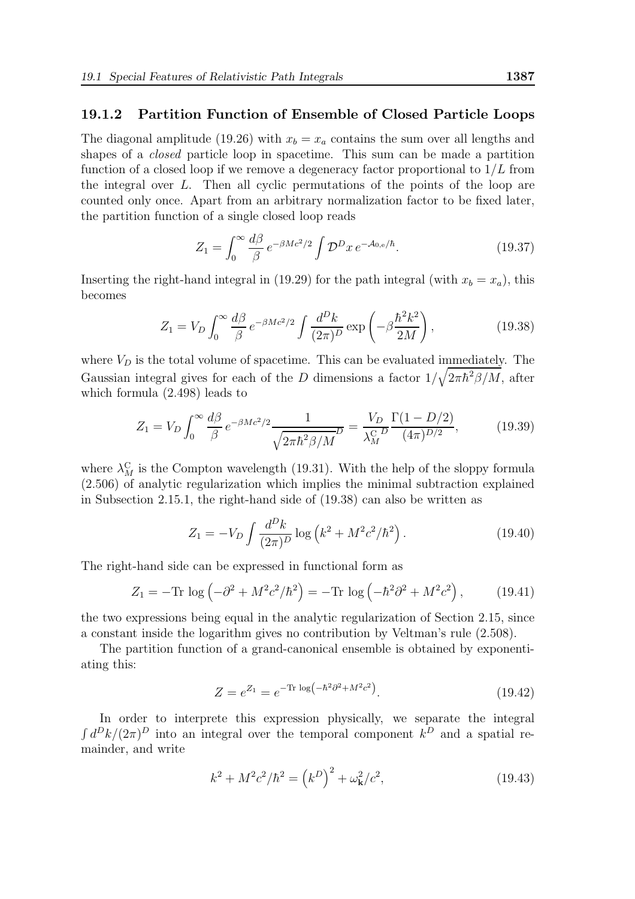### 19.1.2 Partition Function of Ensemble of Closed Particle Loops

The diagonal amplitude (19.26) with $x_b = x_a$ contains the sum over all lengths and shapes of a *closed* particle loop in spacetime. This sum can be made a partition function of a closed loop if we remove a degeneracy factor proportional to $1/L$ from the integral over $L$. Then all cyclic permutations of the points of the loop are counted only once. Apart from an arbitrary normalization factor to be fixed later, the partition function of a single closed loop reads

$$Z_1 = \int_0^\infty \frac{d\beta}{\beta}\, e^{-\beta Mc^2/2} \int \mathcal{D}^D x\, e^{-\mathcal{A}_{0,e}/\hbar}. \tag{19.37}$$

Inserting the right-hand integral in (19.29) for the path integral (with $x_b = x_a$), this becomes

$$Z_1 = V_D \int_0^\infty \frac{d\beta}{\beta}\, e^{-\beta Mc^2/2} \int \frac{d^D k}{(2\pi)^D} \exp\left(-\beta \frac{\hbar^2 k^2}{2M}\right), \tag{19.38}$$

where $V_D$ is the total volume of spacetime. This can be evaluated immediately. The Gaussian integral gives for each of the $D$ dimensions a factor $1/\sqrt{2\pi\hbar^2\beta/M}$, after which formula (2.498) leads to

$$Z_1 = V_D \int_0^\infty \frac{d\beta}{\beta}\, e^{-\beta Mc^2/2} \frac{1}{\sqrt{2\pi\hbar^2\beta/M}^D} = \frac{V_D}{\lambda_M^{\mathrm{C}\,D}} \frac{\Gamma(1-D/2)}{(4\pi)^{D/2}}, \tag{19.39}$$

where $\lambda_M^{\mathrm{C}}$ is the Compton wavelength (19.31). With the help of the sloppy formula (2.506) of analytic regularization which implies the minimal subtraction explained in Subsection 2.15.1, the right-hand side of (19.38) can also be written as

$$Z_1 = -V_D \int \frac{d^D k}{(2\pi)^D} \log\left(k^2 + M^2c^2/\hbar^2\right). \tag{19.40}$$

The right-hand side can be expressed in functional form as

$$Z_1 = -\mathrm{Tr}\,\log\left(-\partial^2 + M^2c^2/\hbar^2\right) = -\mathrm{Tr}\,\log\left(-\hbar^2\partial^2 + M^2c^2\right), \tag{19.41}$$

the two expressions being equal in the analytic regularization of Section 2.15, since a constant inside the logarithm gives no contribution by Veltman's rule (2.508).

The partition function of a grand-canonical ensemble is obtained by exponentiating this:

$$Z = e^{Z_1} = e^{-\mathrm{Tr}\,\log\left(-\hbar^2\partial^2 + M^2c^2\right)}. \tag{19.42}$$

In order to interprete this expression physically, we separate the integral $\int d^D k/(2\pi)^D$ into an integral over the temporal component $k^D$ and a spatial remainder, and write

$$k^2 + M^2c^2/\hbar^2 = \left(k^D\right)^2 + \omega_{\mathbf{k}}^2/c^2, \tag{19.43}$$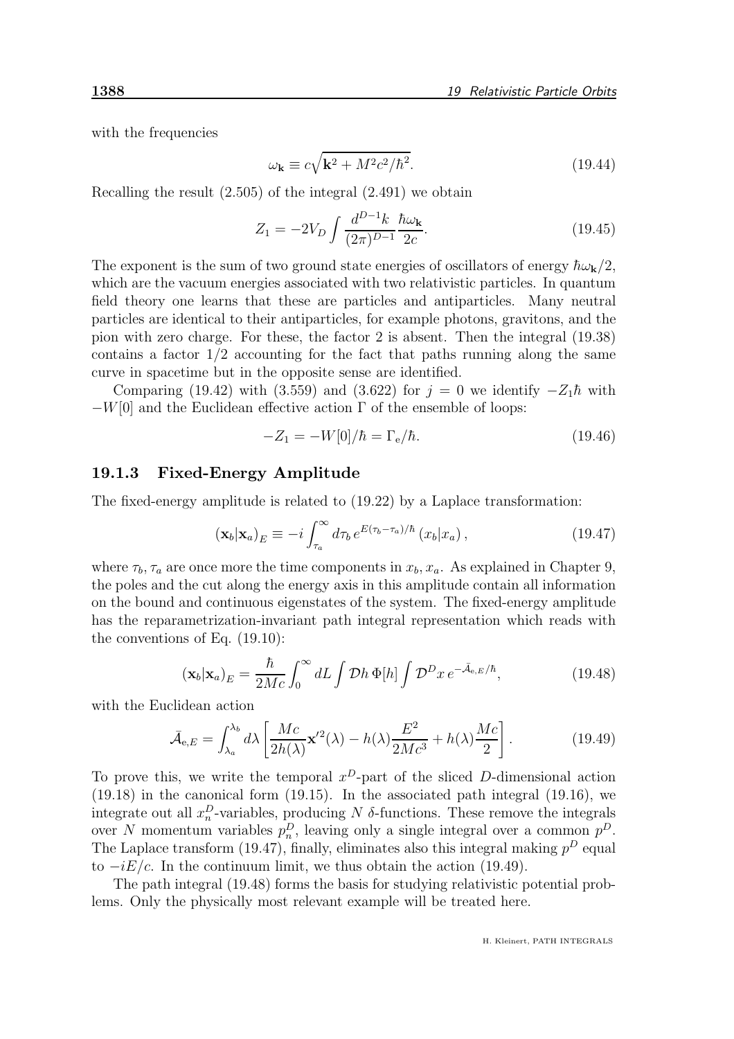with the frequencies

$$\omega_{\mathbf{k}} \equiv c\sqrt{\mathbf{k}^2 + M^2c^2/\hbar^2}. \tag{19.44}$$

Recalling the result (2.505) of the integral (2.491) we obtain

$$Z_1 = -2V_D \int \frac{d^{D-1}k}{(2\pi)^{D-1}} \frac{\hbar\omega_{\mathbf{k}}}{2c}. \tag{19.45}$$

The exponent is the sum of two ground state energies of oscillators of energy $\hbar\omega_{\mathbf{k}}/2$, which are the vacuum energies associated with two relativistic particles. In quantum field theory one learns that these are particles and antiparticles. Many neutral particles are identical to their antiparticles, for example photons, gravitons, and the pion with zero charge. For these, the factor 2 is absent. Then the integral (19.38) contains a factor 1/2 accounting for the fact that paths running along the same curve in spacetime but in the opposite sense are identified.

Comparing (19.42) with (3.559) and (3.622) for $j = 0$ we identify $-Z_1\hbar$ with $-W[0]$ and the Euclidean effective action $\Gamma$ of the ensemble of loops:

$$-Z_1 = -W[0]/\hbar = \Gamma_{\rm e}/\hbar. \tag{19.46}$$

### 19.1.3 Fixed-Energy Amplitude

The fixed-energy amplitude is related to (19.22) by a Laplace transformation:

$$(\mathbf{x}_b|\mathbf{x}_a)_E \equiv -i\int_{\tau_a}^{\infty} d\tau_b \, e^{E(\tau_b-\tau_a)/\hbar}\,(x_b|x_a)\,, \tag{19.47}$$

where $\tau_b, \tau_a$ are once more the time components in $x_b, x_a$. As explained in Chapter 9, the poles and the cut along the energy axis in this amplitude contain all information on the bound and continuous eigenstates of the system. The fixed-energy amplitude has the reparametrization-invariant path integral representation which reads with the conventions of Eq. (19.10):

$$(\mathbf{x}_b|\mathbf{x}_a)_E = \frac{\hbar}{2Mc}\int_0^\infty dL \int \mathcal{D}h\,\Phi[h]\int \mathcal{D}^D x\, e^{-\bar{\mathcal{A}}_{{\rm e},E}/\hbar}, \tag{19.48}$$

with the Euclidean action

$$\bar{\mathcal{A}}_{{\rm e},E} = \int_{\lambda_a}^{\lambda_b} d\lambda \left[\frac{Mc}{2h(\lambda)}\mathbf{x}'^2(\lambda) - h(\lambda)\frac{E^2}{2Mc^3} + h(\lambda)\frac{Mc}{2}\right]. \tag{19.49}$$

To prove this, we write the temporal $x^D$-part of the sliced $D$-dimensional action (19.18) in the canonical form (19.15). In the associated path integral (19.16), we integrate out all $x_n^D$-variables, producing $N$ $\delta$-functions. These remove the integrals over $N$ momentum variables $p_n^D$, leaving only a single integral over a common $p^D$. The Laplace transform (19.47), finally, eliminates also this integral making $p^D$ equal to $-iE/c$. In the continuum limit, we thus obtain the action (19.49).

The path integral (19.48) forms the basis for studying relativistic potential problems. Only the physically most relevant example will be treated here.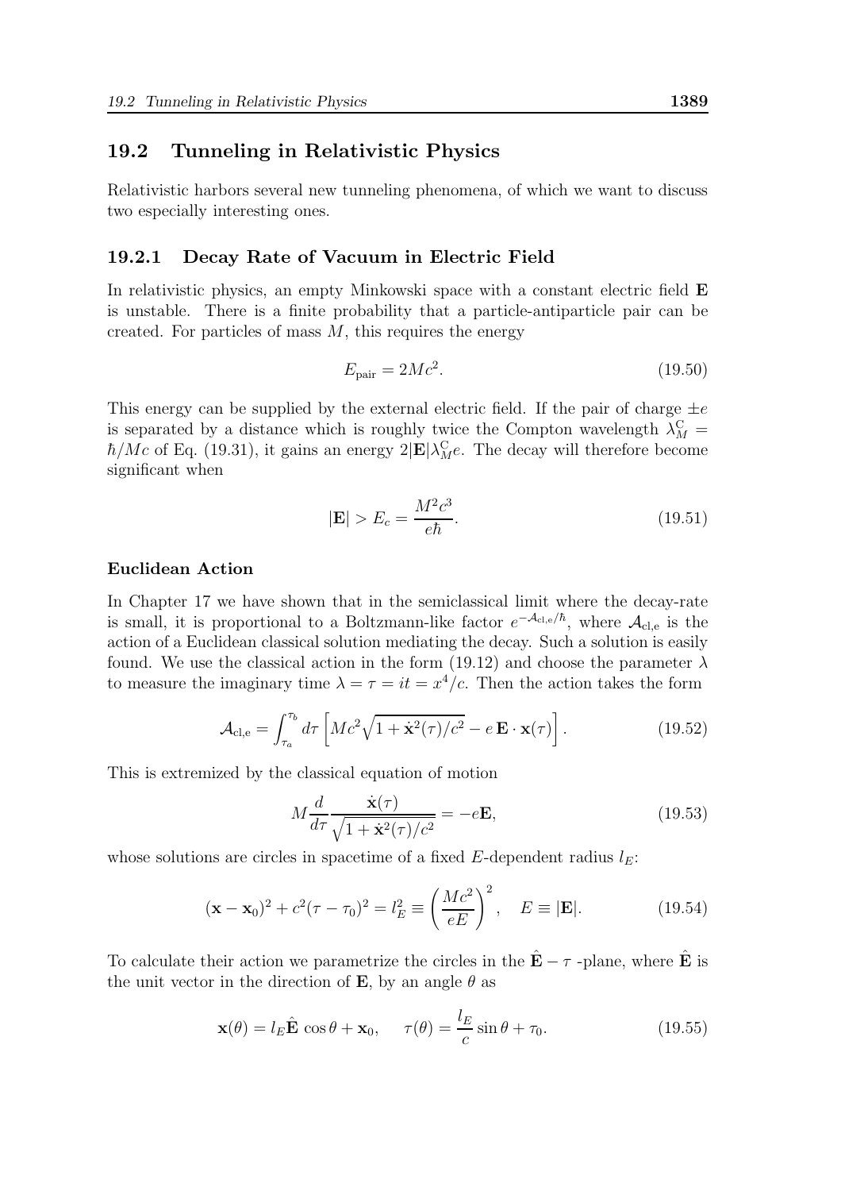## 19.2 Tunneling in Relativistic Physics

Relativistic harbors several new tunneling phenomena, of which we want to discuss two especially interesting ones.

### 19.2.1 Decay Rate of Vacuum in Electric Field

In relativistic physics, an empty Minkowski space with a constant electric field $\mathbf{E}$ is unstable. There is a finite probability that a particle-antiparticle pair can be created. For particles of mass $M$, this requires the energy

$$E_{\rm pair} = 2Mc^2. \tag{19.50}$$

This energy can be supplied by the external electric field. If the pair of charge $\pm e$ is separated by a distance which is roughly twice the Compton wavelength $\lambda_M^{\rm C} = \hbar/Mc$ of Eq. (19.31), it gains an energy $2|\mathbf{E}|\lambda_M^{\rm C} e$. The decay will therefore become significant when

$$|\mathbf{E}| > E_c = \frac{M^2c^3}{e\hbar}. \tag{19.51}$$

#### Euclidean Action

In Chapter 17 we have shown that in the semiclassical limit where the decay-rate is small, it is proportional to a Boltzmann-like factor $e^{-\mathcal{A}_{\rm cl,e}/\hbar}$, where $\mathcal{A}_{\rm cl,e}$ is the action of a Euclidean classical solution mediating the decay. Such a solution is easily found. We use the classical action in the form (19.12) and choose the parameter $\lambda$ to measure the imaginary time $\lambda = \tau = it = x^4/c$. Then the action takes the form

$$\mathcal{A}_{\rm cl,e} = \int_{\tau_a}^{\tau_b} d\tau \left[ Mc^2\sqrt{1+\dot{\mathbf{x}}^2(\tau)/c^2} - e\,\mathbf{E}\cdot\mathbf{x}(\tau) \right]. \tag{19.52}$$

This is extremized by the classical equation of motion

$$M\frac{d}{d\tau}\frac{\dot{\mathbf{x}}(\tau)}{\sqrt{1+\dot{\mathbf{x}}^2(\tau)/c^2}} = -e\mathbf{E}, \tag{19.53}$$

whose solutions are circles in spacetime of a fixed $E$-dependent radius $l_E$:

$$(\mathbf{x}-\mathbf{x}_0)^2 + c^2(\tau-\tau_0)^2 = l_E^2 \equiv \left(\frac{Mc^2}{eE}\right)^2, \quad E \equiv |\mathbf{E}|. \tag{19.54}$$

To calculate their action we parametrize the circles in the $\hat{\mathbf{E}} - \tau$ -plane, where $\hat{\mathbf{E}}$ is the unit vector in the direction of $\mathbf{E}$, by an angle $\theta$ as

$$\mathbf{x}(\theta) = l_E\hat{\mathbf{E}}\,\cos\theta + \mathbf{x}_0, \qquad \tau(\theta) = \frac{l_E}{c}\sin\theta + \tau_0. \tag{19.55}$$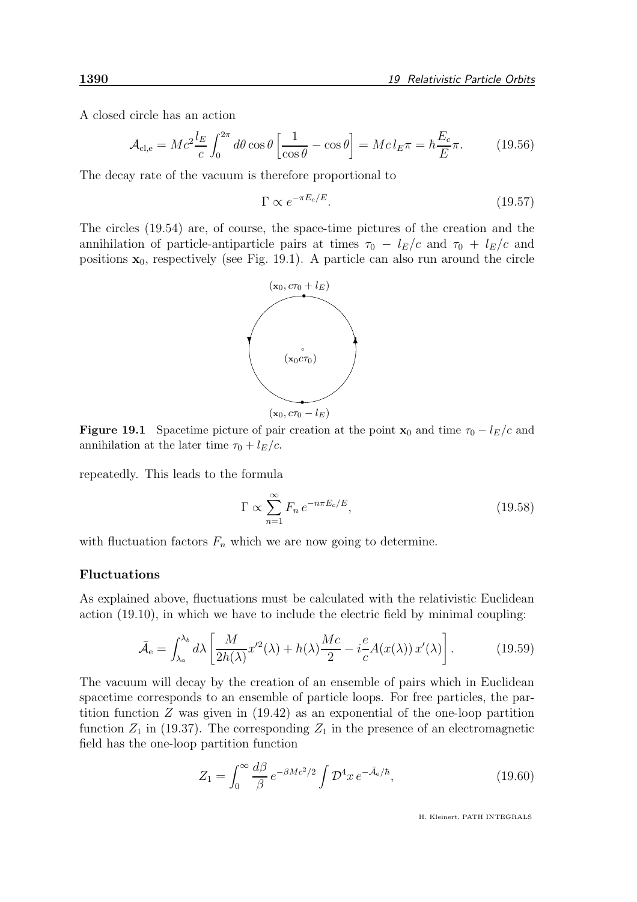A closed circle has an action

$$\mathcal{A}_{\rm cl,e} = Mc^2 \frac{l_E}{c} \int_0^{2\pi} d\theta \cos\theta \left[ \frac{1}{\cos\theta} - \cos\theta \right] = Mc\, l_E \pi = \hbar \frac{E_c}{E} \pi. \tag{19.56}$$

The decay rate of the vacuum is therefore proportional to

$$\Gamma \propto e^{-\pi E_c/E}. \tag{19.57}$$

The circles (19.54) are, of course, the space-time pictures of the creation and the annihilation of particle-antiparticle pairs at times $\tau_0 - l_E/c$ and $\tau_0 + l_E/c$ and positions $\mathbf{x}_0$, respectively (see Fig. 19.1). A particle can also run around the circle

**Figure 19.1** Spacetime picture of pair creation at the point $\mathbf{x}_0$ and time $\tau_0 - l_E/c$ and annihilation at the later time $\tau_0 + l_E/c$.

repeatedly. This leads to the formula

$$\Gamma \propto \sum_{n=1}^{\infty} F_n \, e^{-n\pi E_c/E}, \tag{19.58}$$

with fluctuation factors $F_n$ which we are now going to determine.

### Fluctuations

As explained above, fluctuations must be calculated with the relativistic Euclidean action (19.10), in which we have to include the electric field by minimal coupling:

$$\bar{\mathcal{A}}_{\rm e} = \int_{\lambda_a}^{\lambda_b} d\lambda \left[ \frac{M}{2h(\lambda)} x'^2(\lambda) + h(\lambda) \frac{Mc}{2} - i \frac{e}{c} A(x(\lambda))\, x'(\lambda) \right]. \tag{19.59}$$

The vacuum will decay by the creation of an ensemble of pairs which in Euclidean spacetime corresponds to an ensemble of particle loops. For free particles, the partition function $Z$ was given in (19.42) as an exponential of the one-loop partition function $Z_1$ in (19.37). The corresponding $Z_1$ in the presence of an electromagnetic field has the one-loop partition function

$$Z_1 = \int_0^\infty \frac{d\beta}{\beta} \, e^{-\beta Mc^2/2} \int \mathcal{D}^4 x \, e^{-\bar{\mathcal{A}}_{\rm e}/\hbar}, \tag{19.60}$$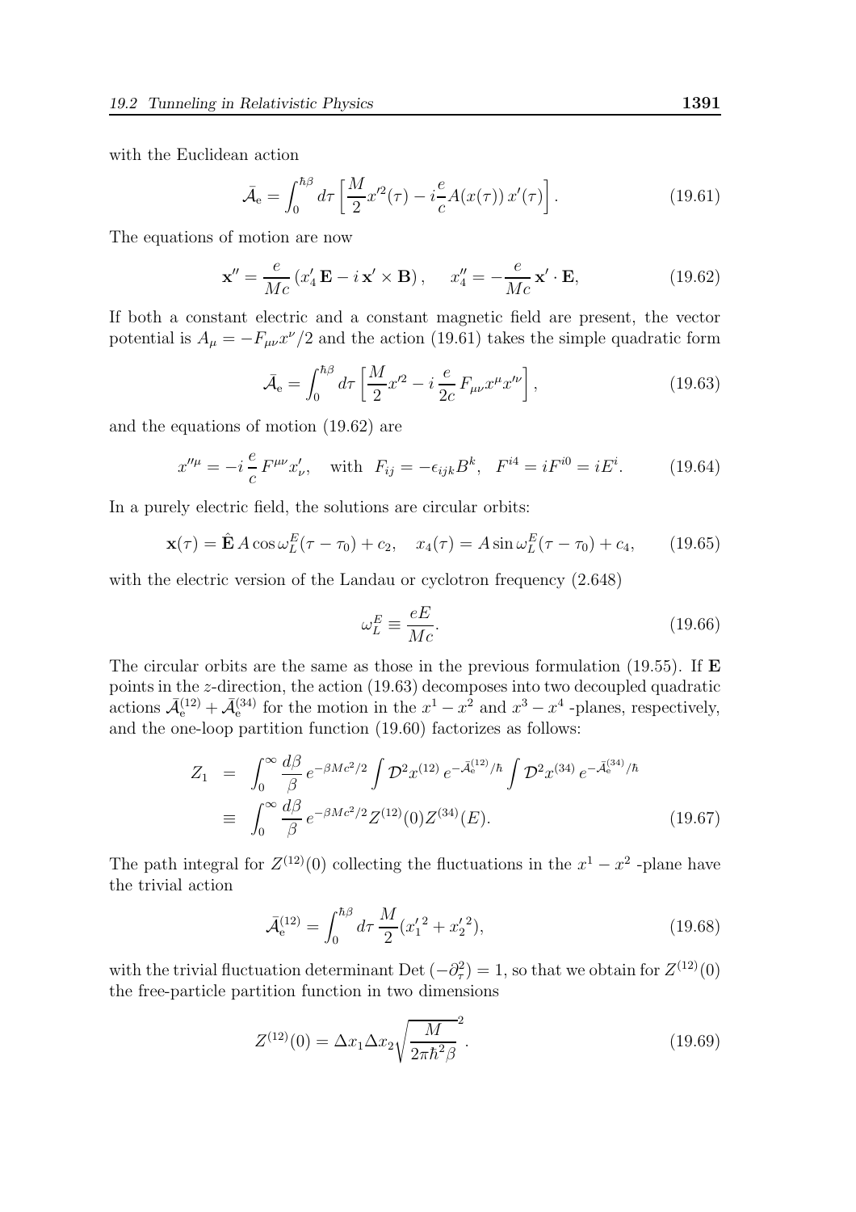with the Euclidean action

$$\bar{\mathcal{A}}_{\rm e} = \int_0^{\hbar\beta} d\tau \left[ \frac{M}{2} x'^2(\tau) - i\frac{e}{c} A(x(\tau))\, x'(\tau) \right]. \tag{19.61}$$

The equations of motion are now

$$\mathbf{x}'' = \frac{e}{Mc}\left(x_4'\,\mathbf{E} - i\,\mathbf{x}' \times \mathbf{B}\right), \quad x_4'' = -\frac{e}{Mc}\,\mathbf{x}' \cdot \mathbf{E}, \tag{19.62}$$

If both a constant electric and a constant magnetic field are present, the vector potential is $A_\mu = -F_{\mu\nu}x^\nu/2$ and the action (19.61) takes the simple quadratic form

$$\bar{\mathcal{A}}_{\rm e} = \int_0^{\hbar\beta} d\tau \left[ \frac{M}{2} x'^2 - i\,\frac{e}{2c}\, F_{\mu\nu} x^\mu x'^\nu \right], \tag{19.63}$$

and the equations of motion (19.62) are

$$x''^\mu = -i\,\frac{e}{c}\, F^{\mu\nu} x'_\nu, \quad \text{with} \quad F_{ij} = -\epsilon_{ijk}B^k, \quad F^{i4} = iF^{i0} = iE^i. \tag{19.64}$$

In a purely electric field, the solutions are circular orbits:

$$\mathbf{x}(\tau) = \hat{\mathbf{E}}\, A\cos\omega_L^E(\tau - \tau_0) + c_2, \quad x_4(\tau) = A\sin\omega_L^E(\tau - \tau_0) + c_4, \tag{19.65}$$

with the electric version of the Landau or cyclotron frequency (2.648)

$$\omega_L^E \equiv \frac{eE}{Mc}. \tag{19.66}$$

The circular orbits are the same as those in the previous formulation (19.55). If $\mathbf{E}$ points in the $z$-direction, the action (19.63) decomposes into two decoupled quadratic actions $\bar{\mathcal{A}}_{\rm e}^{(12)} + \bar{\mathcal{A}}_{\rm e}^{(34)}$ for the motion in the $x^1 - x^2$ and $x^3 - x^4$ -planes, respectively, and the one-loop partition function (19.60) factorizes as follows:

$$\begin{aligned} Z_1 &= \int_0^\infty \frac{d\beta}{\beta}\, e^{-\beta Mc^2/2} \int \mathcal{D}^2 x^{(12)}\, e^{-\bar{\mathcal{A}}_{\rm e}^{(12)}/\hbar} \int \mathcal{D}^2 x^{(34)}\, e^{-\bar{\mathcal{A}}_{\rm e}^{(34)}/\hbar} \\ &\equiv \int_0^\infty \frac{d\beta}{\beta}\, e^{-\beta Mc^2/2} Z^{(12)}(0) Z^{(34)}(E). \end{aligned} \tag{19.67}$$

The path integral for $Z^{(12)}(0)$ collecting the fluctuations in the $x^1 - x^2$ -plane have the trivial action

$$\bar{\mathcal{A}}_{\rm e}^{(12)} = \int_0^{\hbar\beta} d\tau\, \frac{M}{2}({x_1'}^2 + {x_2'}^2), \tag{19.68}$$

with the trivial fluctuation determinant $\mathrm{Det}\,(-\partial_\tau^2) = 1$, so that we obtain for $Z^{(12)}(0)$ the free-particle partition function in two dimensions

$$Z^{(12)}(0) = \Delta x_1 \Delta x_2 \sqrt{\frac{M}{2\pi\hbar^2\beta}}^{\,2}. \tag{19.69}$$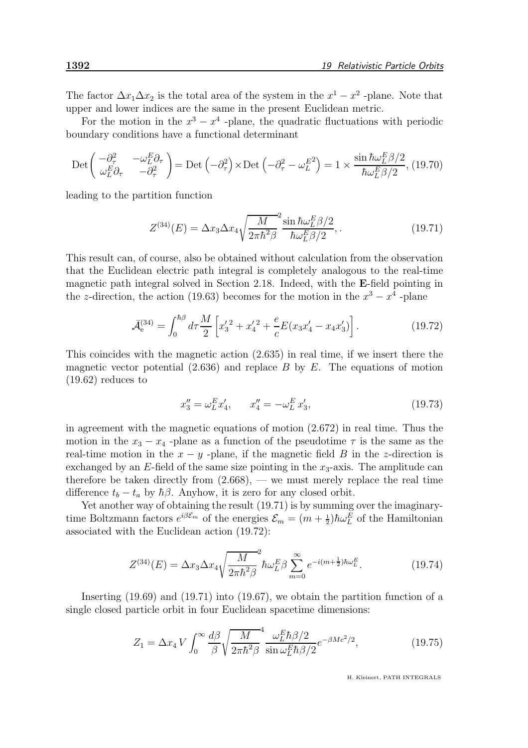The factor $\Delta x_1 \Delta x_2$ is the total area of the system in the $x^1 - x^2$ -plane. Note that upper and lower indices are the same in the present Euclidean metric.

For the motion in the $x^3 - x^4$ -plane, the quadratic fluctuations with periodic boundary conditions have a functional determinant

$$\mathrm{Det}\begin{pmatrix} -\partial_\tau^2 & -\omega_L^E \partial_\tau \\ \omega_L^E \partial_\tau & -\partial_\tau^2 \end{pmatrix} = \mathrm{Det}\left(-\partial_\tau^2\right) \times \mathrm{Det}\left(-\partial_\tau^2 - \omega_L^{E^2}\right) = 1 \times \frac{\sin \hbar\omega_L^E \beta/2}{\hbar\omega_L^E \beta/2}, \tag{19.70}$$

leading to the partition function

$$Z^{(34)}(E) = \Delta x_3 \Delta x_4 \sqrt{\frac{M}{2\pi\hbar^2\beta}}^2 \frac{\sin \hbar\omega_L^E \beta/2}{\hbar\omega_L^E \beta/2}, . \tag{19.71}$$

This result can, of course, also be obtained without calculation from the observation that the Euclidean electric path integral is completely analogous to the real-time magnetic path integral solved in Section 2.18. Indeed, with the **E**-field pointing in the $z$-direction, the action (19.63) becomes for the motion in the $x^3 - x^4$ -plane

$$\bar{\mathcal{A}}_{\mathrm{e}}^{(34)} = \int_0^{\hbar\beta} d\tau \frac{M}{2}\left[x_3'^2 + x_4'^2 + \frac{e}{c}E(x_3 x_4' - x_4 x_3')\right]. \tag{19.72}$$

This coincides with the magnetic action (2.635) in real time, if we insert there the magnetic vector potential (2.636) and replace $B$ by $E$. The equations of motion (19.62) reduces to

$$x_3'' = \omega_L^E x_4', \qquad x_4'' = -\omega_L^E\, x_3', \tag{19.73}$$

in agreement with the magnetic equations of motion (2.672) in real time. Thus the motion in the $x_3 - x_4$ -plane as a function of the pseudotime $\tau$ is the same as the real-time motion in the $x - y$ -plane, if the magnetic field $B$ in the $z$-direction is exchanged by an $E$-field of the same size pointing in the $x_3$-axis. The amplitude can therefore be taken directly from (2.668), — we must merely replace the real time difference $t_b - t_a$ by $\hbar\beta$. Anyhow, it is zero for any closed orbit.

Yet another way of obtaining the result (19.71) is by summing over the imaginary-time Boltzmann factors $e^{i\beta\mathcal{E}_m}$ of the energies $\mathcal{E}_m = (m + \frac{1}{2})\hbar\omega_L^E$ of the Hamiltonian associated with the Euclidean action (19.72):

$$Z^{(34)}(E) = \Delta x_3 \Delta x_4 \sqrt{\frac{M}{2\pi\hbar^2\beta}}^2 \hbar\omega_L^E \beta \sum_{m=0}^{\infty} e^{-i(m+\frac{1}{2})\hbar\omega_L^E}. \tag{19.74}$$

Inserting (19.69) and (19.71) into (19.67), we obtain the partition function of a single closed particle orbit in four Euclidean spacetime dimensions:

$$Z_1 = \Delta x_4\, V \int_0^\infty \frac{d\beta}{\beta} \sqrt{\frac{M}{2\pi\hbar^2\beta}}^4 \frac{\omega_L^E \hbar\beta/2}{\sin \omega_L^E \hbar\beta/2} e^{-\beta M c^2/2}, \tag{19.75}$$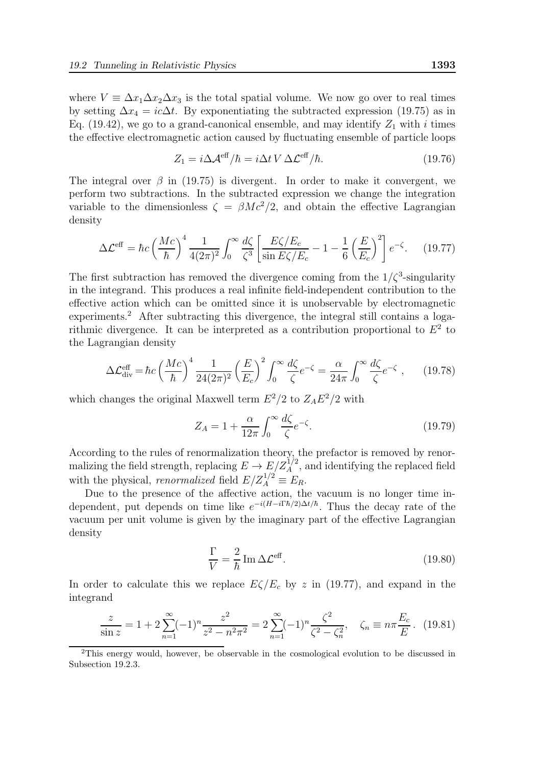where $V \equiv \Delta x_1 \Delta x_2 \Delta x_3$ is the total spatial volume. We now go over to real times by setting $\Delta x_4 = ic\Delta t$. By exponentiating the subtracted expression (19.75) as in Eq. (19.42), we go to a grand-canonical ensemble, and may identify $Z_1$ with $i$ times the effective electromagnetic action caused by fluctuating ensemble of particle loops

$$Z_1 = i\Delta \mathcal{A}^{\rm eff}/\hbar = i\Delta t\, V\, \Delta \mathcal{L}^{\rm eff}/\hbar. \tag{19.76}$$

The integral over $\beta$ in (19.75) is divergent. In order to make it convergent, we perform two subtractions. In the subtracted expression we change the integration variable to the dimensionless $\zeta = \beta Mc^2/2$, and obtain the effective Lagrangian density

$$\Delta \mathcal{L}^{\rm eff} = \hbar c \left(\frac{Mc}{\hbar}\right)^4 \frac{1}{4(2\pi)^2} \int_0^\infty \frac{d\zeta}{\zeta^3} \left[\frac{E\zeta/E_c}{\sin E\zeta/E_c} - 1 - \frac{1}{6}\left(\frac{E}{E_c}\right)^2\right] e^{-\zeta}. \tag{19.77}$$

The first subtraction has removed the divergence coming from the $1/\zeta^3$-singularity in the integrand. This produces a real infinite field-independent contribution to the effective action which can be omitted since it is unobservable by electromagnetic experiments.[2] After subtracting this divergence, the integral still contains a logarithmic divergence. It can be interpreted as a contribution proportional to $E^2$ to the Lagrangian density

$$\Delta \mathcal{L}^{\rm eff}_{\rm div} = \hbar c \left(\frac{Mc}{\hbar}\right)^4 \frac{1}{24(2\pi)^2} \left(\frac{E}{E_c}\right)^2 \int_0^\infty \frac{d\zeta}{\zeta} e^{-\zeta} = \frac{\alpha}{24\pi} \int_0^\infty \frac{d\zeta}{\zeta} e^{-\zeta}\ , \tag{19.78}$$

which changes the original Maxwell term $E^2/2$ to $Z_A E^2/2$ with

$$Z_A = 1 + \frac{\alpha}{12\pi} \int_0^\infty \frac{d\zeta}{\zeta} e^{-\zeta}. \tag{19.79}$$

According to the rules of renormalization theory, the prefactor is removed by renormalizing the field strength, replacing $E \to E/Z_A^{1/2}$, and identifying the replaced field with the physical, *renormalized* field $E/Z_A^{1/2} \equiv E_R$.

Due to the presence of the affective action, the vacuum is no longer time independent, put depends on time like $e^{-i(H - i\Gamma\hbar/2)\Delta t/\hbar}$. Thus the decay rate of the vacuum per unit volume is given by the imaginary part of the effective Lagrangian density

$$\frac{\Gamma}{V} = \frac{2}{\hbar}\, {\rm Im}\, \Delta \mathcal{L}^{\rm eff}. \tag{19.80}$$

In order to calculate this we replace $E\zeta/E_c$ by $z$ in (19.77), and expand in the integrand

$$\frac{z}{\sin z} = 1 + 2\sum_{n=1}^{\infty} (-1)^n \frac{z^2}{z^2 - n^2\pi^2} = 2\sum_{n=1}^{\infty} (-1)^n \frac{\zeta^2}{\zeta^2 - \zeta_n^2}, \quad \zeta_n \equiv n\pi \frac{E_c}{E}. \tag{19.81}$$

[2] This energy would, however, be observable in the cosmological evolution to be discussed in Subsection 19.2.3.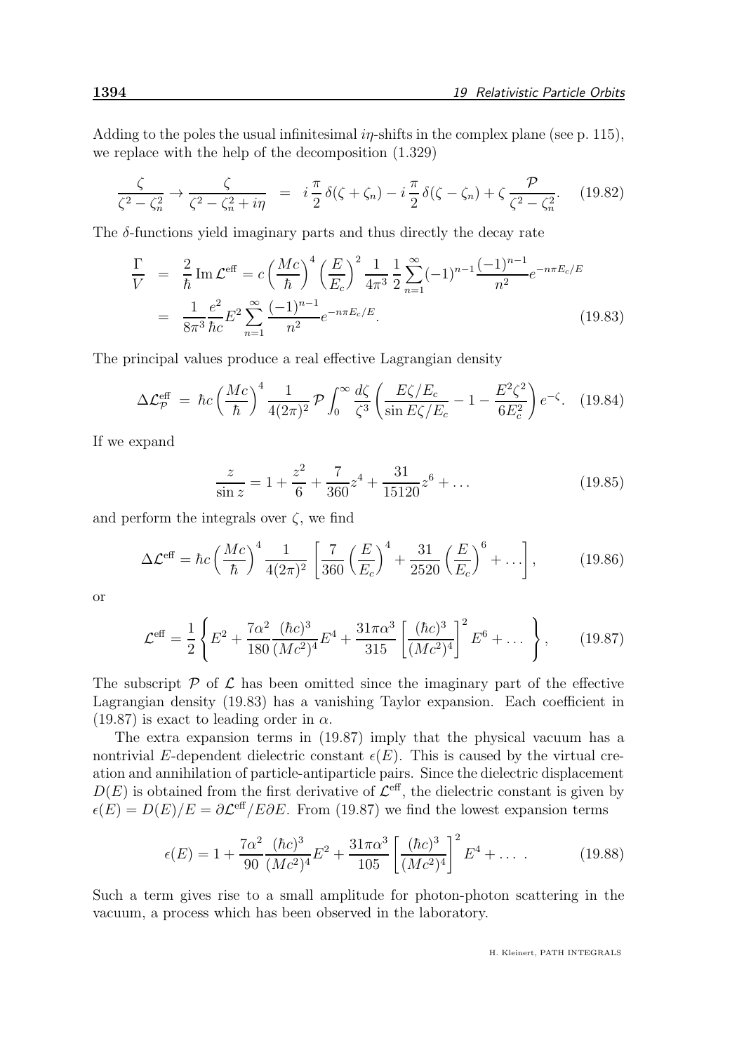Adding to the poles the usual infinitesimal $i\eta$-shifts in the complex plane (see p. 115), we replace with the help of the decomposition (1.329)

$$\frac{\zeta}{\zeta^2-\zeta_n^2} \to \frac{\zeta}{\zeta^2-\zeta_n^2+i\eta} \;=\; i\,\frac{\pi}{2}\,\delta(\zeta+\zeta_n) - i\,\frac{\pi}{2}\,\delta(\zeta-\zeta_n) + \zeta\,\frac{\mathcal{P}}{\zeta^2-\zeta_n^2}. \qquad (19.82)$$

The $\delta$-functions yield imaginary parts and thus directly the decay rate

$$\begin{aligned}
\frac{\Gamma}{V} &= \frac{2}{\hbar}\,\mathrm{Im}\,\mathcal{L}^{\rm eff} = c\left(\frac{Mc}{\hbar}\right)^4\left(\frac{E}{E_c}\right)^2\frac{1}{4\pi^3}\,\frac{1}{2}\sum_{n=1}^{\infty}(-1)^{n-1}\frac{(-1)^{n-1}}{n^2}e^{-n\pi E_c/E}\\
&= \frac{1}{8\pi^3}\frac{e^2}{\hbar c}E^2\sum_{n=1}^{\infty}\frac{(-1)^{n-1}}{n^2}e^{-n\pi E_c/E}. \qquad (19.83)
\end{aligned}$$

The principal values produce a real effective Lagrangian density

$$\Delta\mathcal{L}^{\rm eff}_{\mathcal{P}} \;=\; \hbar c\left(\frac{Mc}{\hbar}\right)^4\frac{1}{4(2\pi)^2}\,\mathcal{P}\int_0^{\infty}\frac{d\zeta}{\zeta^3}\left(\frac{E\zeta/E_c}{\sin E\zeta/E_c}-1-\frac{E^2\zeta^2}{6E_c^2}\right)e^{-\zeta}. \qquad (19.84)$$

If we expand

$$\frac{z}{\sin z} = 1+\frac{z^2}{6}+\frac{7}{360}z^4+\frac{31}{15120}z^6+\ldots \qquad (19.85)$$

and perform the integrals over $\zeta$, we find

$$\Delta\mathcal{L}^{\rm eff} = \hbar c\left(\frac{Mc}{\hbar}\right)^4\frac{1}{4(2\pi)^2}\left[\frac{7}{360}\left(\frac{E}{E_c}\right)^4+\frac{31}{2520}\left(\frac{E}{E_c}\right)^6+\ldots\right], \qquad (19.86)$$

or

$$\mathcal{L}^{\rm eff} = \frac{1}{2}\left\{E^2+\frac{7\alpha^2}{180}\frac{(\hbar c)^3}{(Mc^2)^4}E^4+\frac{31\pi\alpha^3}{315}\left[\frac{(\hbar c)^3}{(Mc^2)^4}\right]^2E^6+\ldots\;\right\}, \qquad (19.87)$$

The subscript $\mathcal{P}$ of $\mathcal{L}$ has been omitted since the imaginary part of the effective Lagrangian density (19.83) has a vanishing Taylor expansion. Each coefficient in (19.87) is exact to leading order in $\alpha$.

The extra expansion terms in (19.87) imply that the physical vacuum has a nontrivial $E$-dependent dielectric constant $\epsilon(E)$. This is caused by the virtual creation and annihilation of particle-antiparticle pairs. Since the dielectric displacement $D(E)$ is obtained from the first derivative of $\mathcal{L}^{\rm eff}$, the dielectric constant is given by $\epsilon(E) = D(E)/E = \partial\mathcal{L}^{\rm eff}/E\partial E$. From (19.87) we find the lowest expansion terms

$$\epsilon(E) = 1+\frac{7\alpha^2}{90}\frac{(\hbar c)^3}{(Mc^2)^4}E^2+\frac{31\pi\alpha^3}{105}\left[\frac{(\hbar c)^3}{(Mc^2)^4}\right]^2E^4+\ldots\;. \qquad (19.88)$$

Such a term gives rise to a small amplitude for photon-photon scattering in the vacuum, a process which has been observed in the laboratory.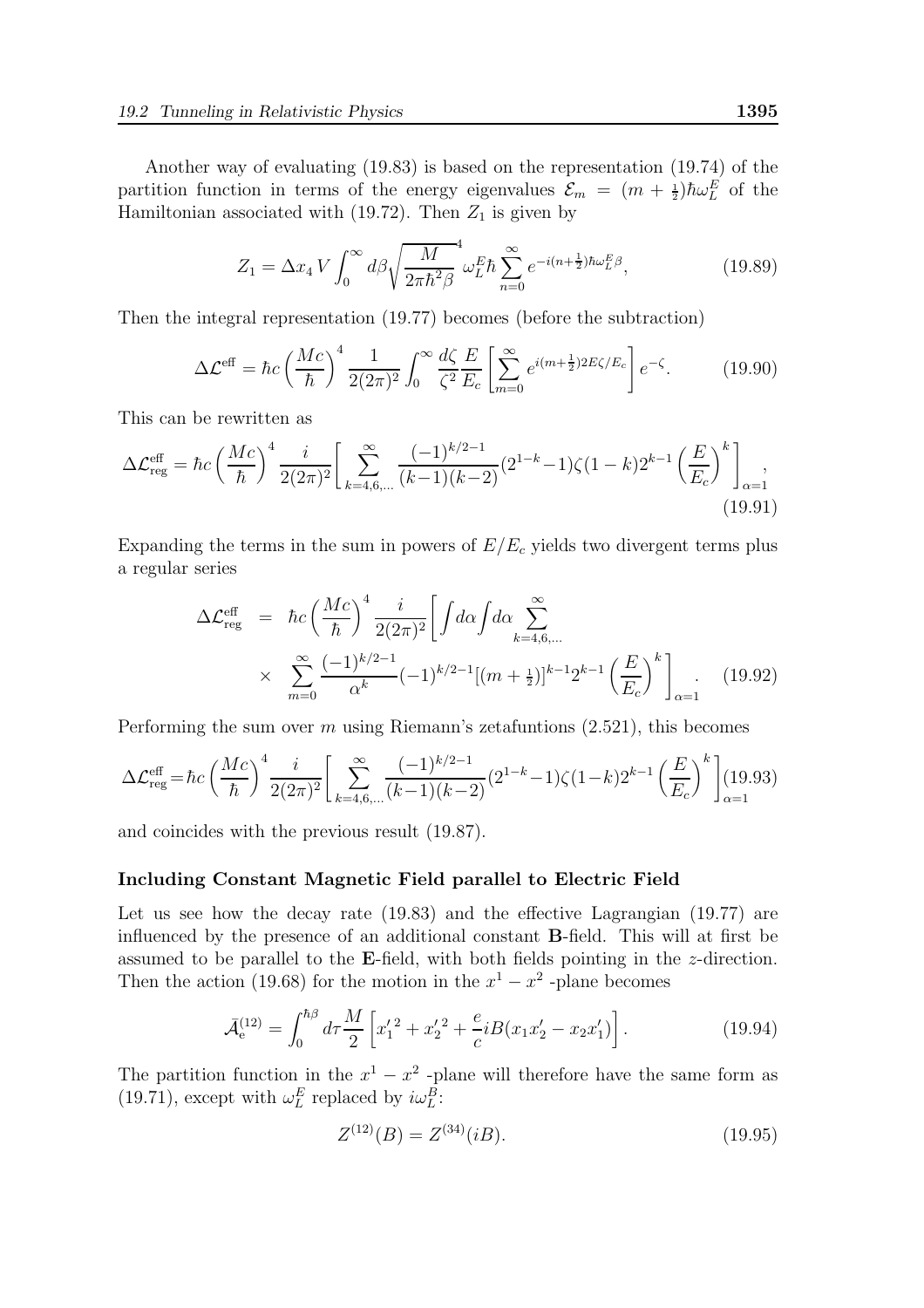Another way of evaluating (19.83) is based on the representation (19.74) of the partition function in terms of the energy eigenvalues $\mathcal{E}_m = (m + \frac{1}{2})\hbar\omega_L^E$ of the Hamiltonian associated with (19.72). Then $Z_1$ is given by

$$Z_1 = \Delta x_4 \, V \int_0^\infty d\beta \sqrt{\frac{M}{2\pi\hbar^2\beta}}^4 \omega_L^E \hbar \sum_{n=0}^{\infty} e^{-i(n+\frac{1}{2})\hbar\omega_L^E \beta}, \tag{19.89}$$

Then the integral representation (19.77) becomes (before the subtraction)

$$\Delta\mathcal{L}^{\rm eff} = \hbar c \left(\frac{Mc}{\hbar}\right)^4 \frac{1}{2(2\pi)^2} \int_0^\infty \frac{d\zeta}{\zeta^2} \frac{E}{E_c} \left[\sum_{m=0}^{\infty} e^{i(m+\frac{1}{2})2E\zeta/E_c}\right] e^{-\zeta}. \tag{19.90}$$

This can be rewritten as

$$\Delta\mathcal{L}^{\rm eff}_{\rm reg} = \hbar c \left(\frac{Mc}{\hbar}\right)^4 \frac{i}{2(2\pi)^2} \left[\sum_{k=4,6,\dots}^{\infty} \frac{(-1)^{k/2-1}}{(k-1)(k-2)} (2^{1-k}-1)\zeta(1-k) 2^{k-1} \left(\frac{E}{E_c}\right)^k\right]_{\alpha=1}, \tag{19.91}$$

Expanding the terms in the sum in powers of $E/E_c$ yields two divergent terms plus a regular series

$$\begin{aligned}\Delta\mathcal{L}^{\rm eff}_{\rm reg} &= \hbar c \left(\frac{Mc}{\hbar}\right)^4 \frac{i}{2(2\pi)^2} \Bigg[\int d\alpha \int d\alpha \sum_{k=4,6,\dots}^{\infty} \\ &\times \sum_{m=0}^{\infty} \frac{(-1)^{k/2-1}}{\alpha^k} (-1)^{k/2-1} [(m+\tfrac{1}{2})]^{k-1} 2^{k-1} \left(\frac{E}{E_c}\right)^k\Bigg]_{\alpha=1}. \end{aligned} \tag{19.92}$$

Performing the sum over $m$ using Riemann's zetafuntions (2.521), this becomes

$$\Delta\mathcal{L}^{\rm eff}_{\rm reg} = \hbar c \left(\frac{Mc}{\hbar}\right)^4 \frac{i}{2(2\pi)^2} \left[\sum_{k=4,6,\dots}^{\infty} \frac{(-1)^{k/2-1}}{(k-1)(k-2)} (2^{1-k}-1)\zeta(1-k) 2^{k-1} \left(\frac{E}{E_c}\right)^k\right]_{\alpha=1} \tag{19.93}$$

and coincides with the previous result (19.87).

### Including Constant Magnetic Field parallel to Electric Field

Let us see how the decay rate (19.83) and the effective Lagrangian (19.77) are influenced by the presence of an additional constant **B**-field. This will at first be assumed to be parallel to the **E**-field, with both fields pointing in the $z$-direction. Then the action (19.68) for the motion in the $x^1 - x^2$ -plane becomes

$$\bar{\mathcal{A}}_{\rm e}^{(12)} = \int_0^{\hbar\beta} d\tau \frac{M}{2} \left[{x_1'}^2 + {x_2'}^2 + \frac{e}{c} iB(x_1 x_2' - x_2 x_1')\right]. \tag{19.94}$$

The partition function in the $x^1 - x^2$ -plane will therefore have the same form as (19.71), except with $\omega_L^E$ replaced by $i\omega_L^B$:

$$Z^{(12)}(B) = Z^{(34)}(iB). \tag{19.95}$$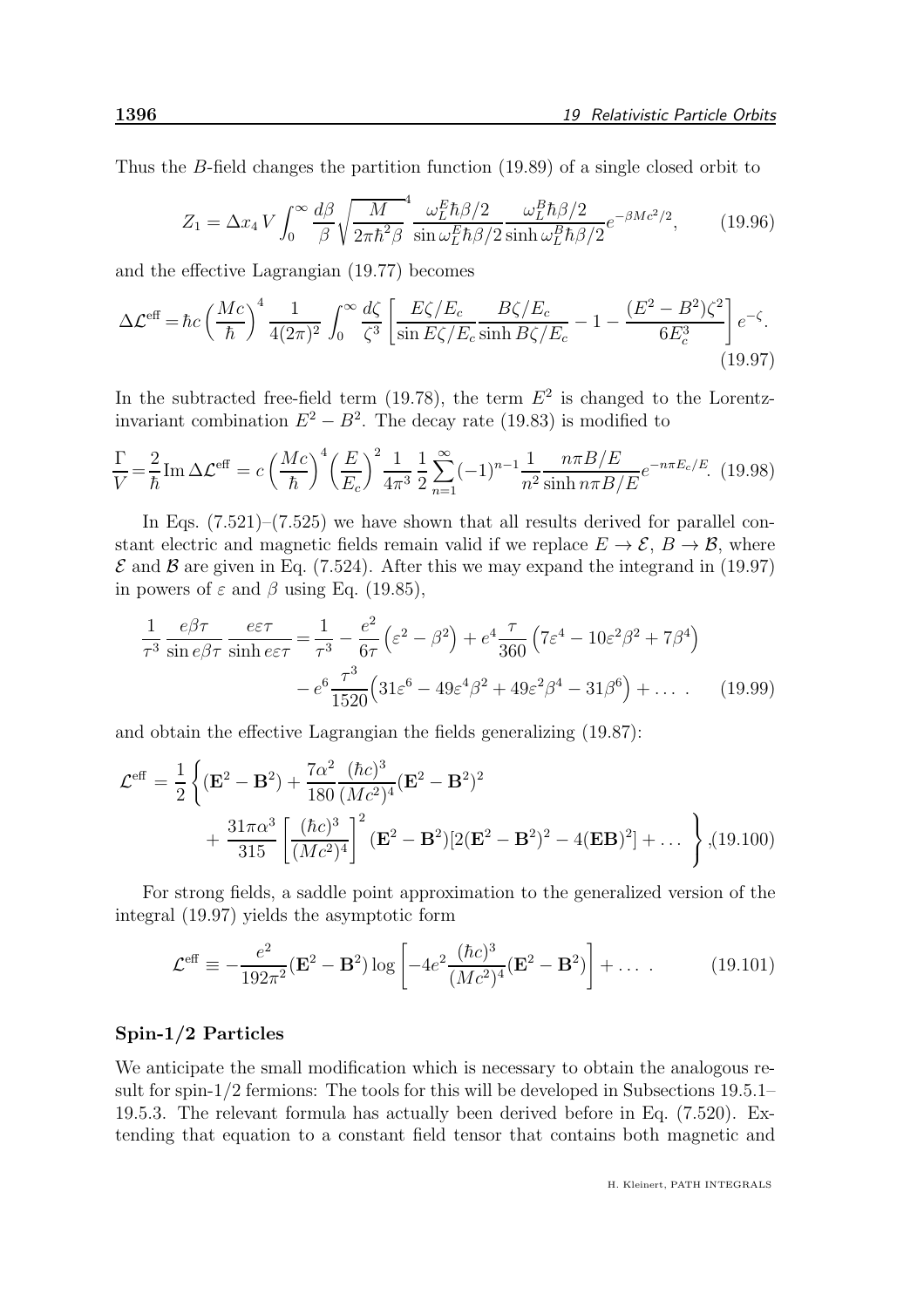Thus the $B$-field changes the partition function (19.89) of a single closed orbit to

$$Z_1 = \Delta x_4 \, V \int_0^\infty \frac{d\beta}{\beta} \sqrt{\frac{M}{2\pi\hbar^2\beta}}^4 \frac{\omega_L^E \hbar\beta/2}{\sin \omega_L^E \hbar\beta/2} \frac{\omega_L^B \hbar\beta/2}{\sinh \omega_L^B \hbar\beta/2} e^{-\beta Mc^2/2}, \tag{19.96}$$

and the effective Lagrangian (19.77) becomes

$$\Delta\mathcal{L}^{\text{eff}} = \hbar c \left(\frac{Mc}{\hbar}\right)^4 \frac{1}{4(2\pi)^2} \int_0^\infty \frac{d\zeta}{\zeta^3} \left[\frac{E\zeta/E_c}{\sin E\zeta/E_c} \frac{B\zeta/E_c}{\sinh B\zeta/E_c} - 1 - \frac{(E^2 - B^2)\zeta^2}{6E_c^3}\right] e^{-\zeta}. \tag{19.97}$$

In the subtracted free-field term (19.78), the term $E^2$ is changed to the Lorentz-invariant combination $E^2 - B^2$. The decay rate (19.83) is modified to

$$\frac{\Gamma}{V} = \frac{2}{\hbar} \text{Im}\, \Delta\mathcal{L}^{\text{eff}} = c \left(\frac{Mc}{\hbar}\right)^4 \left(\frac{E}{E_c}\right)^2 \frac{1}{4\pi^3} \frac{1}{2} \sum_{n=1}^\infty (-1)^{n-1} \frac{1}{n^2} \frac{n\pi B/E}{\sinh n\pi B/E} e^{-n\pi E_c/E}. \tag{19.98}$$

In Eqs. (7.521)–(7.525) we have shown that all results derived for parallel constant electric and magnetic fields remain valid if we replace $E \to \mathcal{E}$, $B \to \mathcal{B}$, where $\mathcal{E}$ and $\mathcal{B}$ are given in Eq. (7.524). After this we may expand the integrand in (19.97) in powers of $\varepsilon$ and $\beta$ using Eq. (19.85),

$$\begin{aligned}\frac{1}{\tau^3} \frac{e\beta\tau}{\sin e\beta\tau} \frac{e\varepsilon\tau}{\sinh e\varepsilon\tau} = \frac{1}{\tau^3} - \frac{e^2}{6\tau}\left(\varepsilon^2 - \beta^2\right) + e^4 \frac{\tau}{360}\left(7\varepsilon^4 - 10\varepsilon^2\beta^2 + 7\beta^4\right) \\ - e^6 \frac{\tau^3}{1520}\left(31\varepsilon^6 - 49\varepsilon^4\beta^2 + 49\varepsilon^2\beta^4 - 31\beta^6\right) + \ldots \,.\end{aligned} \tag{19.99}$$

and obtain the effective Lagrangian the fields generalizing (19.87):

$$\begin{aligned}\mathcal{L}^{\text{eff}} = \frac{1}{2}\Bigg\{ (\mathbf{E}^2 - \mathbf{B}^2) + \frac{7\alpha^2}{180} \frac{(\hbar c)^3}{(Mc^2)^4} (\mathbf{E}^2 - \mathbf{B}^2)^2 \\ + \frac{31\pi\alpha^3}{315} \left[\frac{(\hbar c)^3}{(Mc^2)^4}\right]^2 (\mathbf{E}^2 - \mathbf{B}^2)[2(\mathbf{E}^2 - \mathbf{B}^2)^2 - 4(\mathbf{EB})^2] + \ldots \Bigg\},\end{aligned} \tag{19.100}$$

For strong fields, a saddle point approximation to the generalized version of the integral (19.97) yields the asymptotic form

$$\mathcal{L}^{\text{eff}} \equiv -\frac{e^2}{192\pi^2} (\mathbf{E}^2 - \mathbf{B}^2) \log\left[-4e^2 \frac{(\hbar c)^3}{(Mc^2)^4} (\mathbf{E}^2 - \mathbf{B}^2)\right] + \ldots \,. \tag{19.101}$$

### Spin-1/2 Particles

We anticipate the small modification which is necessary to obtain the analogous result for spin-1/2 fermions: The tools for this will be developed in Subsections 19.5.1–19.5.3. The relevant formula has actually been derived before in Eq. (7.520). Extending that equation to a constant field tensor that contains both magnetic and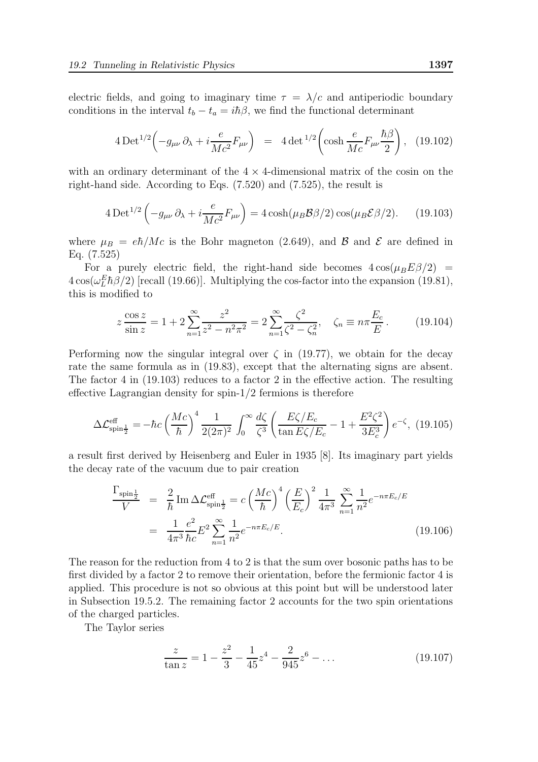electric fields, and going to imaginary time $\tau = \lambda/c$ and antiperiodic boundary conditions in the interval $t_b - t_a = i\hbar\beta$, we find the functional determinant

$$4\,\mathrm{Det}^{1/2}\biggl(-g_{\mu\nu}\,\partial_\lambda + i\frac{e}{Mc^2}F_{\mu\nu}\biggr) \;=\; 4\det{}^{1/2}\biggl(\cosh\frac{e}{Mc}F_{\mu\nu}\frac{\hbar\beta}{2}\biggr), \quad (19.102)$$

with an ordinary determinant of the $4\times 4$-dimensional matrix of the cosin on the right-hand side. According to Eqs. (7.520) and (7.525), the result is

$$4\,\mathrm{Det}^{1/2}\left(-g_{\mu\nu}\,\partial_\lambda + i\frac{e}{Mc^2}F_{\mu\nu}\right) = 4\cosh(\mu_B\mathcal{B}\beta/2)\cos(\mu_B\mathcal{E}\beta/2). \quad (19.103)$$

where $\mu_B = e\hbar/Mc$ is the Bohr magneton (2.649), and $\mathcal{B}$ and $\mathcal{E}$ are defined in Eq. (7.525)

For a purely electric field, the right-hand side becomes $4\cos(\mu_B E\beta/2) = 4\cos(\omega_L^E\hbar\beta/2)$ [recall (19.66)]. Multiplying the cos-factor into the expansion (19.81), this is modified to

$$z\,\frac{\cos z}{\sin z} = 1 + 2\sum_{n=1}^{\infty}\frac{z^2}{z^2-n^2\pi^2} = 2\sum_{n=1}^{\infty}\frac{\zeta^2}{\zeta^2-\zeta_n^2}, \quad \zeta_n \equiv n\pi\frac{E_c}{E}\,. \quad (19.104)$$

Performing now the singular integral over $\zeta$ in (19.77), we obtain for the decay rate the same formula as in (19.83), except that the alternating signs are absent. The factor 4 in (19.103) reduces to a factor 2 in the effective action. The resulting effective Lagrangian density for spin-1/2 fermions is therefore

$$\Delta\mathcal{L}^{\rm eff}_{{\rm spin}\frac{1}{2}} = -\hbar c\left(\frac{Mc}{\hbar}\right)^4\frac{1}{2(2\pi)^2}\int_0^\infty\frac{d\zeta}{\zeta^3}\left(\frac{E\zeta/E_c}{\tan E\zeta/E_c} - 1 + \frac{E^2\zeta^2}{3E_c^3}\right)e^{-\zeta}, \quad (19.105)$$

a result first derived by Heisenberg and Euler in 1935 [8]. Its imaginary part yields the decay rate of the vacuum due to pair creation

$$\begin{aligned}\frac{\Gamma_{{\rm spin}\frac{1}{2}}}{V} &= \frac{2}{\hbar}\,\mathrm{Im}\,\Delta\mathcal{L}^{\rm eff}_{{\rm spin}\frac{1}{2}} = c\left(\frac{Mc}{\hbar}\right)^4\left(\frac{E}{E_c}\right)^2\frac{1}{4\pi^3}\,\sum_{n=1}^{\infty}\frac{1}{n^2}e^{-n\pi E_c/E}\\ &= \frac{1}{4\pi^3}\frac{e^2}{\hbar c}E^2\sum_{n=1}^{\infty}\frac{1}{n^2}e^{-n\pi E_c/E}.\end{aligned} \quad (19.106)$$

The reason for the reduction from 4 to 2 is that the sum over bosonic paths has to be first divided by a factor 2 to remove their orientation, before the fermionic factor 4 is applied. This procedure is not so obvious at this point but will be understood later in Subsection 19.5.2. The remaining factor 2 accounts for the two spin orientations of the charged particles.

The Taylor series

$$\frac{z}{\tan z} = 1 - \frac{z^2}{3} - \frac{1}{45}z^4 - \frac{2}{945}z^6 - \ldots \quad (19.107)$$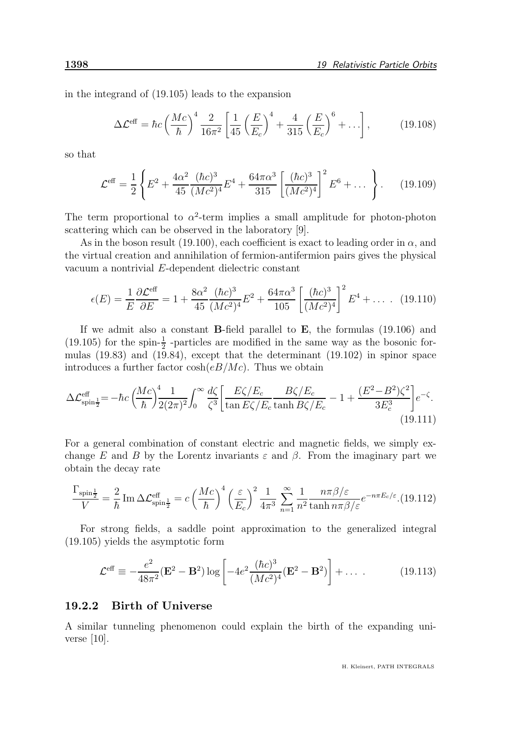in the integrand of (19.105) leads to the expansion

$$\Delta\mathcal{L}^{\text{eff}} = \hbar c \left(\frac{Mc}{\hbar}\right)^4 \frac{2}{16\pi^2}\left[\frac{1}{45}\left(\frac{E}{E_c}\right)^4 + \frac{4}{315}\left(\frac{E}{E_c}\right)^6 + \dots\right], \tag{19.108}$$

so that

$$\mathcal{L}^{\text{eff}} = \frac{1}{2}\left\{E^2 + \frac{4\alpha^2}{45}\frac{(\hbar c)^3}{(Mc^2)^4}E^4 + \frac{64\pi\alpha^3}{315}\left[\frac{(\hbar c)^3}{(Mc^2)^4}\right]^2 E^6 + \dots\right\}. \tag{19.109}$$

The term proportional to $\alpha^2$-term implies a small amplitude for photon-photon scattering which can be observed in the laboratory [9].

As in the boson result (19.100), each coefficient is exact to leading order in $\alpha$, and the virtual creation and annihilation of fermion-antifermion pairs gives the physical vacuum a nontrivial $E$-dependent dielectric constant

$$\epsilon(E) = \frac{1}{E}\frac{\partial\mathcal{L}^{\text{eff}}}{\partial E} = 1 + \frac{8\alpha^2}{45}\frac{(\hbar c)^3}{(Mc^2)^4}E^2 + \frac{64\pi\alpha^3}{105}\left[\frac{(\hbar c)^3}{(Mc^2)^4}\right]^2 E^4 + \dots . \tag{19.110}$$

If we admit also a constant **B**-field parallel to **E**, the formulas (19.106) and (19.105) for the spin-$\frac{1}{2}$ -particles are modified in the same way as the bosonic formulas (19.83) and (19.84), except that the determinant (19.102) in spinor space introduces a further factor $\cosh(eB/Mc)$. Thus we obtain

$$\Delta\mathcal{L}^{\text{eff}}_{\text{spin}\frac{1}{2}} = -\hbar c\left(\frac{Mc}{\hbar}\right)^4 \frac{1}{2(2\pi)^2}\int_0^\infty \frac{d\zeta}{\zeta^3}\left[\frac{E\zeta/E_c}{\tan E\zeta/E_c}\frac{B\zeta/E_c}{\tanh B\zeta/E_c} - 1 + \frac{(E^2-B^2)\zeta^2}{3E_c^3}\right]e^{-\zeta}. \tag{19.111}$$

For a general combination of constant electric and magnetic fields, we simply exchange $E$ and $B$ by the Lorentz invariants $\varepsilon$ and $\beta$. From the imaginary part we obtain the decay rate

$$\frac{\Gamma_{\text{spin}\frac{1}{2}}}{V} = \frac{2}{\hbar}\,\text{Im}\,\Delta\mathcal{L}^{\text{eff}}_{\text{spin}\frac{1}{2}} = c\left(\frac{Mc}{\hbar}\right)^4\left(\frac{\varepsilon}{E_c}\right)^2 \frac{1}{4\pi^3}\sum_{n=1}^\infty \frac{1}{n^2}\frac{n\pi\beta/\varepsilon}{\tanh n\pi\beta/\varepsilon}e^{-n\pi E_c/\varepsilon}. \tag{19.112}$$

For strong fields, a saddle point approximation to the generalized integral (19.105) yields the asymptotic form

$$\mathcal{L}^{\text{eff}} \equiv -\frac{e^2}{48\pi^2}(\mathbf{E}^2 - \mathbf{B}^2)\log\left[-4e^2\frac{(\hbar c)^3}{(Mc^2)^4}(\mathbf{E}^2 - \mathbf{B}^2)\right] + \dots . \tag{19.113}$$

### 19.2.2 Birth of Universe

A similar tunneling phenomenon could explain the birth of the expanding universe [10].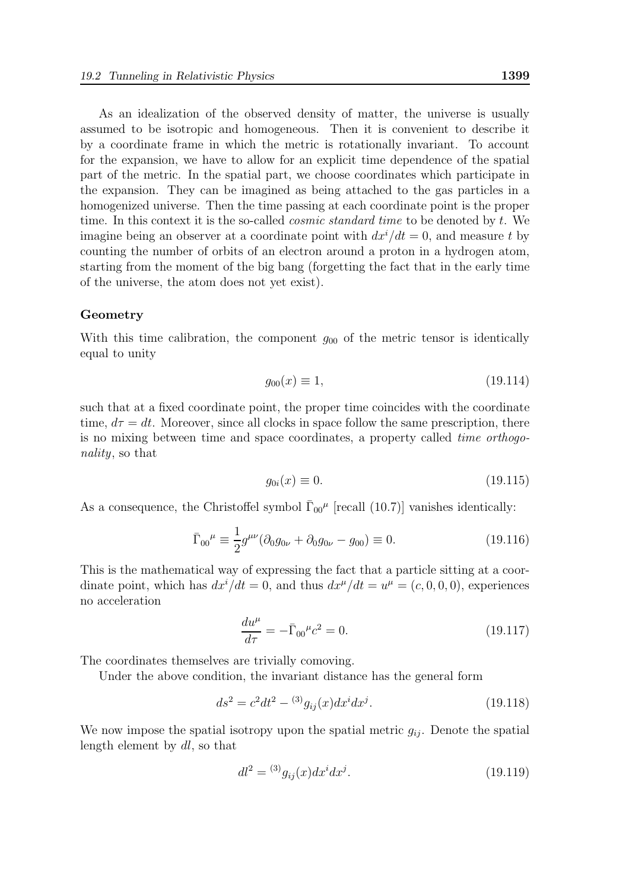As an idealization of the observed density of matter, the universe is usually assumed to be isotropic and homogeneous. Then it is convenient to describe it by a coordinate frame in which the metric is rotationally invariant. To account for the expansion, we have to allow for an explicit time dependence of the spatial part of the metric. In the spatial part, we choose coordinates which participate in the expansion. They can be imagined as being attached to the gas particles in a homogenized universe. Then the time passing at each coordinate point is the proper time. In this context it is the so-called *cosmic standard time* to be denoted by $t$. We imagine being an observer at a coordinate point with $dx^i/dt = 0$, and measure $t$ by counting the number of orbits of an electron around a proton in a hydrogen atom, starting from the moment of the big bang (forgetting the fact that in the early time of the universe, the atom does not yet exist).

### Geometry

With this time calibration, the component $g_{00}$ of the metric tensor is identically equal to unity

$$g_{00}(x) \equiv 1, \tag{19.114}$$

such that at a fixed coordinate point, the proper time coincides with the coordinate time, $d\tau = dt$. Moreover, since all clocks in space follow the same prescription, there is no mixing between time and space coordinates, a property called *time orthogonality*, so that

$$g_{0i}(x) \equiv 0. \tag{19.115}$$

As a consequence, the Christoffel symbol $\bar{\Gamma}_{00}{}^{\mu}$ [recall (10.7)] vanishes identically:

$$\bar{\Gamma}_{00}{}^{\mu} \equiv \frac{1}{2} g^{\mu\nu}(\partial_0 g_{0\nu} + \partial_0 g_{0\nu} - g_{00}) \equiv 0. \tag{19.116}$$

This is the mathematical way of expressing the fact that a particle sitting at a coordinate point, which has $dx^i/dt = 0$, and thus $dx^\mu/dt = u^\mu = (c, 0, 0, 0)$, experiences no acceleration

$$\frac{du^\mu}{d\tau} = -\bar{\Gamma}_{00}{}^{\mu} c^2 = 0. \tag{19.117}$$

The coordinates themselves are trivially comoving.

Under the above condition, the invariant distance has the general form

$$ds^2 = c^2 dt^2 - {}^{(3)}g_{ij}(x) dx^i dx^j. \tag{19.118}$$

We now impose the spatial isotropy upon the spatial metric $g_{ij}$. Denote the spatial length element by $dl$, so that

$$dl^2 = {}^{(3)}g_{ij}(x) dx^i dx^j. \tag{19.119}$$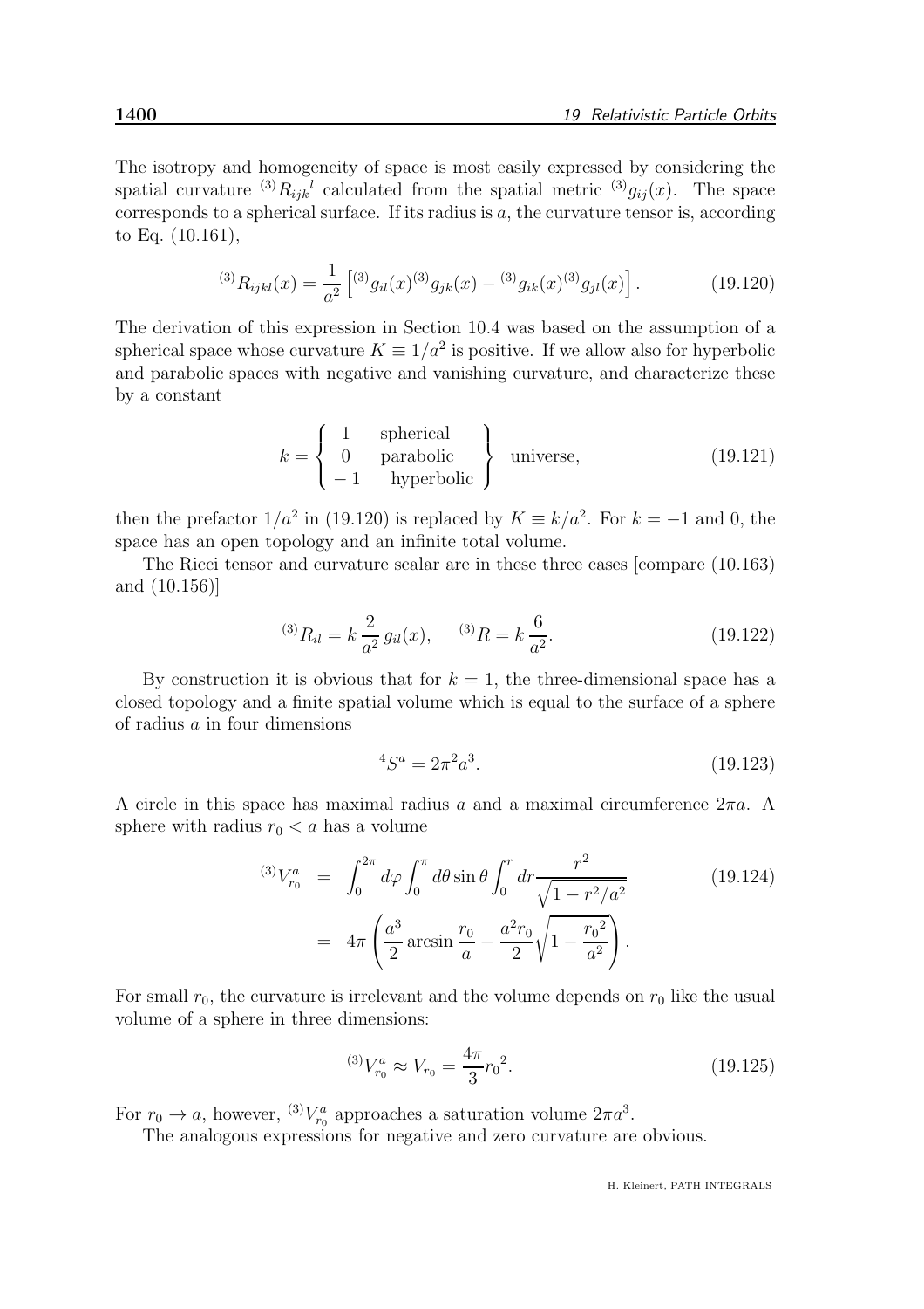The isotropy and homogeneity of space is most easily expressed by considering the spatial curvature ${}^{(3)}R_{ijk}{}^{l}$ calculated from the spatial metric ${}^{(3)}g_{ij}(x)$. The space corresponds to a spherical surface. If its radius is $a$, the curvature tensor is, according to Eq. (10.161),

$$
{}^{(3)}R_{ijkl}(x) = \frac{1}{a^2}\left[{}^{(3)}g_{il}(x){}^{(3)}g_{jk}(x) - {}^{(3)}g_{ik}(x){}^{(3)}g_{jl}(x)\right]. \tag{19.120}
$$

The derivation of this expression in Section 10.4 was based on the assumption of a spherical space whose curvature $K \equiv 1/a^2$ is positive. If we allow also for hyperbolic and parabolic spaces with negative and vanishing curvature, and characterize these by a constant

$$
k = \left\{ \begin{array}{cc} 1 & \text{spherical} \\ 0 & \text{parabolic} \\ -1 & \text{hyperbolic} \end{array} \right\} \text{ universe,} \tag{19.121}
$$

then the prefactor $1/a^2$ in (19.120) is replaced by $K \equiv k/a^2$. For $k = -1$ and 0, the space has an open topology and an infinite total volume.

The Ricci tensor and curvature scalar are in these three cases [compare (10.163) and (10.156)]

$$
{}^{(3)}R_{il} = k\,\frac{2}{a^2}\,g_{il}(x), \qquad {}^{(3)}R = k\,\frac{6}{a^2}. \tag{19.122}
$$

By construction it is obvious that for $k = 1$, the three-dimensional space has a closed topology and a finite spatial volume which is equal to the surface of a sphere of radius $a$ in four dimensions

$$
{}^{4}S^{a} = 2\pi^2 a^3. \tag{19.123}
$$

A circle in this space has maximal radius $a$ and a maximal circumference $2\pi a$. A sphere with radius $r_0 < a$ has a volume

$$
\begin{aligned}
{}^{(3)}V^{a}_{r_0} &= \int_0^{2\pi} d\varphi \int_0^{\pi} d\theta \sin\theta \int_0^{r} dr \frac{r^2}{\sqrt{1 - r^2/a^2}} \\
&= 4\pi\left(\frac{a^3}{2}\arcsin\frac{r_0}{a} - \frac{a^2 r_0}{2}\sqrt{1 - \frac{{r_0}^2}{a^2}}\right).
\end{aligned} \tag{19.124}
$$

For small $r_0$, the curvature is irrelevant and the volume depends on $r_0$ like the usual volume of a sphere in three dimensions:

$$
{}^{(3)}V^{a}_{r_0} \approx V_{r_0} = \frac{4\pi}{3}{r_0}^2. \tag{19.125}
$$

For $r_0 \to a$, however, ${}^{(3)}V^{a}_{r_0}$ approaches a saturation volume $2\pi a^3$.

The analogous expressions for negative and zero curvature are obvious.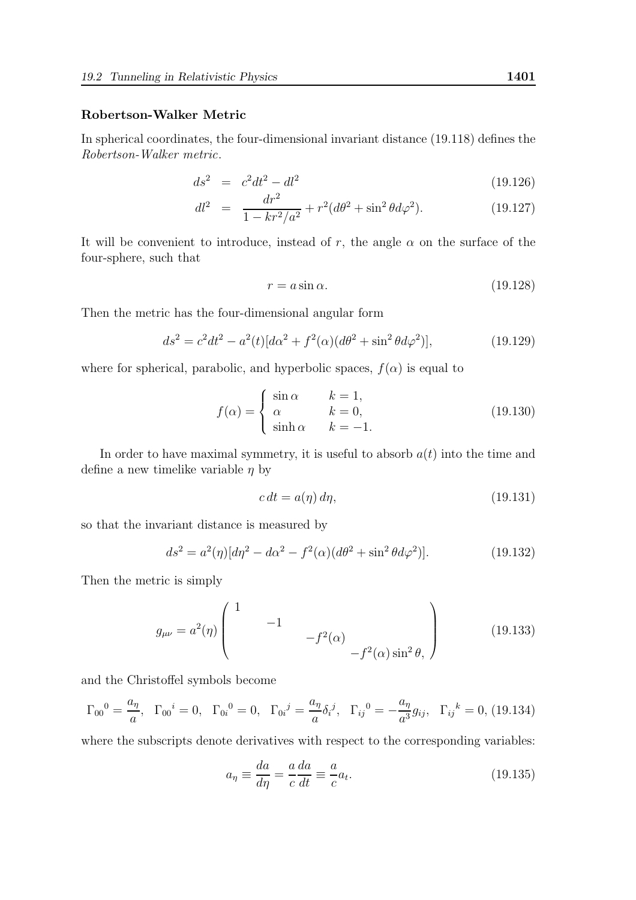### Robertson-Walker Metric

In spherical coordinates, the four-dimensional invariant distance (19.118) defines the *Robertson-Walker metric*.

$$
\begin{aligned}
ds^2 &= c^2 dt^2 - dl^2 && (19.126)\\
dl^2 &= \frac{dr^2}{1 - kr^2/a^2} + r^2(d\theta^2 + \sin^2\theta d\varphi^2). && (19.127)
\end{aligned}
$$

It will be convenient to introduce, instead of $r$, the angle $\alpha$ on the surface of the four-sphere, such that

$$
r = a \sin\alpha. \tag{19.128}
$$

Then the metric has the four-dimensional angular form

$$
ds^2 = c^2 dt^2 - a^2(t)[d\alpha^2 + f^2(\alpha)(d\theta^2 + \sin^2\theta d\varphi^2)], \tag{19.129}
$$

where for spherical, parabolic, and hyperbolic spaces, $f(\alpha)$ is equal to

$$
f(\alpha) = \begin{cases} \sin\alpha & k = 1, \\ \alpha & k = 0, \\ \sinh\alpha & k = -1. \end{cases} \tag{19.130}
$$

In order to have maximal symmetry, it is useful to absorb $a(t)$ into the time and define a new timelike variable $\eta$ by

$$
c\, dt = a(\eta)\, d\eta, \tag{19.131}
$$

so that the invariant distance is measured by

$$
ds^2 = a^2(\eta)[d\eta^2 - d\alpha^2 - f^2(\alpha)(d\theta^2 + \sin^2\theta d\varphi^2)]. \tag{19.132}
$$

Then the metric is simply

$$
g_{\mu\nu} = a^2(\eta) \begin{pmatrix} 1 & & & \\ & -1 & & \\ & & -f^2(\alpha) & \\ & & & -f^2(\alpha)\sin^2\theta, \end{pmatrix} \tag{19.133}
$$

and the Christoffel symbols become

$$
\Gamma_{00}{}^{0} = \frac{a_\eta}{a}, \quad \Gamma_{00}{}^{i} = 0, \quad \Gamma_{0i}{}^{0} = 0, \quad \Gamma_{0i}{}^{j} = \frac{a_\eta}{a}\delta_i{}^j, \quad \Gamma_{ij}{}^{0} = -\frac{a_\eta}{a^3} g_{ij}, \quad \Gamma_{ij}{}^{k} = 0, \tag{19.134}
$$

where the subscripts denote derivatives with respect to the corresponding variables:

$$
a_\eta \equiv \frac{da}{d\eta} = \frac{a}{c}\frac{da}{dt} \equiv \frac{a}{c} a_t. \tag{19.135}
$$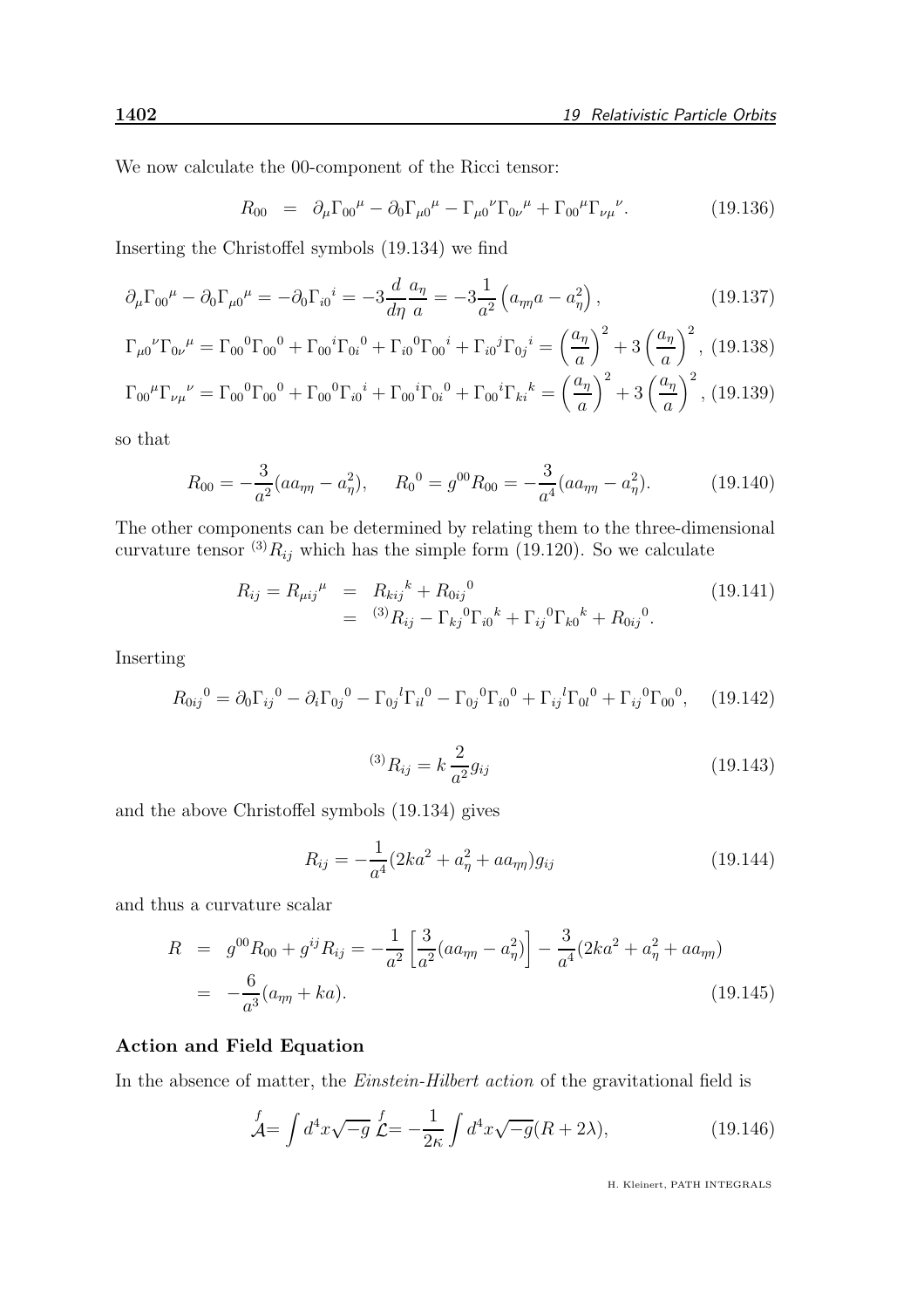We now calculate the 00-component of the Ricci tensor:

$$
R_{00} = \partial_\mu \Gamma_{00}{}^{\mu} - \partial_0 \Gamma_{\mu 0}{}^{\mu} - \Gamma_{\mu 0}{}^{\nu} \Gamma_{0\nu}{}^{\mu} + \Gamma_{00}{}^{\mu} \Gamma_{\nu\mu}{}^{\nu}. \tag{19.136}
$$

Inserting the Christoffel symbols (19.134) we find

$$
\partial_\mu \Gamma_{00}{}^{\mu} - \partial_0 \Gamma_{\mu 0}{}^{\mu} = -\partial_0 \Gamma_{i0}{}^{i} = -3 \frac{d}{d\eta} \frac{a_\eta}{a} = -3 \frac{1}{a^2} \left( a_{\eta\eta} a - a_\eta^2 \right), \tag{19.137}
$$

$$
\Gamma_{\mu 0}{}^{\nu} \Gamma_{0\nu}{}^{\mu} = \Gamma_{00}{}^{0} \Gamma_{00}{}^{0} + \Gamma_{00}{}^{i} \Gamma_{0i}{}^{0} + \Gamma_{i0}{}^{0} \Gamma_{00}{}^{i} + \Gamma_{i0}{}^{j} \Gamma_{0j}{}^{i} = \left( \frac{a_\eta}{a} \right)^2 + 3 \left( \frac{a_\eta}{a} \right)^2, \tag{19.138}
$$

$$
\Gamma_{00}{}^{\mu} \Gamma_{\nu\mu}{}^{\nu} = \Gamma_{00}{}^{0} \Gamma_{00}{}^{0} + \Gamma_{00}{}^{0} \Gamma_{i0}{}^{i} + \Gamma_{00}{}^{i} \Gamma_{0i}{}^{0} + \Gamma_{00}{}^{i} \Gamma_{ki}{}^{k} = \left( \frac{a_\eta}{a} \right)^2 + 3 \left( \frac{a_\eta}{a} \right)^2, \tag{19.139}
$$

so that

$$
R_{00} = -\frac{3}{a^2}(a a_{\eta\eta} - a_\eta^2), \qquad R_0{}^0 = g^{00} R_{00} = -\frac{3}{a^4}(a a_{\eta\eta} - a_\eta^2). \tag{19.140}
$$

The other components can be determined by relating them to the three-dimensional curvature tensor ${}^{(3)}R_{ij}$ which has the simple form (19.120). So we calculate

$$
\begin{aligned}
R_{ij} = R_{\mu ij}{}^{\mu} &= R_{kij}{}^{k} + R_{0ij}{}^{0} \\
&= {}^{(3)}R_{ij} - \Gamma_{kj}{}^{0} \Gamma_{i0}{}^{k} + \Gamma_{ij}{}^{0} \Gamma_{k0}{}^{k} + R_{0ij}{}^{0}.
\end{aligned} \tag{19.141}
$$

Inserting

$$
R_{0ij}{}^{0} = \partial_0 \Gamma_{ij}{}^{0} - \partial_i \Gamma_{0j}{}^{0} - \Gamma_{0j}{}^{l} \Gamma_{il}{}^{0} - \Gamma_{0j}{}^{0} \Gamma_{i0}{}^{0} + \Gamma_{ij}{}^{l} \Gamma_{0l}{}^{0} + \Gamma_{ij}{}^{0} \Gamma_{00}{}^{0}, \tag{19.142}
$$

$$
{}^{(3)}R_{ij} = k \, \frac{2}{a^2} g_{ij} \tag{19.143}
$$

and the above Christoffel symbols (19.134) gives

$$
R_{ij} = -\frac{1}{a^4}(2ka^2 + a_\eta^2 + a a_{\eta\eta}) g_{ij} \tag{19.144}
$$

and thus a curvature scalar

$$
\begin{aligned}
R &= g^{00} R_{00} + g^{ij} R_{ij} = -\frac{1}{a^2} \left[ \frac{3}{a^2}(a a_{\eta\eta} - a_\eta^2) \right] - \frac{3}{a^4}(2ka^2 + a_\eta^2 + a a_{\eta\eta}) \\
&= -\frac{6}{a^3}(a_{\eta\eta} + ka).
\end{aligned} \tag{19.145}
$$

### Action and Field Equation

In the absence of matter, the *Einstein-Hilbert action* of the gravitational field is

$$
\overset{f}{\mathcal{A}} = \int d^4x \sqrt{-g} \, \overset{f}{\mathcal{L}} = -\frac{1}{2\kappa} \int d^4x \sqrt{-g} (R + 2\lambda), \tag{19.146}
$$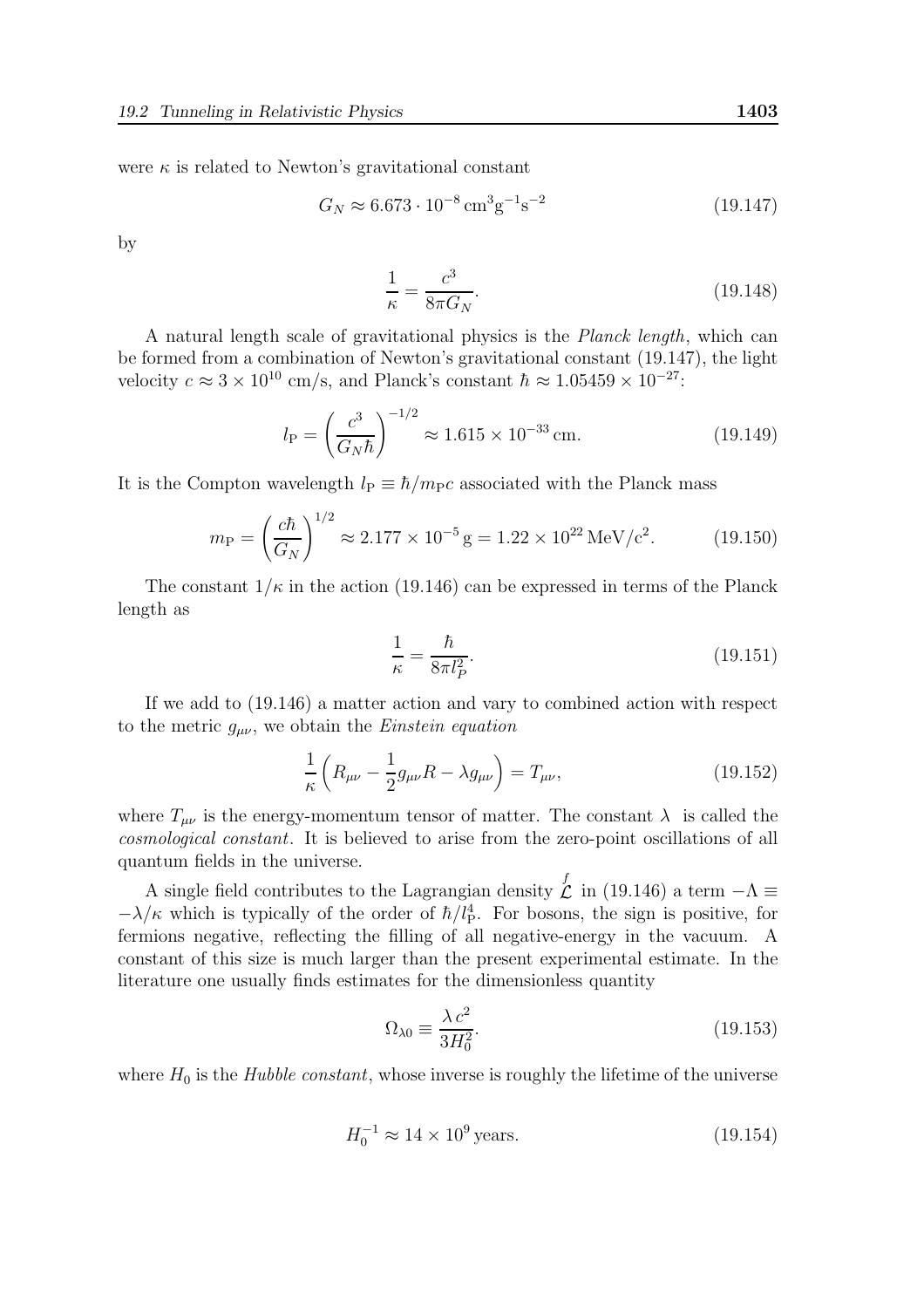were $\kappa$ is related to Newton's gravitational constant

$$G_N \approx 6.673 \cdot 10^{-8}\,\mathrm{cm}^3\mathrm{g}^{-1}\mathrm{s}^{-2} \tag{19.147}$$

by

$$\frac{1}{\kappa} = \frac{c^3}{8\pi G_N}. \tag{19.148}$$

A natural length scale of gravitational physics is the *Planck length*, which can be formed from a combination of Newton's gravitational constant (19.147), the light velocity $c \approx 3 \times 10^{10}$ cm/s, and Planck's constant $\hbar \approx 1.05459 \times 10^{-27}$:

$$l_{\mathrm{P}} = \left(\frac{c^3}{G_N \hbar}\right)^{-1/2} \approx 1.615 \times 10^{-33}\,\mathrm{cm}. \tag{19.149}$$

It is the Compton wavelength $l_{\mathrm{P}} \equiv \hbar/m_{\mathrm{P}}c$ associated with the Planck mass

$$m_{\mathrm{P}} = \left(\frac{c\hbar}{G_N}\right)^{1/2} \approx 2.177 \times 10^{-5}\,\mathrm{g} = 1.22 \times 10^{22}\,\mathrm{MeV/c^2}. \tag{19.150}$$

The constant $1/\kappa$ in the action (19.146) can be expressed in terms of the Planck length as

$$\frac{1}{\kappa} = \frac{\hbar}{8\pi l_P^2}. \tag{19.151}$$

If we add to (19.146) a matter action and vary to combined action with respect to the metric $g_{\mu\nu}$, we obtain the *Einstein equation*

$$\frac{1}{\kappa}\left(R_{\mu\nu} - \frac{1}{2}g_{\mu\nu}R - \lambda g_{\mu\nu}\right) = T_{\mu\nu}, \tag{19.152}$$

where $T_{\mu\nu}$ is the energy-momentum tensor of matter. The constant $\lambda$ is called the *cosmological constant*. It is believed to arise from the zero-point oscillations of all quantum fields in the universe.

A single field contributes to the Lagrangian density $\overset{f}{\mathcal{L}}$ in (19.146) a term $-\Lambda \equiv -\lambda/\kappa$ which is typically of the order of $\hbar/l_{\mathrm{P}}^4$. For bosons, the sign is positive, for fermions negative, reflecting the filling of all negative-energy in the vacuum. A constant of this size is much larger than the present experimental estimate. In the literature one usually finds estimates for the dimensionless quantity

$$\Omega_{\lambda 0} \equiv \frac{\lambda\, c^2}{3H_0^2}. \tag{19.153}$$

where $H_0$ is the *Hubble constant*, whose inverse is roughly the lifetime of the universe

$$H_0^{-1} \approx 14 \times 10^9\,\mathrm{years}. \tag{19.154}$$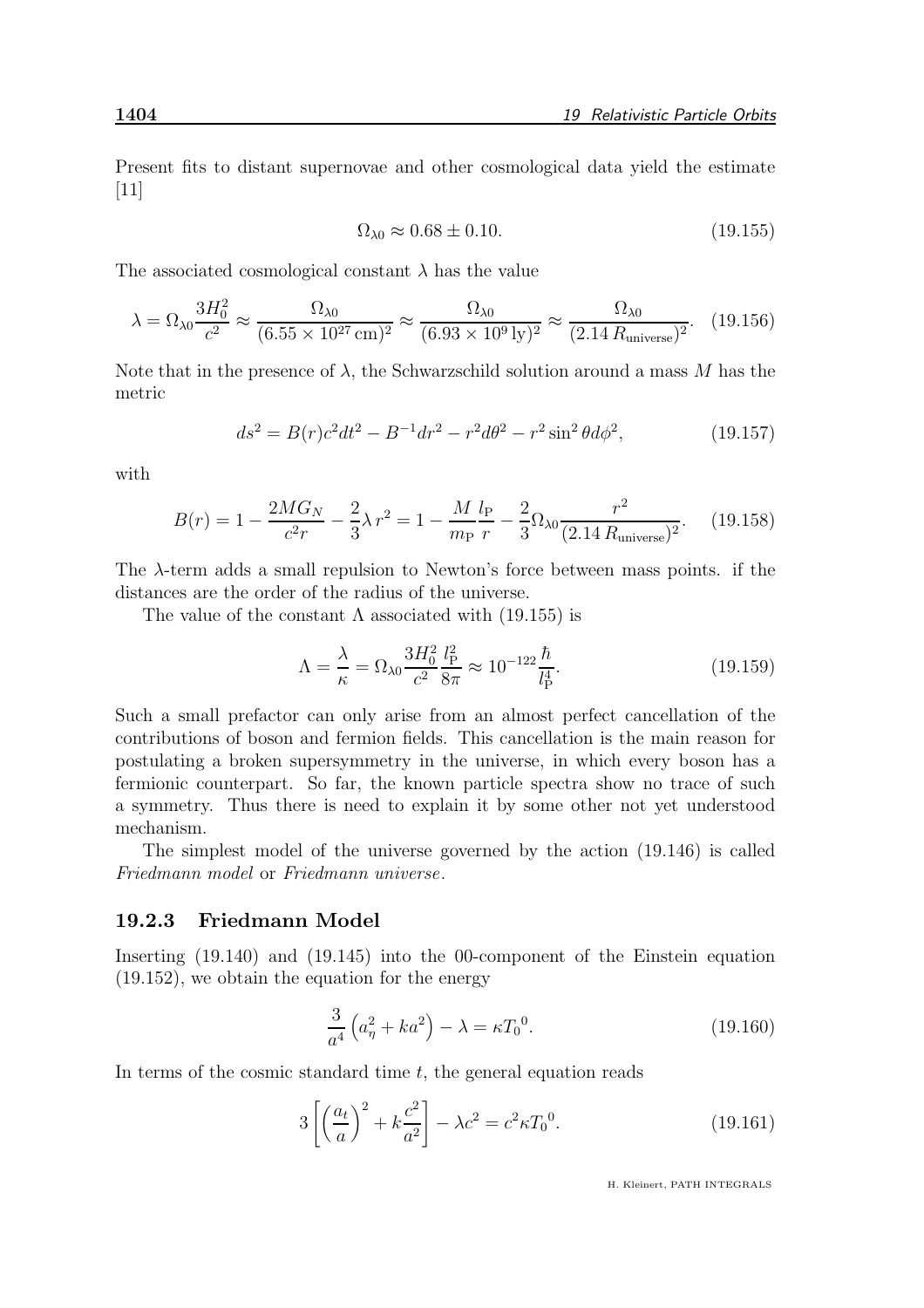Present fits to distant supernovae and other cosmological data yield the estimate [11]

$$\Omega_{\lambda 0} \approx 0.68 \pm 0.10. \tag{19.155}$$

The associated cosmological constant $\lambda$ has the value

$$\lambda = \Omega_{\lambda 0} \frac{3H_0^2}{c^2} \approx \frac{\Omega_{\lambda 0}}{(6.55 \times 10^{27}\,\text{cm})^2} \approx \frac{\Omega_{\lambda 0}}{(6.93 \times 10^{9}\,\text{ly})^2} \approx \frac{\Omega_{\lambda 0}}{(2.14\,R_{\text{universe}})^2}. \tag{19.156}$$

Note that in the presence of $\lambda$, the Schwarzschild solution around a mass $M$ has the metric

$$ds^2 = B(r)c^2dt^2 - B^{-1}dr^2 - r^2d\theta^2 - r^2\sin^2\theta d\phi^2, \tag{19.157}$$

with

$$B(r) = 1 - \frac{2MG_N}{c^2 r} - \frac{2}{3}\lambda\, r^2 = 1 - \frac{M}{m_{\text{P}}}\frac{l_{\text{P}}}{r} - \frac{2}{3}\Omega_{\lambda 0}\frac{r^2}{(2.14\,R_{\text{universe}})^2}. \tag{19.158}$$

The $\lambda$-term adds a small repulsion to Newton's force between mass points. if the distances are the order of the radius of the universe.

The value of the constant $\Lambda$ associated with (19.155) is

$$\Lambda = \frac{\lambda}{\kappa} = \Omega_{\lambda 0}\frac{3H_0^2}{c^2}\frac{l_{\text{P}}^2}{8\pi} \approx 10^{-122}\frac{\hbar}{l_{\text{P}}^4}. \tag{19.159}$$

Such a small prefactor can only arise from an almost perfect cancellation of the contributions of boson and fermion fields. This cancellation is the main reason for postulating a broken supersymmetry in the universe, in which every boson has a fermionic counterpart. So far, the known particle spectra show no trace of such a symmetry. Thus there is need to explain it by some other not yet understood mechanism.

The simplest model of the universe governed by the action (19.146) is called *Friedmann model* or *Friedmann universe*.

### 19.2.3 Friedmann Model

Inserting (19.140) and (19.145) into the 00-component of the Einstein equation (19.152), we obtain the equation for the energy

$$\frac{3}{a^4}\left(a_\eta^2 + ka^2\right) - \lambda = \kappa T_0{}^0. \tag{19.160}$$

In terms of the cosmic standard time $t$, the general equation reads

$$3\left[\left(\frac{a_t}{a}\right)^2 + k\frac{c^2}{a^2}\right] - \lambda c^2 = c^2\kappa T_0{}^0. \tag{19.161}$$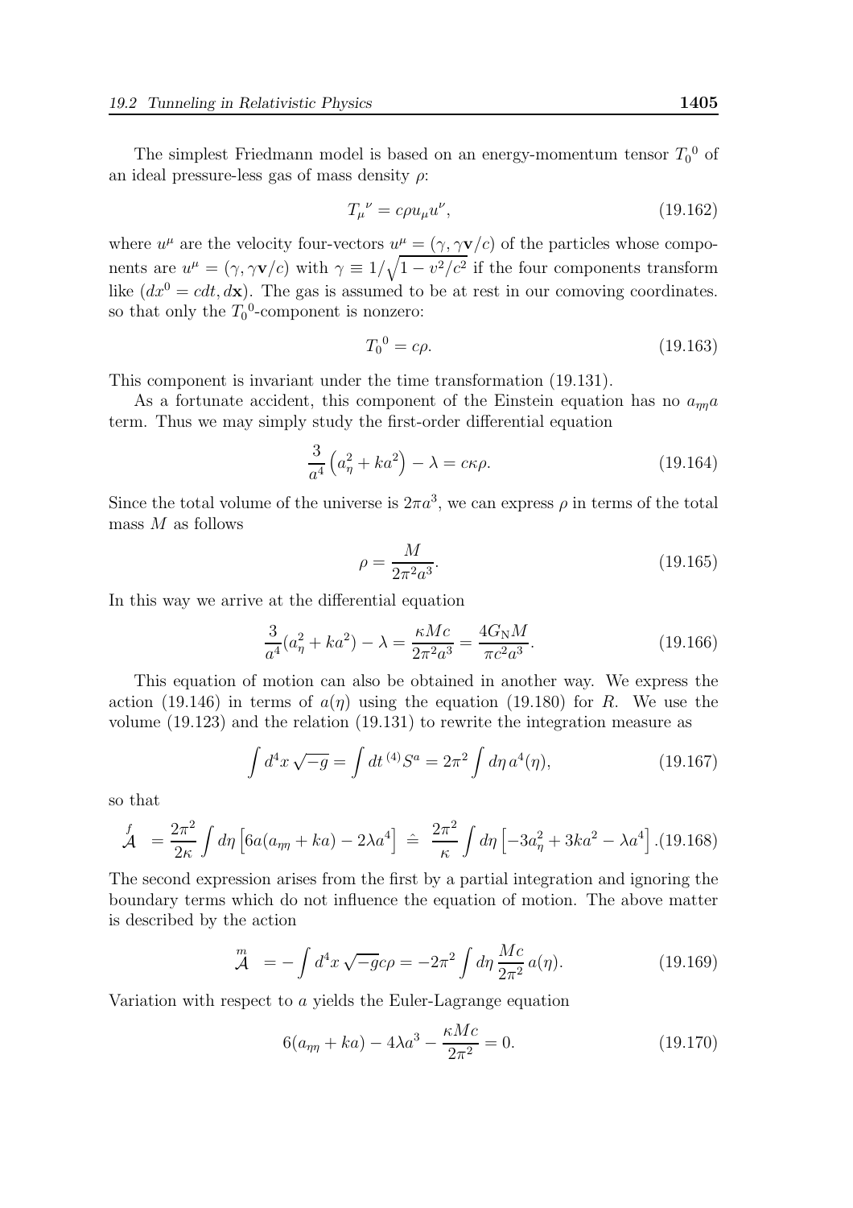The simplest Friedmann model is based on an energy-momentum tensor $T_0{}^0$ of an ideal pressure-less gas of mass density $\rho$:

$$T_\mu{}^\nu = c\rho u_\mu u^\nu, \tag{19.162}$$

where $u^\mu$ are the velocity four-vectors $u^\mu = (\gamma, \gamma\mathbf{v}/c)$ of the particles whose components are $u^\mu = (\gamma, \gamma\mathbf{v}/c)$ with $\gamma \equiv 1/\sqrt{1 - v^2/c^2}$ if the four components transform like $(dx^0 = cdt, d\mathbf{x})$. The gas is assumed to be at rest in our comoving coordinates. so that only the $T_0{}^0$-component is nonzero:

$$T_0{}^0 = c\rho. \tag{19.163}$$

This component is invariant under the time transformation (19.131).

As a fortunate accident, this component of the Einstein equation has no $a_{\eta\eta}a$ term. Thus we may simply study the first-order differential equation

$$\frac{3}{a^4}\left(a_\eta^2 + ka^2\right) - \lambda = c\kappa\rho. \tag{19.164}$$

Since the total volume of the universe is $2\pi a^3$, we can express $\rho$ in terms of the total mass $M$ as follows

$$\rho = \frac{M}{2\pi^2 a^3}. \tag{19.165}$$

In this way we arrive at the differential equation

$$\frac{3}{a^4}(a_\eta^2 + ka^2) - \lambda = \frac{\kappa M c}{2\pi^2 a^3} = \frac{4G_{\rm N}M}{\pi c^2 a^3}. \tag{19.166}$$

This equation of motion can also be obtained in another way. We express the action (19.146) in terms of $a(\eta)$ using the equation (19.180) for $R$. We use the volume (19.123) and the relation (19.131) to rewrite the integration measure as

$$\int d^4x\, \sqrt{-g} = \int dt\, {}^{(4)}S^a = 2\pi^2 \int d\eta\, a^4(\eta), \tag{19.167}$$

so that

$$\overset{f}{\mathcal{A}} = \frac{2\pi^2}{2\kappa}\int d\eta \left[6a(a_{\eta\eta} + ka) - 2\lambda a^4\right] \;\hat{=}\; \frac{2\pi^2}{\kappa}\int d\eta \left[-3a_\eta^2 + 3ka^2 - \lambda a^4\right]. \tag{19.168}$$

The second expression arises from the first by a partial integration and ignoring the boundary terms which do not influence the equation of motion. The above matter is described by the action

$$\overset{m}{\mathcal{A}} = -\int d^4x\, \sqrt{-g} c\rho = -2\pi^2 \int d\eta\, \frac{Mc}{2\pi^2}\, a(\eta). \tag{19.169}$$

Variation with respect to $a$ yields the Euler-Lagrange equation

$$6(a_{\eta\eta} + ka) - 4\lambda a^3 - \frac{\kappa M c}{2\pi^2} = 0. \tag{19.170}$$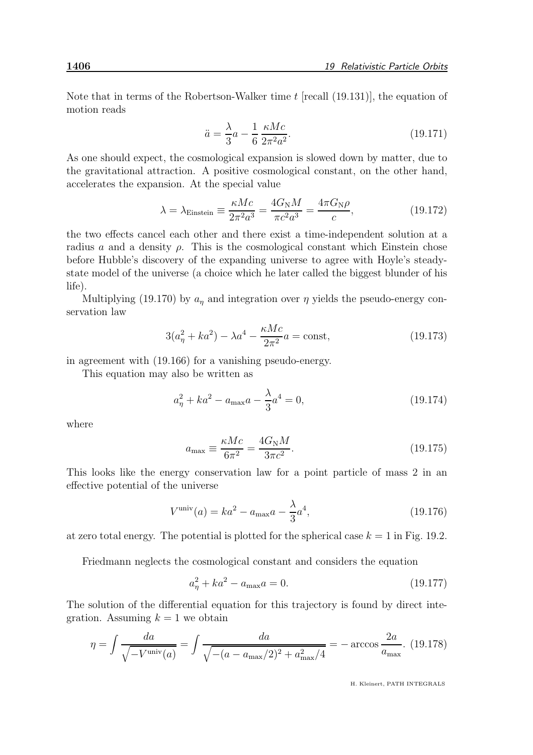Note that in terms of the Robertson-Walker time $t$ [recall (19.131)], the equation of motion reads

$$\ddot{a} = \frac{\lambda}{3}a - \frac{1}{6}\frac{\kappa Mc}{2\pi^2 a^2}. \tag{19.171}$$

As one should expect, the cosmological expansion is slowed down by matter, due to the gravitational attraction. A positive cosmological constant, on the other hand, accelerates the expansion. At the special value

$$\lambda = \lambda_{\rm Einstein} \equiv \frac{\kappa Mc}{2\pi^2 a^3} = \frac{4G_{\rm N}M}{\pi c^2 a^3} = \frac{4\pi G_{\rm N}\rho}{c}, \tag{19.172}$$

the two effects cancel each other and there exist a time-independent solution at a radius $a$ and a density $\rho$. This is the cosmological constant which Einstein chose before Hubble's discovery of the expanding universe to agree with Hoyle's steady-state model of the universe (a choice which he later called the biggest blunder of his life).

Multiplying (19.170) by $a_\eta$ and integration over $\eta$ yields the pseudo-energy conservation law

$$3(a_\eta^2 + ka^2) - \lambda a^4 - \frac{\kappa Mc}{2\pi^2}a = \text{const}, \tag{19.173}$$

in agreement with (19.166) for a vanishing pseudo-energy.

This equation may also be written as

$$a_\eta^2 + ka^2 - a_{\rm max}a - \frac{\lambda}{3}a^4 = 0, \tag{19.174}$$

where

$$a_{\rm max} \equiv \frac{\kappa Mc}{6\pi^2} = \frac{4G_{\rm N}M}{3\pi c^2}. \tag{19.175}$$

This looks like the energy conservation law for a point particle of mass 2 in an effective potential of the universe

$$V^{\rm univ}(a) = ka^2 - a_{\rm max}a - \frac{\lambda}{3}a^4, \tag{19.176}$$

at zero total energy. The potential is plotted for the spherical case $k = 1$ in Fig. 19.2.

Friedmann neglects the cosmological constant and considers the equation

$$a_\eta^2 + ka^2 - a_{\rm max}a = 0. \tag{19.177}$$

The solution of the differential equation for this trajectory is found by direct integration. Assuming $k = 1$ we obtain

$$\eta = \int \frac{da}{\sqrt{-V^{\rm univ}(a)}} = \int \frac{da}{\sqrt{-(a - a_{\rm max}/2)^2 + a_{\rm max}^2/4}} = -\arccos\frac{2a}{a_{\rm max}}. \tag{19.178}$$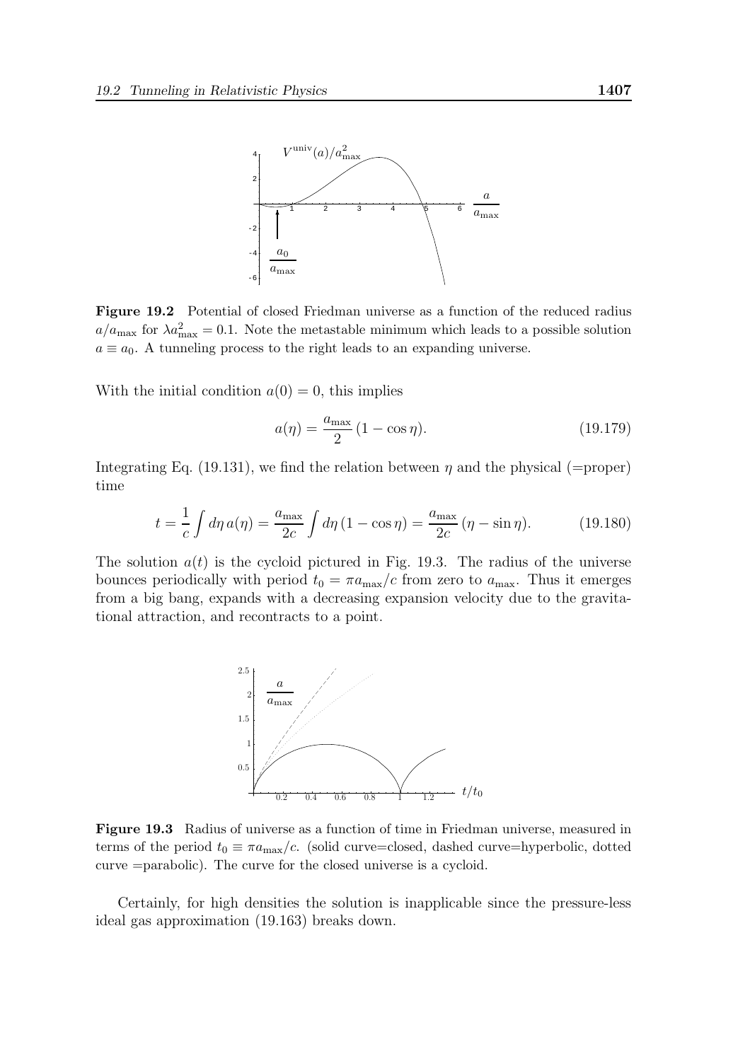**Figure 19.2** Potential of closed Friedman universe as a function of the reduced radius $a/a_{\rm max}$ for $\lambda a_{\rm max}^2 = 0.1$. Note the metastable minimum which leads to a possible solution $a \equiv a_0$. A tunneling process to the right leads to an expanding universe.

With the initial condition $a(0) = 0$, this implies

$$a(\eta) = \frac{a_{\rm max}}{2}(1 - \cos\eta). \tag{19.179}$$

Integrating Eq. (19.131), we find the relation between $\eta$ and the physical (=proper) time

$$t = \frac{1}{c}\int d\eta\, a(\eta) = \frac{a_{\rm max}}{2c}\int d\eta\,(1 - \cos\eta) = \frac{a_{\rm max}}{2c}(\eta - \sin\eta). \tag{19.180}$$

The solution $a(t)$ is the cycloid pictured in Fig. 19.3. The radius of the universe bounces periodically with period $t_0 = \pi a_{\rm max}/c$ from zero to $a_{\rm max}$. Thus it emerges from a big bang, expands with a decreasing expansion velocity due to the gravitational attraction, and recontracts to a point.

**Figure 19.3** Radius of universe as a function of time in Friedman universe, measured in terms of the period $t_0 \equiv \pi a_{\rm max}/c$. (solid curve=closed, dashed curve=hyperbolic, dotted curve =parabolic). The curve for the closed universe is a cycloid.

Certainly, for high densities the solution is inapplicable since the pressure-less ideal gas approximation (19.163) breaks down.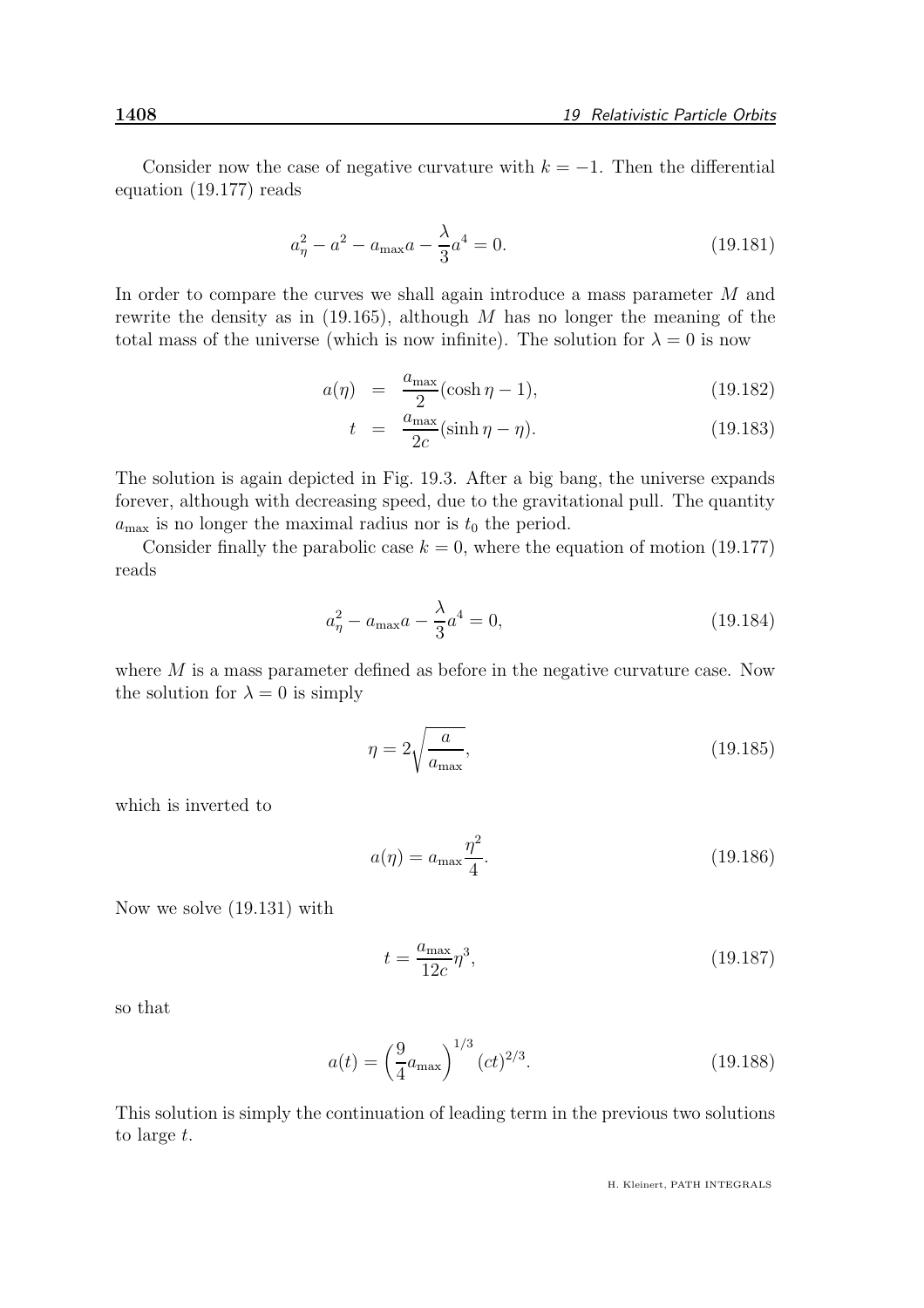Consider now the case of negative curvature with $k = -1$. Then the differential equation (19.177) reads

$$a_\eta^2 - a^2 - a_{\max} a - \frac{\lambda}{3} a^4 = 0. \tag{19.181}$$

In order to compare the curves we shall again introduce a mass parameter $M$ and rewrite the density as in (19.165), although $M$ has no longer the meaning of the total mass of the universe (which is now infinite). The solution for $\lambda = 0$ is now

$$a(\eta) = \frac{a_{\max}}{2}(\cosh \eta - 1), \tag{19.182}$$

$$t = \frac{a_{\max}}{2c}(\sinh \eta - \eta). \tag{19.183}$$

The solution is again depicted in Fig. 19.3. After a big bang, the universe expands forever, although with decreasing speed, due to the gravitational pull. The quantity $a_{\max}$ is no longer the maximal radius nor is $t_0$ the period.

Consider finally the parabolic case $k = 0$, where the equation of motion (19.177) reads

$$a_\eta^2 - a_{\max} a - \frac{\lambda}{3} a^4 = 0, \tag{19.184}$$

where $M$ is a mass parameter defined as before in the negative curvature case. Now the solution for $\lambda = 0$ is simply

$$\eta = 2\sqrt{\frac{a}{a_{\max}}}, \tag{19.185}$$

which is inverted to

$$a(\eta) = a_{\max} \frac{\eta^2}{4}. \tag{19.186}$$

Now we solve (19.131) with

$$t = \frac{a_{\max}}{12c} \eta^3, \tag{19.187}$$

so that

$$a(t) = \left(\frac{9}{4} a_{\max}\right)^{1/3} (ct)^{2/3}. \tag{19.188}$$

This solution is simply the continuation of leading term in the previous two solutions to large $t$.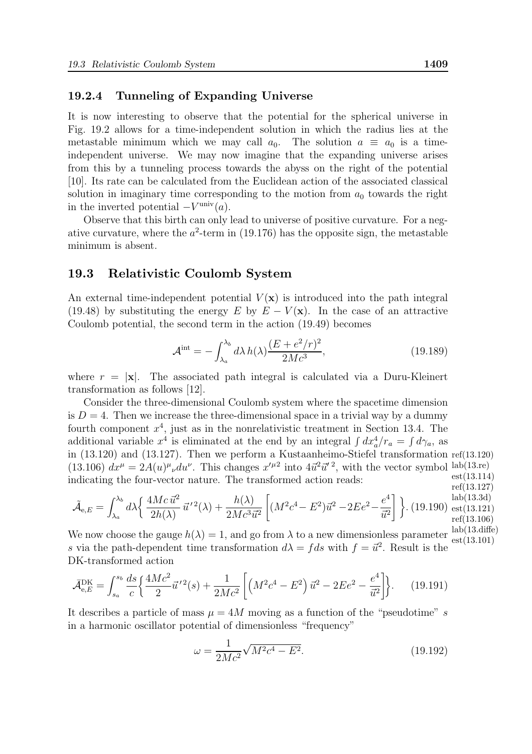### 19.2.4 Tunneling of Expanding Universe

It is now interesting to observe that the potential for the spherical universe in Fig. 19.2 allows for a time-independent solution in which the radius lies at the metastable minimum which we may call $a_0$. The solution $a \equiv a_0$ is a time-independent universe. We may now imagine that the expanding universe arises from this by a tunneling process towards the abyss on the right of the potential [10]. Its rate can be calculated from the Euclidean action of the associated classical solution in imaginary time corresponding to the motion from $a_0$ towards the right in the inverted potential $-V^{\rm univ}(a)$.

Observe that this birth can only lead to universe of positive curvature. For a negative curvature, where the $a^2$-term in (19.176) has the opposite sign, the metastable minimum is absent.

## 19.3 Relativistic Coulomb System

An external time-independent potential $V(\mathbf{x})$ is introduced into the path integral (19.48) by substituting the energy $E$ by $E - V(\mathbf{x})$. In the case of an attractive Coulomb potential, the second term in the action (19.49) becomes

$$\mathcal{A}^{\rm int} = -\int_{\lambda_a}^{\lambda_b} d\lambda \, h(\lambda) \frac{(E + e^2/r)^2}{2Mc^3}, \tag{19.189}$$

where $r = |\mathbf{x}|$. The associated path integral is calculated via a Duru-Kleinert transformation as follows [12].

Consider the three-dimensional Coulomb system where the spacetime dimension is $D = 4$. Then we increase the three-dimensional space in a trivial way by a dummy fourth component $x^4$, just as in the nonrelativistic treatment in Section 13.4. The additional variable $x^4$ is eliminated at the end by an integral $\int dx_a^4/r_a = \int d\gamma_a$, as in (13.120) and (13.127). Then we perform a Kustaanheimo-Stiefel transformation (13.106) $dx^\mu = 2A(u)^\mu{}_\nu du^\nu$. This changes $x'^{\mu 2}$ into $4\vec{u}^2\vec{u}'^{\,2}$, with the vector symbol indicating the four-vector nature. The transformed action reads:

$$\tilde{\mathcal{A}}_{{\rm e},E} = \int_{\lambda_a}^{\lambda_b} d\lambda \Big\{ \frac{4Mc\,\vec{u}^2}{2h(\lambda)} \,\vec{u}'^{\,2}(\lambda) + \frac{h(\lambda)}{2Mc^3\vec{u}^2} \left[ (M^2c^4 - E^2)\vec{u}^2 - 2Ee^2 - \frac{e^4}{\vec{u}^2} \right] \Big\}. \tag{19.190}$$

We now choose the gauge $h(\lambda) = 1$, and go from $\lambda$ to a new dimensionless parameter $s$ via the path-dependent time transformation $d\lambda = f ds$ with $f = \vec{u}^2$. Result is the DK-transformed action

$$\bar{\mathcal{A}}_{{\rm e},E}^{\rm DK} = \int_{s_a}^{s_b} \frac{ds}{c} \Big\{ \frac{4Mc^2}{2} \vec{u}'^{\,2}(s) + \frac{1}{2Mc^2} \left[ \left( M^2c^4 - E^2 \right) \vec{u}^2 - 2Ee^2 - \frac{e^4}{\vec{u}^2} \right] \Big\}. \tag{19.191}$$

It describes a particle of mass $\mu = 4M$ moving as a function of the "pseudotime" $s$ in a harmonic oscillator potential of dimensionless "frequency"

$$\omega = \frac{1}{2Mc^2} \sqrt{M^2c^4 - E^2}. \tag{19.192}$$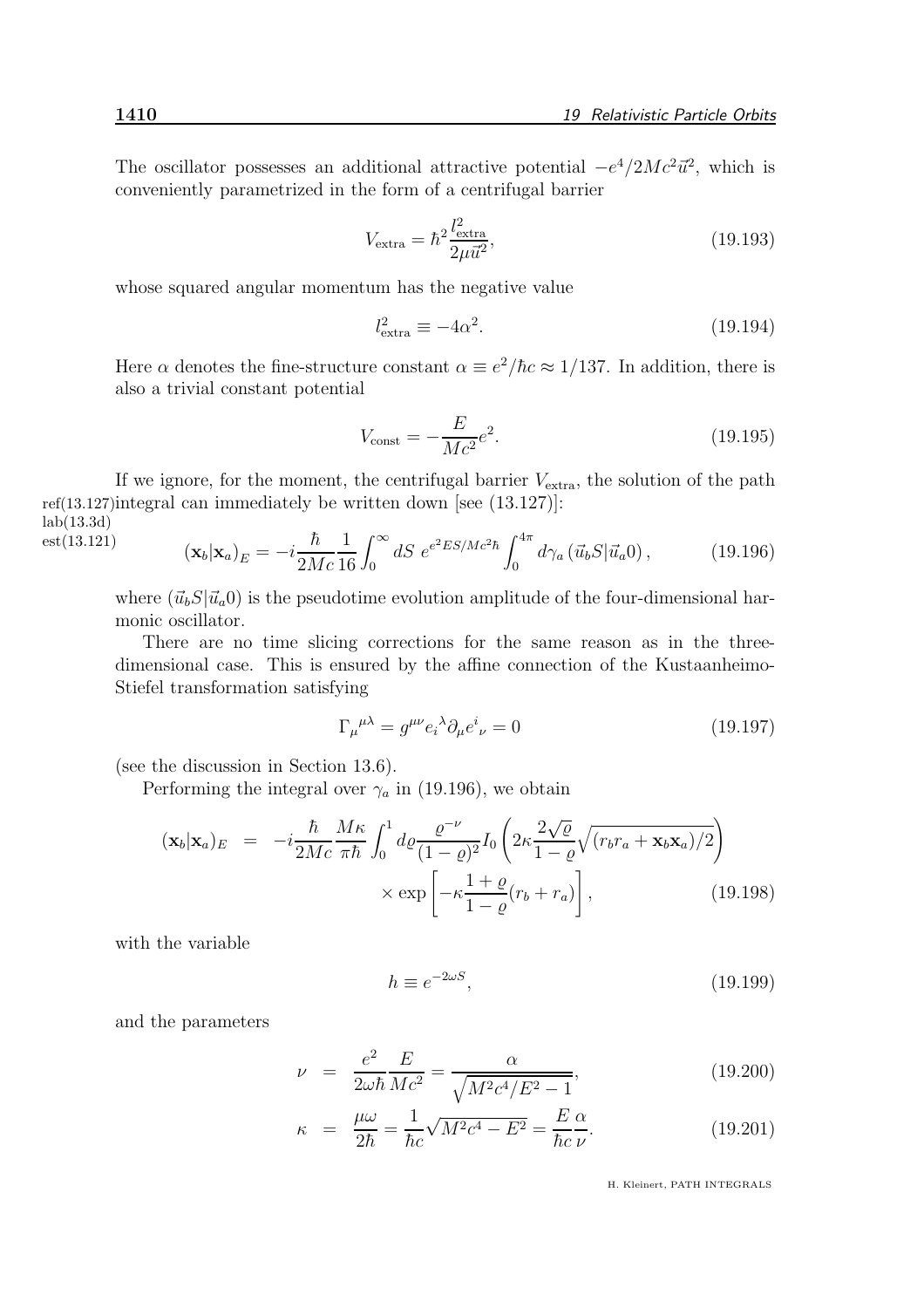The oscillator possesses an additional attractive potential $-e^4/2Mc^2\vec{u}^2$, which is conveniently parametrized in the form of a centrifugal barrier

$$V_{\rm extra} = \hbar^2 \frac{l_{\rm extra}^2}{2\mu\vec{u}^2}, \tag{19.193}$$

whose squared angular momentum has the negative value

$$l_{\rm extra}^2 \equiv -4\alpha^2. \tag{19.194}$$

Here $\alpha$ denotes the fine-structure constant $\alpha \equiv e^2/\hbar c \approx 1/137$. In addition, there is also a trivial constant potential

$$V_{\rm const} = -\frac{E}{Mc^2}e^2. \tag{19.195}$$

If we ignore, for the moment, the centrifugal barrier $V_{\rm extra}$, the solution of the path ref(13.127)integral can immediately be written down [see (13.127)]:
lab(13.3d)
est(13.121)

$$(\mathbf{x}_b|\mathbf{x}_a)_E = -i\frac{\hbar}{2Mc}\frac{1}{16}\int_0^\infty dS\, e^{e^2ES/Mc^2\hbar}\int_0^{4\pi} d\gamma_a\, (\vec{u}_bS|\vec{u}_a0)\,, \tag{19.196}$$

where $(\vec{u}_bS|\vec{u}_a0)$ is the pseudotime evolution amplitude of the four-dimensional harmonic oscillator.

There are no time slicing corrections for the same reason as in the three-dimensional case. This is ensured by the affine connection of the Kustaanheimo-Stiefel transformation satisfying

$$\Gamma_\mu{}^{\mu\lambda} = g^{\mu\nu}e_i{}^\lambda\partial_\mu e^i{}_\nu = 0 \tag{19.197}$$

(see the discussion in Section 13.6).

Performing the integral over $\gamma_a$ in (19.196), we obtain

$$\begin{aligned}(\mathbf{x}_b|\mathbf{x}_a)_E &= -i\frac{\hbar}{2Mc}\frac{M\kappa}{\pi\hbar}\int_0^1 d\varrho\frac{\varrho^{-\nu}}{(1-\varrho)^2}I_0\left(2\kappa\frac{2\sqrt{\varrho}}{1-\varrho}\sqrt{(r_br_a+\mathbf{x}_b\mathbf{x}_a)/2}\right)\\ &\qquad\times\exp\left[-\kappa\frac{1+\varrho}{1-\varrho}(r_b+r_a)\right],\end{aligned} \tag{19.198}$$

with the variable

$$h \equiv e^{-2\omega S}, \tag{19.199}$$

and the parameters

$$\nu = \frac{e^2}{2\omega\hbar}\frac{E}{Mc^2} = \frac{\alpha}{\sqrt{M^2c^4/E^2-1}}, \tag{19.200}$$

$$\kappa = \frac{\mu\omega}{2\hbar} = \frac{1}{\hbar c}\sqrt{M^2c^4-E^2} = \frac{E}{\hbar c}\frac{\alpha}{\nu}. \tag{19.201}$$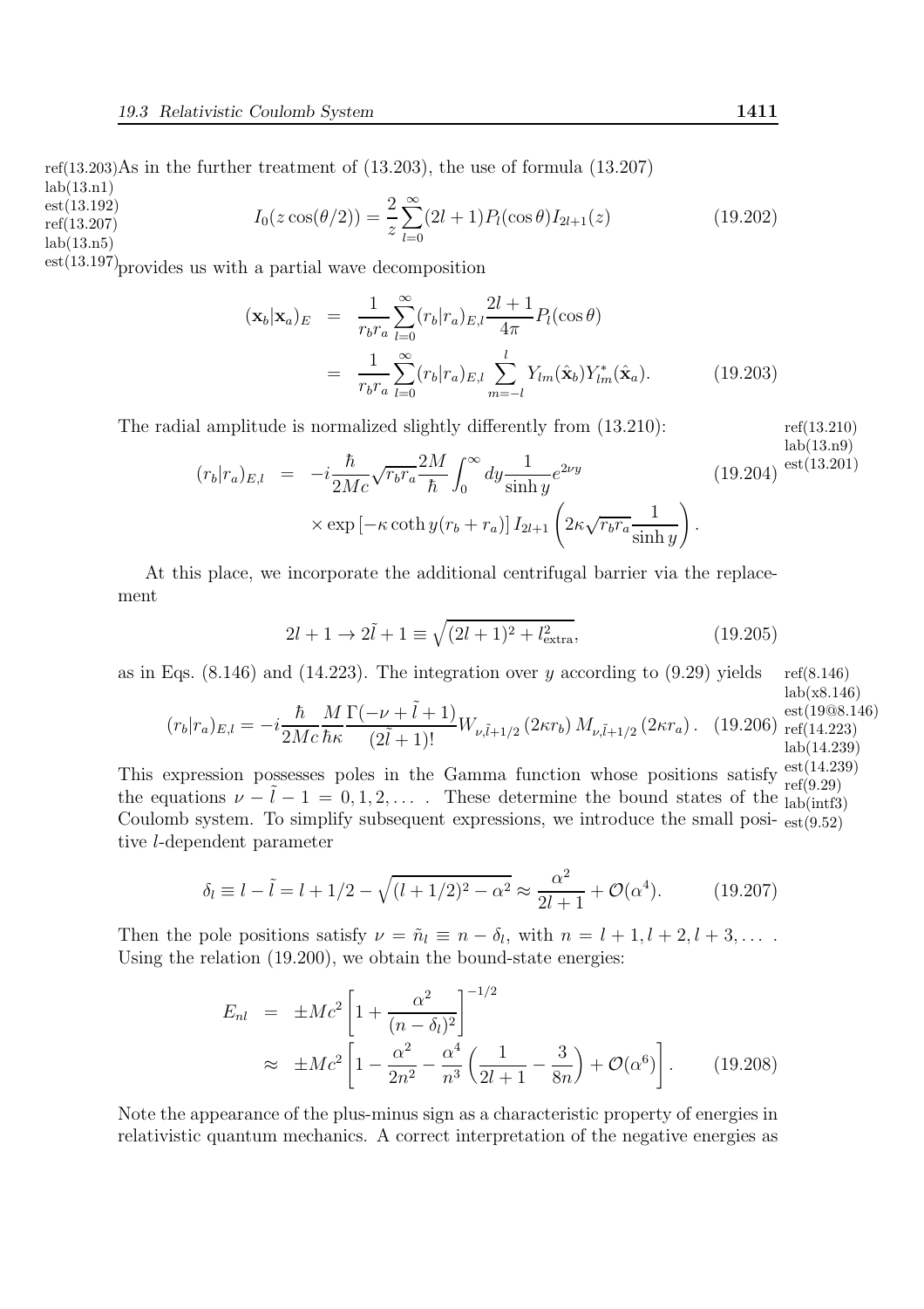As in the further treatment of (13.203), the use of formula (13.207)

$$I_0(z\cos(\theta/2)) = \frac{2}{z}\sum_{l=0}^{\infty}(2l+1)P_l(\cos\theta)I_{2l+1}(z) \tag{19.202}$$

provides us with a partial wave decomposition

$$\begin{aligned}(\mathbf{x}_b|\mathbf{x}_a)_E &= \frac{1}{r_b r_a}\sum_{l=0}^{\infty}(r_b|r_a)_{E,l}\frac{2l+1}{4\pi}P_l(\cos\theta)\\ &= \frac{1}{r_b r_a}\sum_{l=0}^{\infty}(r_b|r_a)_{E,l}\sum_{m=-l}^{l}Y_{lm}(\hat{\mathbf{x}}_b)Y^*_{lm}(\hat{\mathbf{x}}_a).\end{aligned} \tag{19.203}$$

The radial amplitude is normalized slightly differently from (13.210):

$$\begin{aligned}(r_b|r_a)_{E,l} &= -i\frac{\hbar}{2Mc}\sqrt{r_b r_a}\frac{2M}{\hbar}\int_0^\infty dy\frac{1}{\sinh y}e^{2\nu y}\\ &\quad\times\exp\left[-\kappa\coth y(r_b+r_a)\right]I_{2l+1}\left(2\kappa\sqrt{r_b r_a}\frac{1}{\sinh y}\right).\end{aligned} \tag{19.204}$$

At this place, we incorporate the additional centrifugal barrier via the replacement

$$2l+1 \to 2\tilde{l}+1 \equiv \sqrt{(2l+1)^2 + l^2_{\rm extra}}, \tag{19.205}$$

as in Eqs. (8.146) and (14.223). The integration over $y$ according to (9.29) yields

$$(r_b|r_a)_{E,l} = -i\frac{\hbar}{2Mc}\frac{M}{\hbar\kappa}\frac{\Gamma(-\nu+\tilde{l}+1)}{(2\tilde{l}+1)!}W_{\nu,\tilde{l}+1/2}(2\kappa r_b)\,M_{\nu,\tilde{l}+1/2}(2\kappa r_a). \tag{19.206}$$

This expression possesses poles in the Gamma function whose positions satisfy the equations $\nu - \tilde{l} - 1 = 0, 1, 2, \ldots$ . These determine the bound states of the Coulomb system. To simplify subsequent expressions, we introduce the small positive $l$-dependent parameter

$$\delta_l \equiv l - \tilde{l} = l + 1/2 - \sqrt{(l+1/2)^2 - \alpha^2} \approx \frac{\alpha^2}{2l+1} + \mathcal{O}(\alpha^4). \tag{19.207}$$

Then the pole positions satisfy $\nu = \tilde{n}_l \equiv n - \delta_l$, with $n = l+1, l+2, l+3, \ldots$ . Using the relation (19.200), we obtain the bound-state energies:

$$\begin{aligned}E_{nl} &= \pm Mc^2\left[1+\frac{\alpha^2}{(n-\delta_l)^2}\right]^{-1/2}\\ &\approx \pm Mc^2\left[1-\frac{\alpha^2}{2n^2}-\frac{\alpha^4}{n^3}\left(\frac{1}{2l+1}-\frac{3}{8n}\right)+\mathcal{O}(\alpha^6)\right].\end{aligned} \tag{19.208}$$

Note the appearance of the plus-minus sign as a characteristic property of energies in relativistic quantum mechanics. A correct interpretation of the negative energies as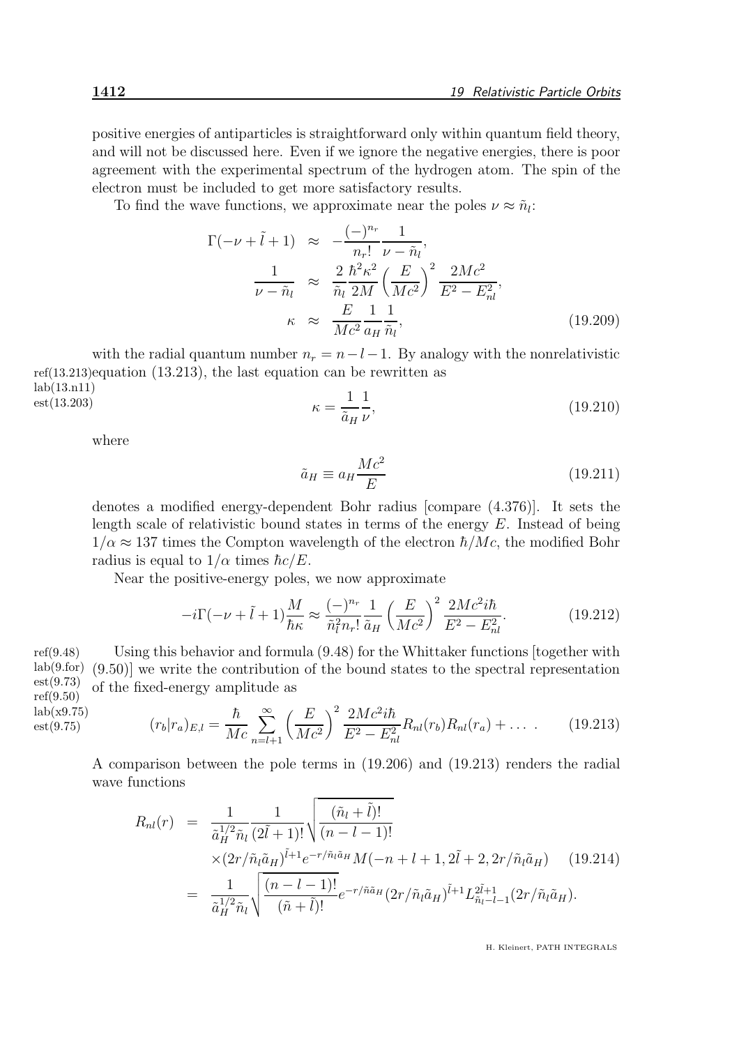positive energies of antiparticles is straightforward only within quantum field theory, and will not be discussed here. Even if we ignore the negative energies, there is poor agreement with the experimental spectrum of the hydrogen atom. The spin of the electron must be included to get more satisfactory results.

To find the wave functions, we approximate near the poles $\nu \approx \tilde{n}_l$:

$$
\begin{aligned}
\Gamma(-\nu + \tilde{l} + 1) &\approx -\frac{(-)^{n_r}}{n_r!} \frac{1}{\nu - \tilde{n}_l}, \\
\frac{1}{\nu - \tilde{n}_l} &\approx \frac{2}{\tilde{n}_l} \frac{\hbar^2 \kappa^2}{2M} \left(\frac{E}{Mc^2}\right)^2 \frac{2Mc^2}{E^2 - E_{nl}^2}, \\
\kappa &\approx \frac{E}{Mc^2} \frac{1}{a_H} \frac{1}{\tilde{n}_l},
\end{aligned}
\tag{19.209}
$$

with the radial quantum number $n_r = n - l - 1$. By analogy with the nonrelativistic equation (13.213), the last equation can be rewritten as

$$
\kappa = \frac{1}{\tilde{a}_H} \frac{1}{\nu},
\tag{19.210}
$$

where

$$
\tilde{a}_H \equiv a_H \frac{Mc^2}{E}
\tag{19.211}
$$

denotes a modified energy-dependent Bohr radius [compare (4.376)]. It sets the length scale of relativistic bound states in terms of the energy $E$. Instead of being $1/\alpha \approx 137$ times the Compton wavelength of the electron $\hbar/Mc$, the modified Bohr radius is equal to $1/\alpha$ times $\hbar c/E$.

Near the positive-energy poles, we now approximate

$$
-i\Gamma(-\nu + \tilde{l} + 1) \frac{M}{\hbar\kappa} \approx \frac{(-)^{n_r}}{\tilde{n}_l^2 n_r!} \frac{1}{\tilde{a}_H} \left(\frac{E}{Mc^2}\right)^2 \frac{2Mc^2 i\hbar}{E^2 - E_{nl}^2}.
\tag{19.212}
$$

Using this behavior and formula (9.48) for the Whittaker functions [together with (9.50)] we write the contribution of the bound states to the spectral representation of the fixed-energy amplitude as

$$
(r_b|r_a)_{E,l} = \frac{\hbar}{Mc} \sum_{n=l+1}^{\infty} \left(\frac{E}{Mc^2}\right)^2 \frac{2Mc^2 i\hbar}{E^2 - E_{nl}^2} R_{nl}(r_b) R_{nl}(r_a) + \dots \ .
\tag{19.213}
$$

A comparison between the pole terms in (19.206) and (19.213) renders the radial wave functions

$$
\begin{aligned}
R_{nl}(r) &= \frac{1}{\tilde{a}_H^{1/2} \tilde{n}_l} \frac{1}{(2\tilde{l}+1)!} \sqrt{\frac{(\tilde{n}_l + \tilde{l})!}{(n-l-1)!}} \\
&\quad \times (2r/\tilde{n}_l \tilde{a}_H)^{\tilde{l}+1} e^{-r/\tilde{n}_l \tilde{a}_H} M(-n + l + 1, 2\tilde{l} + 2, 2r/\tilde{n}_l \tilde{a}_H) \\
&= \frac{1}{\tilde{a}_H^{1/2} \tilde{n}_l} \sqrt{\frac{(n-l-1)!}{(\tilde{n} + \tilde{l})!}} e^{-r/\tilde{n}\tilde{a}_H} (2r/\tilde{n}_l \tilde{a}_H)^{\tilde{l}+1} L_{\tilde{n}_l - l - 1}^{2\tilde{l}+1}(2r/\tilde{n}_l \tilde{a}_H).
\end{aligned}
\tag{19.214}
$$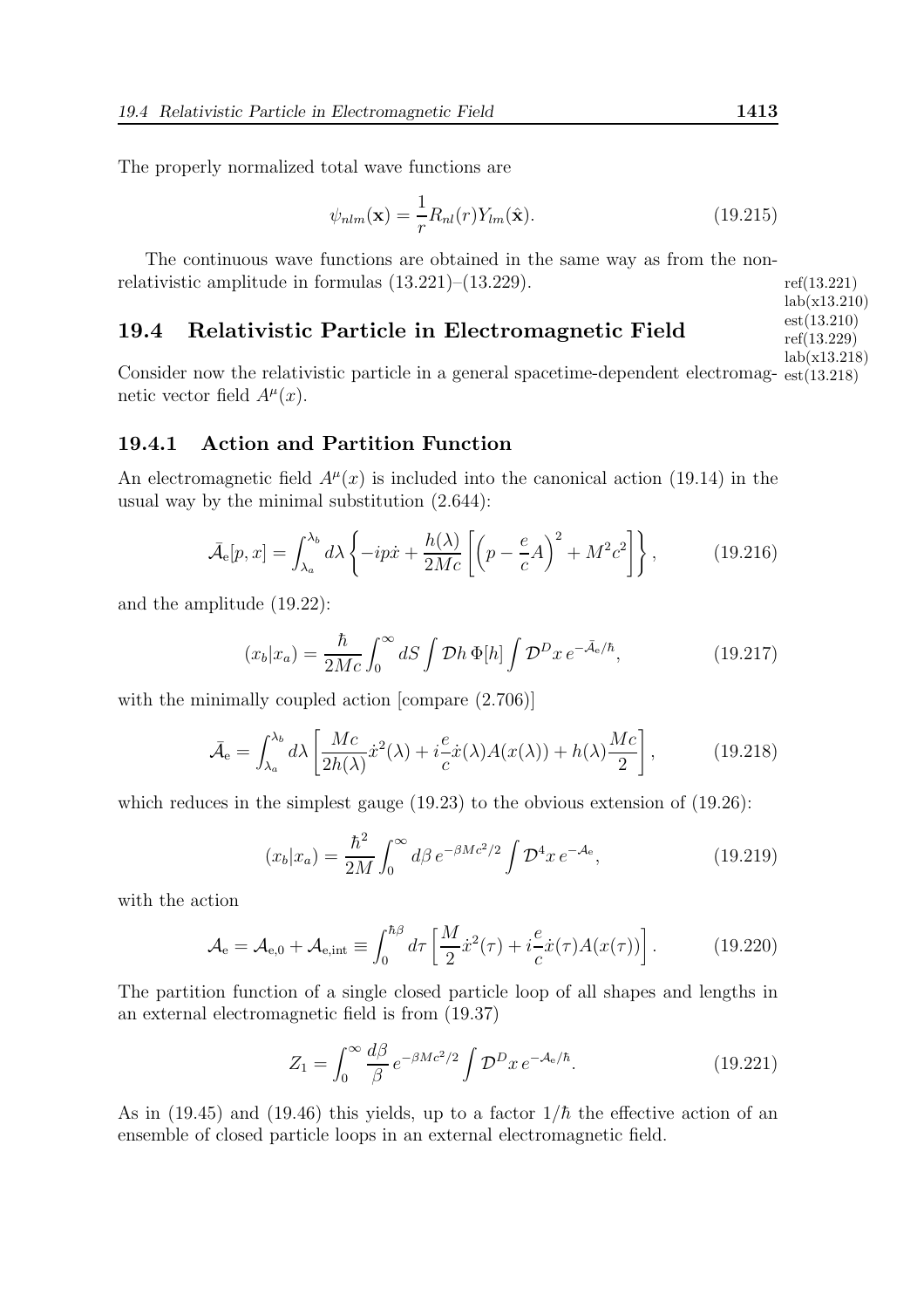The properly normalized total wave functions are

$$\psi_{nlm}(\mathbf{x}) = \frac{1}{r} R_{nl}(r) Y_{lm}(\hat{\mathbf{x}}). \tag{19.215}$$

The continuous wave functions are obtained in the same way as from the nonrelativistic amplitude in formulas (13.221)–(13.229).

## 19.4 Relativistic Particle in Electromagnetic Field

Consider now the relativistic particle in a general spacetime-dependent electromagnetic vector field $A^\mu(x)$.

### 19.4.1 Action and Partition Function

An electromagnetic field $A^\mu(x)$ is included into the canonical action (19.14) in the usual way by the minimal substitution (2.644):

$$\bar{\mathcal{A}}_{\rm e}[p,x] = \int_{\lambda_a}^{\lambda_b} d\lambda \left\{ -ip\dot{x} + \frac{h(\lambda)}{2Mc}\left[\left(p - \frac{e}{c}A\right)^2 + M^2c^2\right]\right\}, \tag{19.216}$$

and the amplitude (19.22):

$$(x_b|x_a) = \frac{\hbar}{2Mc}\int_0^\infty dS \int \mathcal{D}h\, \Phi[h] \int \mathcal{D}^D x\, e^{-\bar{\mathcal{A}}_{\rm e}/\hbar}, \tag{19.217}$$

with the minimally coupled action [compare (2.706)]

$$\bar{\mathcal{A}}_{\rm e} = \int_{\lambda_a}^{\lambda_b} d\lambda \left[\frac{Mc}{2h(\lambda)}\dot{x}^2(\lambda) + i\frac{e}{c}\dot{x}(\lambda)A(x(\lambda)) + h(\lambda)\frac{Mc}{2}\right], \tag{19.218}$$

which reduces in the simplest gauge (19.23) to the obvious extension of (19.26):

$$(x_b|x_a) = \frac{\hbar^2}{2M}\int_0^\infty d\beta\, e^{-\beta Mc^2/2}\int \mathcal{D}^4 x\, e^{-\mathcal{A}_{\rm e}}, \tag{19.219}$$

with the action

$$\mathcal{A}_{\rm e} = \mathcal{A}_{\rm e,0} + \mathcal{A}_{\rm e,int} \equiv \int_0^{\hbar\beta} d\tau \left[\frac{M}{2}\dot{x}^2(\tau) + i\frac{e}{c}\dot{x}(\tau)A(x(\tau))\right]. \tag{19.220}$$

The partition function of a single closed particle loop of all shapes and lengths in an external electromagnetic field is from (19.37)

$$Z_1 = \int_0^\infty \frac{d\beta}{\beta}\, e^{-\beta Mc^2/2}\int \mathcal{D}^D x\, e^{-\mathcal{A}_{\rm e}/\hbar}. \tag{19.221}$$

As in (19.45) and (19.46) this yields, up to a factor $1/\hbar$ the effective action of an ensemble of closed particle loops in an external electromagnetic field.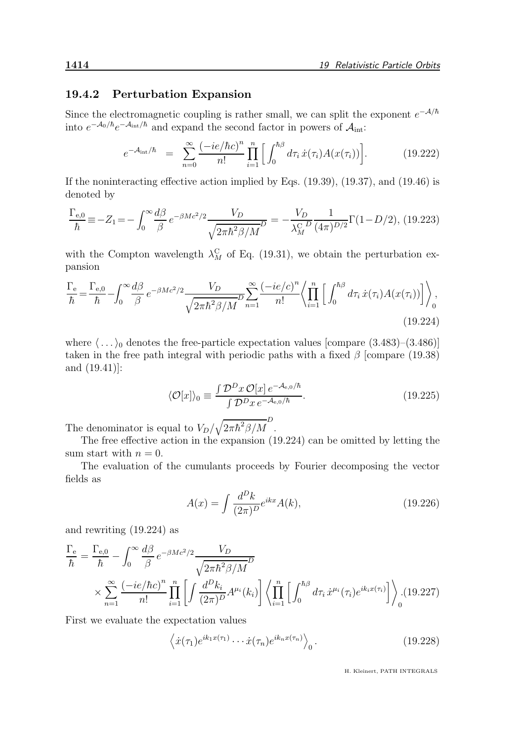### 19.4.2 Perturbation Expansion

Since the electromagnetic coupling is rather small, we can split the exponent $e^{-\mathcal{A}/\hbar}$ into $e^{-\mathcal{A}_0/\hbar}e^{-\mathcal{A}_{\rm int}/\hbar}$ and expand the second factor in powers of $\mathcal{A}_{\rm int}$:

$$e^{-\mathcal{A}_{\rm int}/\hbar} \;=\; \sum_{n=0}^{\infty}\frac{(-ie/\hbar c)^n}{n!}\prod_{i=1}^{n}\Big[\int_0^{\hbar\beta}d\tau_i\,\dot{x}(\tau_i)A(x(\tau_i))\Big]. \tag{19.222}$$

If the noninteracting effective action implied by Eqs. (19.39), (19.37), and (19.46) is denoted by

$$\frac{\Gamma_{\rm e,0}}{\hbar}\equiv -Z_1 = -\int_0^\infty\frac{d\beta}{\beta}\,e^{-\beta Mc^2/2}\frac{V_D}{\sqrt{2\pi\hbar^2\beta/M}^{D}} = -\frac{V_D}{{\lambda_M^{\rm C}}^{D}}\frac{1}{(4\pi)^{D/2}}\Gamma(1-D/2), \tag{19.223}$$

with the Compton wavelength $\lambda_M^{\rm C}$ of Eq. (19.31), we obtain the perturbation expansion

$$\frac{\Gamma_{\rm e}}{\hbar}=\frac{\Gamma_{\rm e,0}}{\hbar}-\int_0^\infty\frac{d\beta}{\beta}\,e^{-\beta Mc^2/2}\frac{V_D}{\sqrt{2\pi\hbar^2\beta/M}^{D}}\sum_{n=1}^{\infty}\frac{(-ie/c)^n}{n!}\left\langle\prod_{i=1}^{n}\Big[\int_0^{\hbar\beta}d\tau_i\,\dot{x}(\tau_i)A(x(\tau_i))\Big]\right\rangle_0, \tag{19.224}$$

where $\langle\dots\rangle_0$ denotes the free-particle expectation values [compare (3.483)–(3.486)] taken in the free path integral with periodic paths with a fixed $\beta$ [compare (19.38) and (19.41)]:

$$\langle\mathcal{O}[x]\rangle_0 \equiv \frac{\int\mathcal{D}^Dx\,\mathcal{O}[x]\,e^{-\mathcal{A}_{\rm e,0}/\hbar}}{\int\mathcal{D}^Dx\,e^{-\mathcal{A}_{\rm e,0}/\hbar}}. \tag{19.225}$$

The denominator is equal to $V_D/\sqrt{2\pi\hbar^2\beta/M}^{D}$.

The free effective action in the expansion (19.224) can be omitted by letting the sum start with $n=0$.

The evaluation of the cumulants proceeds by Fourier decomposing the vector fields as

$$A(x)=\int\frac{d^Dk}{(2\pi)^D}e^{ikx}A(k), \tag{19.226}$$

and rewriting (19.224) as

$$\begin{aligned}\frac{\Gamma_{\rm e}}{\hbar} &= \frac{\Gamma_{\rm e,0}}{\hbar}-\int_0^\infty\frac{d\beta}{\beta}\,e^{-\beta Mc^2/2}\frac{V_D}{\sqrt{2\pi\hbar^2\beta/M}^{D}}\\ &\times\sum_{n=1}^{\infty}\frac{(-ie/\hbar c)^n}{n!}\prod_{i=1}^{n}\left[\int\frac{d^Dk_i}{(2\pi)^D}A^{\mu_i}(k_i)\right]\left\langle\prod_{i=1}^{n}\Big[\int_0^{\hbar\beta}d\tau_i\,\dot{x}^{\mu_i}(\tau_i)e^{ik_ix(\tau_i)}\Big]\right\rangle_0. \end{aligned}\tag{19.227}$$

First we evaluate the expectation values

$$\left\langle\dot{x}(\tau_1)e^{ik_1x(\tau_1)}\cdots\dot{x}(\tau_n)e^{ik_nx(\tau_n)}\right\rangle_0. \tag{19.228}$$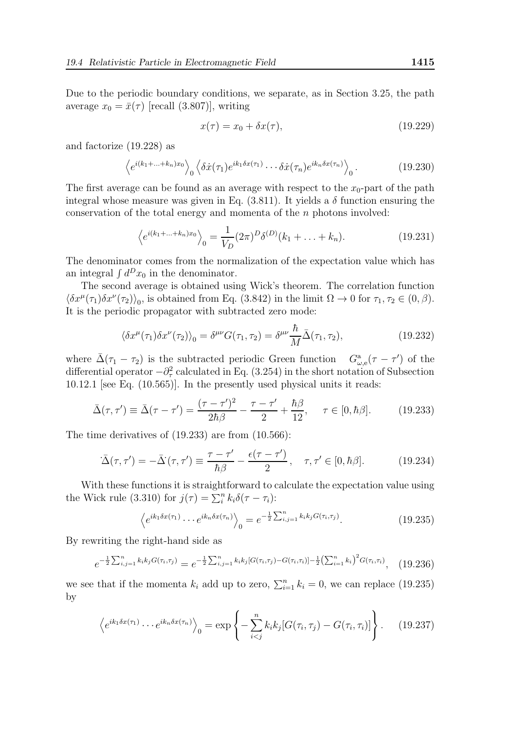Due to the periodic boundary conditions, we separate, as in Section 3.25, the path average $x_0 = \bar{x}(\tau)$ [recall (3.807)], writing

$$x(\tau) = x_0 + \delta x(\tau), \tag{19.229}$$

and factorize (19.228) as

$$\left\langle e^{i(k_1+\ldots+k_n)x_0}\right\rangle_0 \left\langle \delta\dot{x}(\tau_1)e^{ik_1\delta x(\tau_1)}\cdots\delta\dot{x}(\tau_n)e^{ik_n\delta x(\tau_n)}\right\rangle_0. \tag{19.230}$$

The first average can be found as an average with respect to the $x_0$-part of the path integral whose measure was given in Eq. (3.811). It yields a $\delta$ function ensuring the conservation of the total energy and momenta of the $n$ photons involved:

$$\left\langle e^{i(k_1+\ldots+k_n)x_0}\right\rangle_0 = \frac{1}{V_D}(2\pi)^D\delta^{(D)}(k_1+\ldots+k_n). \tag{19.231}$$

The denominator comes from the normalization of the expectation value which has an integral $\int d^Dx_0$ in the denominator.

The second average is obtained using Wick's theorem. The correlation function $\langle\delta x^\mu(\tau_1)\delta x^\nu(\tau_2)\rangle_0$, is obtained from Eq. (3.842) in the limit $\Omega\to 0$ for $\tau_1,\tau_2\in(0,\beta)$. It is the periodic propagator with subtracted zero mode:

$$\langle\delta x^\mu(\tau_1)\delta x^\nu(\tau_2)\rangle_0 = \delta^{\mu\nu}G(\tau_1,\tau_2) = \delta^{\mu\nu}\frac{\hbar}{M}\bar{\Delta}(\tau_1,\tau_2), \tag{19.232}$$

where $\bar{\Delta}(\tau_1-\tau_2)$ is the subtracted periodic Green function $G^{\rm a}_{\omega,{\rm e}}(\tau-\tau')$ of the differential operator $-\partial_\tau^2$ calculated in Eq. (3.254) in the short notation of Subsection 10.12.1 [see Eq. (10.565)]. In the presently used physical units it reads:

$$\bar{\Delta}(\tau,\tau') \equiv \bar{\Delta}(\tau-\tau') = \frac{(\tau-\tau')^2}{2\hbar\beta} - \frac{\tau-\tau'}{2} + \frac{\hbar\beta}{12}, \quad \tau\in[0,\hbar\beta]. \tag{19.233}$$

The time derivatives of (19.233) are from (10.566):

$${}^{\cdot}\bar{\Delta}(\tau,\tau') = -\bar{\Delta}^{\cdot}(\tau,\tau') \equiv \frac{\tau-\tau'}{\hbar\beta} - \frac{\epsilon(\tau-\tau')}{2}, \quad \tau,\tau'\in[0,\hbar\beta]. \tag{19.234}$$

With these functions it is straightforward to calculate the expectation value using the Wick rule (3.310) for $j(\tau) = \sum_i^n k_i\delta(\tau-\tau_i)$:

$$\left\langle e^{ik_1\delta x(\tau_1)}\cdots e^{ik_n\delta x(\tau_n)}\right\rangle_0 = e^{-\frac{1}{2}\sum_{i,j=1}^n k_ik_jG(\tau_i,\tau_j)}. \tag{19.235}$$

By rewriting the right-hand side as

$$e^{-\frac{1}{2}\sum_{i,j=1}^n k_ik_jG(\tau_i,\tau_j)} = e^{-\frac{1}{2}\sum_{i,j=1}^n k_ik_j[G(\tau_i,\tau_j)-G(\tau_i,\tau_i)]-\frac{1}{2}\left(\sum_{i=1}^n k_i\right)^2G(\tau_i,\tau_i)}, \tag{19.236}$$

we see that if the momenta $k_i$ add up to zero, $\sum_{i=1}^n k_i = 0$, we can replace (19.235) by

$$\left\langle e^{ik_1\delta x(\tau_1)}\cdots e^{ik_n\delta x(\tau_n)}\right\rangle_0 = \exp\left\{-\sum_{i<j}^n k_ik_j[G(\tau_i,\tau_j)-G(\tau_i,\tau_i)]\right\}. \tag{19.237}$$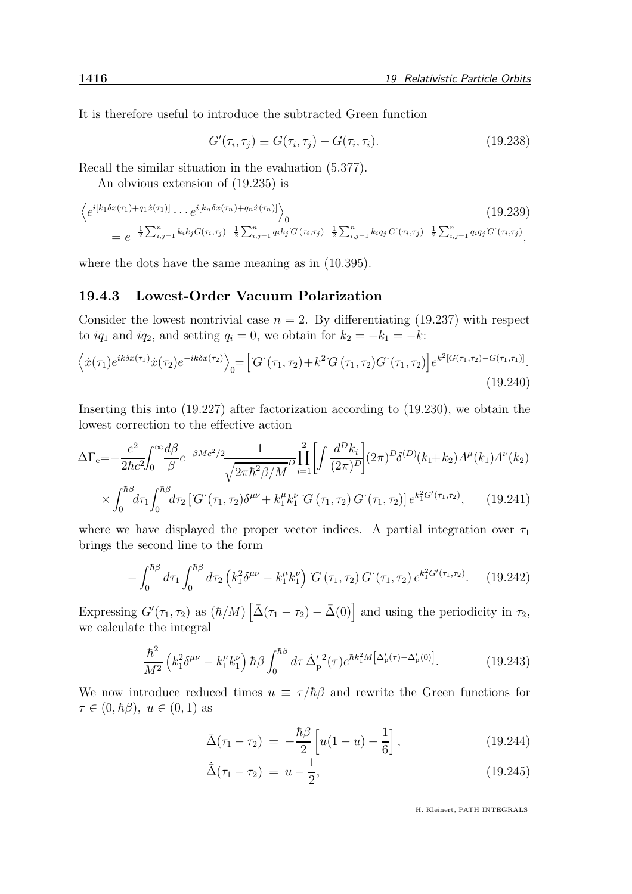It is therefore useful to introduce the subtracted Green function

$$G'(\tau_i,\tau_j) \equiv G(\tau_i,\tau_j) - G(\tau_i,\tau_i). \tag{19.238}$$

Recall the similar situation in the evaluation (5.377).

An obvious extension of (19.235) is

$$\left\langle e^{i[k_1\delta x(\tau_1)+q_1\dot{x}(\tau_1)]}\cdots e^{i[k_n\delta x(\tau_n)+q_n\dot{x}(\tau_n)]}\right\rangle_0 \tag{19.239}$$
$$= e^{-\frac{1}{2}\sum_{i,j=1}^n k_ik_jG(\tau_i,\tau_j)-\frac{1}{2}\sum_{i,j=1}^n q_ik_j{}^{\cdot}G(\tau_i,\tau_j)-\frac{1}{2}\sum_{i,j=1}^n k_iq_j\,G^{\cdot}(\tau_i,\tau_j)-\frac{1}{2}\sum_{i,j=1}^n q_iq_j{}^{\cdot}G^{\cdot}(\tau_i,\tau_j)},$$

where the dots have the same meaning as in (10.395).

### 19.4.3 Lowest-Order Vacuum Polarization

Consider the lowest nontrivial case $n=2$. By differentiating (19.237) with respect to $iq_1$ and $iq_2$, and setting $q_i=0$, we obtain for $k_2=-k_1=-k$:

$$\left\langle \dot{x}(\tau_1)e^{ik\delta x(\tau_1)}\dot{x}(\tau_2)e^{-ik\delta x(\tau_2)}\right\rangle_0 = \left[{}^{\cdot}G^{\cdot}(\tau_1,\tau_2)+k^2\,{}^{\cdot}G(\tau_1,\tau_2)G^{\cdot}(\tau_1,\tau_2)\right]e^{k^2[G(\tau_1,\tau_2)-G(\tau_1,\tau_1)]}. \tag{19.240}$$

Inserting this into (19.227) after factorization according to (19.230), we obtain the lowest correction to the effective action

$$\Delta\Gamma_{\rm e} = -\frac{e^2}{2\hbar c^2}\int_0^\infty \frac{d\beta}{\beta}e^{-\beta Mc^2/2}\frac{1}{\sqrt{2\pi\hbar^2\beta/M}^D}\prod_{i=1}^2\left[\int\frac{d^Dk_i}{(2\pi)^D}\right](2\pi)^D\delta^{(D)}(k_1+k_2)A^\mu(k_1)A^\nu(k_2)$$
$$\times\int_0^{\hbar\beta}d\tau_1\int_0^{\hbar\beta}d\tau_2\left[{}^{\cdot}G^{\cdot}(\tau_1,\tau_2)\delta^{\mu\nu}+k_1^\mu k_1^\nu\,{}^{\cdot}G(\tau_1,\tau_2)\,G^{\cdot}(\tau_1,\tau_2)\right]e^{k_1^2G'(\tau_1,\tau_2)}, \tag{19.241}$$

where we have displayed the proper vector indices. A partial integration over $\tau_1$ brings the second line to the form

$$-\int_0^{\hbar\beta}d\tau_1\int_0^{\hbar\beta}d\tau_2\left(k_1^2\delta^{\mu\nu}-k_1^\mu k_1^\nu\right){}^{\cdot}G(\tau_1,\tau_2)\,G^{\cdot}(\tau_1,\tau_2)\,e^{k_1^2G'(\tau_1,\tau_2)}. \tag{19.242}$$

Expressing $G'(\tau_1,\tau_2)$ as $(\hbar/M)\left[\bar{\Delta}(\tau_1-\tau_2)-\bar{\Delta}(0)\right]$ and using the periodicity in $\tau_2$, we calculate the integral

$$\frac{\hbar^2}{M^2}\left(k_1^2\delta^{\mu\nu}-k_1^\mu k_1^\nu\right)\hbar\beta\int_0^{\hbar\beta}d\tau\,\dot{\Delta}_{\rm p}'^{\,2}(\tau)e^{\hbar k_1^2M\left[\Delta_{\rm p}'(\tau)-\Delta_{\rm p}'(0)\right]}. \tag{19.243}$$

We now introduce reduced times $u\equiv\tau/\hbar\beta$ and rewrite the Green functions for $\tau\in(0,\hbar\beta),\ u\in(0,1)$ as

$$\bar{\Delta}(\tau_1-\tau_2) \;=\; -\frac{\hbar\beta}{2}\left[u(1-u)-\frac{1}{6}\right], \tag{19.244}$$

$$\dot{\bar{\Delta}}(\tau_1-\tau_2) \;=\; u-\frac{1}{2}, \tag{19.245}$$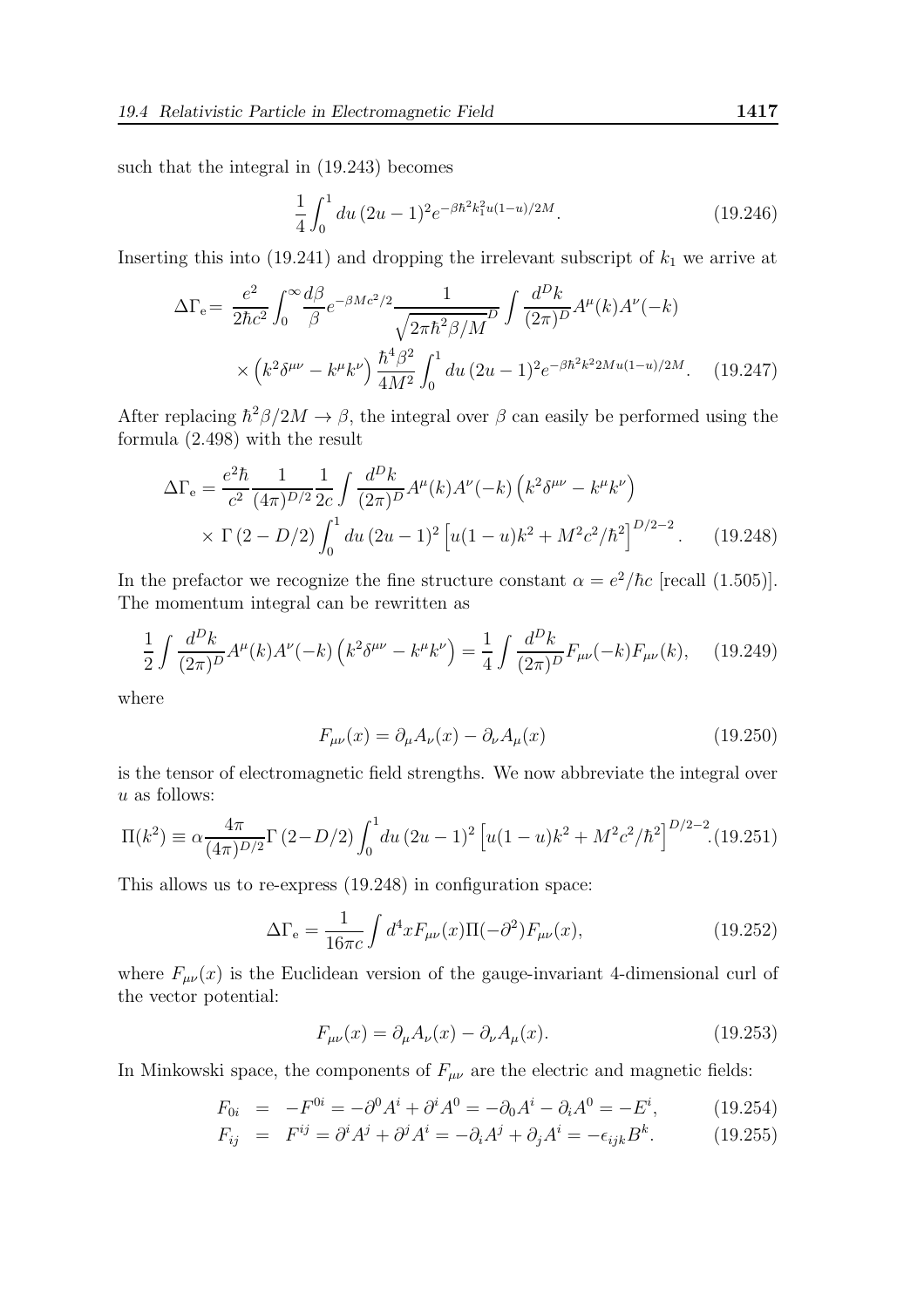such that the integral in (19.243) becomes

$$\frac{1}{4}\int_0^1 du\,(2u-1)^2 e^{-\beta\hbar^2 k_1^2 u(1-u)/2M}. \tag{19.246}$$

Inserting this into (19.241) and dropping the irrelevant subscript of $k_1$ we arrive at

$$\begin{aligned}\Delta\Gamma_{\rm e} = \; & \frac{e^2}{2\hbar c^2}\int_0^\infty \frac{d\beta}{\beta} e^{-\beta Mc^2/2} \frac{1}{\sqrt{2\pi\hbar^2\beta/M}^D} \int \frac{d^D k}{(2\pi)^D} A^\mu(k) A^\nu(-k) \\ & \times \left(k^2\delta^{\mu\nu} - k^\mu k^\nu\right) \frac{\hbar^4\beta^2}{4M^2}\int_0^1 du\,(2u-1)^2 e^{-\beta\hbar^2 k^2 2Mu(1-u)/2M}. \end{aligned} \tag{19.247}$$

After replacing $\hbar^2\beta/2M \to \beta$, the integral over $\beta$ can easily be performed using the formula (2.498) with the result

$$\begin{aligned}\Delta\Gamma_{\rm e} = \; & \frac{e^2\hbar}{c^2}\frac{1}{(4\pi)^{D/2}}\frac{1}{2c}\int \frac{d^D k}{(2\pi)^D} A^\mu(k) A^\nu(-k) \left(k^2\delta^{\mu\nu} - k^\mu k^\nu\right) \\ & \times \Gamma\left(2 - D/2\right) \int_0^1 du\,(2u-1)^2 \left[u(1-u)k^2 + M^2c^2/\hbar^2\right]^{D/2-2}. \end{aligned} \tag{19.248}$$

In the prefactor we recognize the fine structure constant $\alpha = e^2/\hbar c$ [recall (1.505)]. The momentum integral can be rewritten as

$$\frac{1}{2}\int \frac{d^D k}{(2\pi)^D} A^\mu(k) A^\nu(-k)\left(k^2\delta^{\mu\nu} - k^\mu k^\nu\right) = \frac{1}{4}\int \frac{d^D k}{(2\pi)^D} F_{\mu\nu}(-k) F_{\mu\nu}(k), \tag{19.249}$$

where

$$F_{\mu\nu}(x) = \partial_\mu A_\nu(x) - \partial_\nu A_\mu(x) \tag{19.250}$$

is the tensor of electromagnetic field strengths. We now abbreviate the integral over $u$ as follows:

$$\Pi(k^2) \equiv \alpha\frac{4\pi}{(4\pi)^{D/2}}\Gamma\left(2 - D/2\right)\int_0^1 du\,(2u-1)^2\left[u(1-u)k^2 + M^2c^2/\hbar^2\right]^{D/2-2}. \tag{19.251}$$

This allows us to re-express (19.248) in configuration space:

$$\Delta\Gamma_{\rm e} = \frac{1}{16\pi c}\int d^4x F_{\mu\nu}(x)\Pi(-\partial^2)F_{\mu\nu}(x), \tag{19.252}$$

where $F_{\mu\nu}(x)$ is the Euclidean version of the gauge-invariant 4-dimensional curl of the vector potential:

$$F_{\mu\nu}(x) = \partial_\mu A_\nu(x) - \partial_\nu A_\mu(x). \tag{19.253}$$

In Minkowski space, the components of $F_{\mu\nu}$ are the electric and magnetic fields:

$$F_{0i} \;=\; -F^{0i} = -\partial^0 A^i + \partial^i A^0 = -\partial_0 A^i - \partial_i A^0 = -E^i, \tag{19.254}$$

$$F_{ij} \;=\; F^{ij} = \partial^i A^j + \partial^j A^i = -\partial_i A^j + \partial_j A^i = -\epsilon_{ijk}B^k. \tag{19.255}$$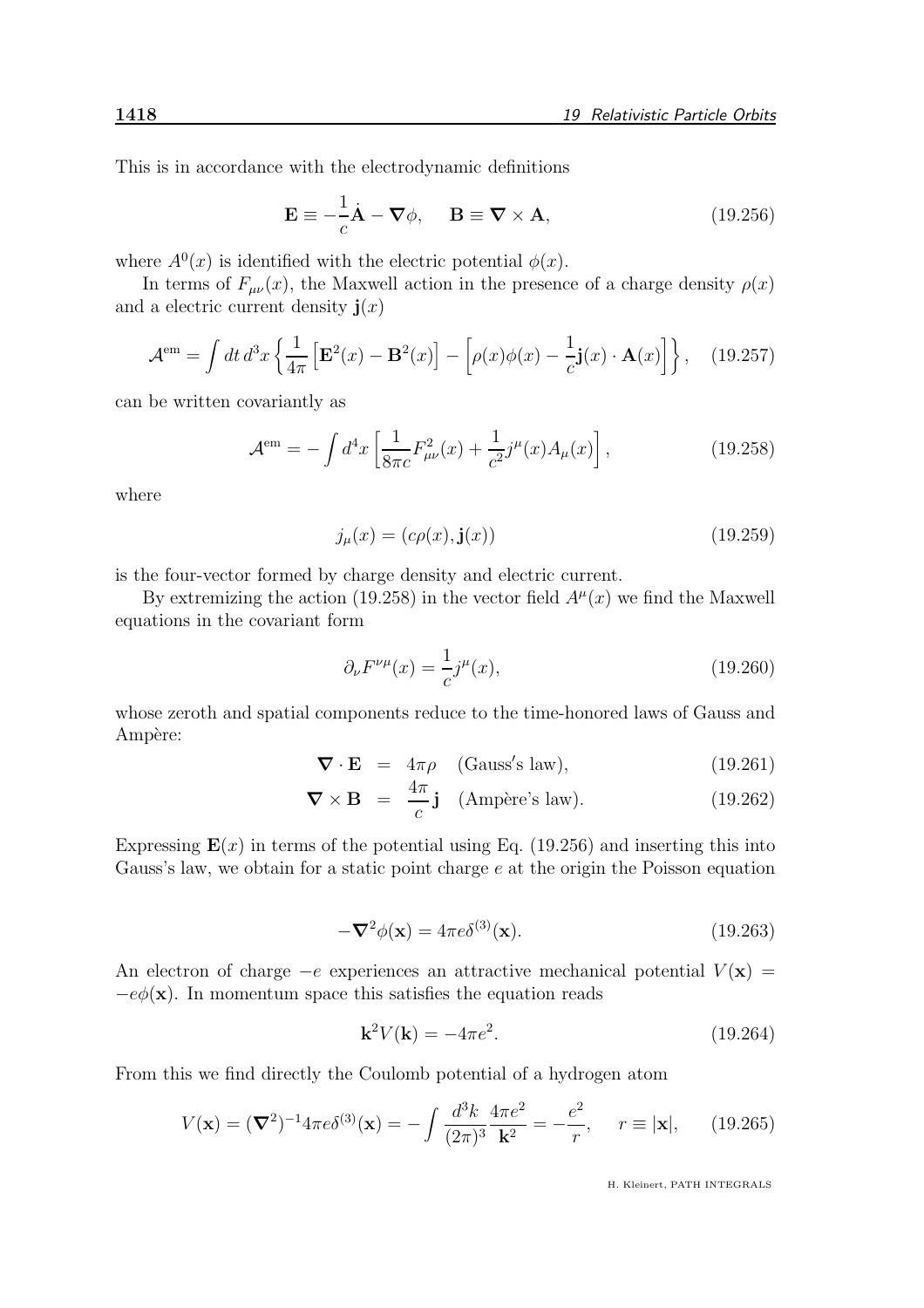This is in accordance with the electrodynamic definitions

$$\mathbf{E} \equiv -\frac{1}{c}\dot{\mathbf{A}} - \boldsymbol{\nabla}\phi, \quad \mathbf{B} \equiv \boldsymbol{\nabla} \times \mathbf{A}, \tag{19.256}$$

where $A^0(x)$ is identified with the electric potential $\phi(x)$.

In terms of $F_{\mu\nu}(x)$, the Maxwell action in the presence of a charge density $\rho(x)$ and a electric current density $\mathbf{j}(x)$

$$\mathcal{A}^{\rm em} = \int dt\, d^3x \left\{ \frac{1}{4\pi}\left[\mathbf{E}^2(x) - \mathbf{B}^2(x)\right] - \left[\rho(x)\phi(x) - \frac{1}{c}\mathbf{j}(x)\cdot\mathbf{A}(x)\right]\right\}, \tag{19.257}$$

can be written covariantly as

$$\mathcal{A}^{\rm em} = -\int d^4x \left[\frac{1}{8\pi c}F_{\mu\nu}^2(x) + \frac{1}{c^2}j^\mu(x)A_\mu(x)\right], \tag{19.258}$$

where

$$j_\mu(x) = (c\rho(x), \mathbf{j}(x)) \tag{19.259}$$

is the four-vector formed by charge density and electric current.

By extremizing the action (19.258) in the vector field $A^\mu(x)$ we find the Maxwell equations in the covariant form

$$\partial_\nu F^{\nu\mu}(x) = \frac{1}{c}j^\mu(x), \tag{19.260}$$

whose zeroth and spatial components reduce to the time-honored laws of Gauss and Ampère:

$$\boldsymbol{\nabla}\cdot\mathbf{E} = 4\pi\rho \quad \text{(Gauss's law)}, \tag{19.261}$$

$$\boldsymbol{\nabla}\times\mathbf{B} = \frac{4\pi}{c}\mathbf{j} \quad \text{(Ampère's law)}. \tag{19.262}$$

Expressing $\mathbf{E}(x)$ in terms of the potential using Eq. (19.256) and inserting this into Gauss's law, we obtain for a static point charge $e$ at the origin the Poisson equation

$$-\boldsymbol{\nabla}^2\phi(\mathbf{x}) = 4\pi e\delta^{(3)}(\mathbf{x}). \tag{19.263}$$

An electron of charge $-e$ experiences an attractive mechanical potential $V(\mathbf{x}) = -e\phi(\mathbf{x})$. In momentum space this satisfies the equation reads

$$\mathbf{k}^2 V(\mathbf{k}) = -4\pi e^2. \tag{19.264}$$

From this we find directly the Coulomb potential of a hydrogen atom

$$V(\mathbf{x}) = (\boldsymbol{\nabla}^2)^{-1}4\pi e\delta^{(3)}(\mathbf{x}) = -\int\frac{d^3k}{(2\pi)^3}\frac{4\pi e^2}{\mathbf{k}^2} = -\frac{e^2}{r}, \quad r \equiv |\mathbf{x}|, \tag{19.265}$$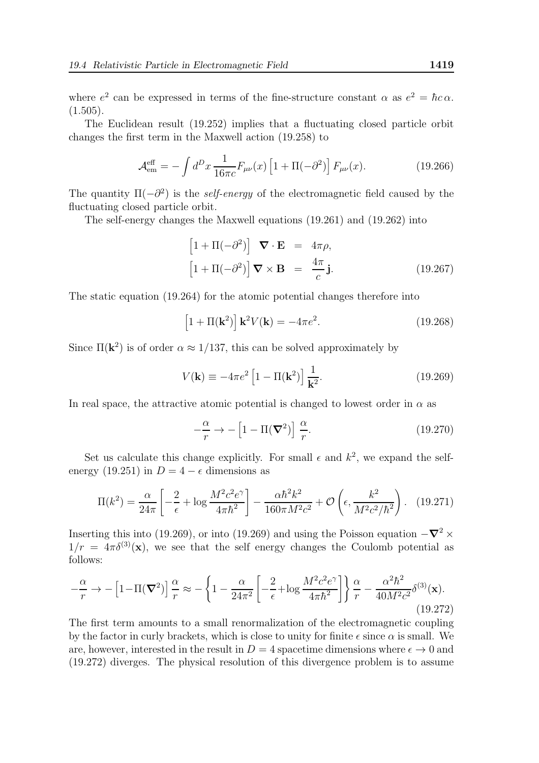where $e^2$ can be expressed in terms of the fine-structure constant $\alpha$ as $e^2 = \hbar c\,\alpha$. (1.505).

The Euclidean result (19.252) implies that a fluctuating closed particle orbit changes the first term in the Maxwell action (19.258) to

$$\mathcal{A}_{\rm em}^{\rm eff} = -\int d^D x \, \frac{1}{16\pi c} F_{\mu\nu}(x) \left[1 + \Pi(-\partial^2)\right] F_{\mu\nu}(x). \tag{19.266}$$

The quantity $\Pi(-\partial^2)$ is the *self-energy* of the electromagnetic field caused by the fluctuating closed particle orbit.

The self-energy changes the Maxwell equations (19.261) and (19.262) into

$$\begin{aligned}\left[1 + \Pi(-\partial^2)\right] \;\; \boldsymbol{\nabla} \cdot \mathbf{E} &= 4\pi\rho, \\ \left[1 + \Pi(-\partial^2)\right] \boldsymbol{\nabla} \times \mathbf{B} &= \frac{4\pi}{c}\,\mathbf{j}.\end{aligned} \tag{19.267}$$

The static equation (19.264) for the atomic potential changes therefore into

$$\left[1 + \Pi(\mathbf{k}^2)\right] \mathbf{k}^2 V(\mathbf{k}) = -4\pi e^2. \tag{19.268}$$

Since $\Pi(\mathbf{k}^2)$ is of order $\alpha \approx 1/137$, this can be solved approximately by

$$V(\mathbf{k}) \equiv -4\pi e^2 \left[1 - \Pi(\mathbf{k}^2)\right] \frac{1}{\mathbf{k}^2}. \tag{19.269}$$

In real space, the attractive atomic potential is changed to lowest order in $\alpha$ as

$$-\frac{\alpha}{r} \to -\left[1 - \Pi(\boldsymbol{\nabla}^2)\right] \frac{\alpha}{r}. \tag{19.270}$$

Set us calculate this change explicitly. For small $\epsilon$ and $k^2$, we expand the self-energy (19.251) in $D = 4 - \epsilon$ dimensions as

$$\Pi(k^2) = \frac{\alpha}{24\pi}\left[-\frac{2}{\epsilon} + \log\frac{M^2c^2e^\gamma}{4\pi\hbar^2}\right] - \frac{\alpha\hbar^2k^2}{160\pi M^2c^2} + \mathcal{O}\left(\epsilon, \frac{k^2}{M^2c^2/\hbar^2}\right). \tag{19.271}$$

Inserting this into (19.269), or into (19.269) and using the Poisson equation $-\boldsymbol{\nabla}^2 \times 1/r = 4\pi\delta^{(3)}(\mathbf{x})$, we see that the self energy changes the Coulomb potential as follows:

$$-\frac{\alpha}{r} \to -\left[1 - \Pi(\boldsymbol{\nabla}^2)\right] \frac{\alpha}{r} \approx -\left\{1 - \frac{\alpha}{24\pi^2}\left[-\frac{2}{\epsilon} + \log\frac{M^2c^2e^\gamma}{4\pi\hbar^2}\right]\right\} \frac{\alpha}{r} - \frac{\alpha^2\hbar^2}{40M^2c^2}\delta^{(3)}(\mathbf{x}). \tag{19.272}$$

The first term amounts to a small renormalization of the electromagnetic coupling by the factor in curly brackets, which is close to unity for finite $\epsilon$ since $\alpha$ is small. We are, however, interested in the result in $D = 4$ spacetime dimensions where $\epsilon \to 0$ and (19.272) diverges. The physical resolution of this divergence problem is to assume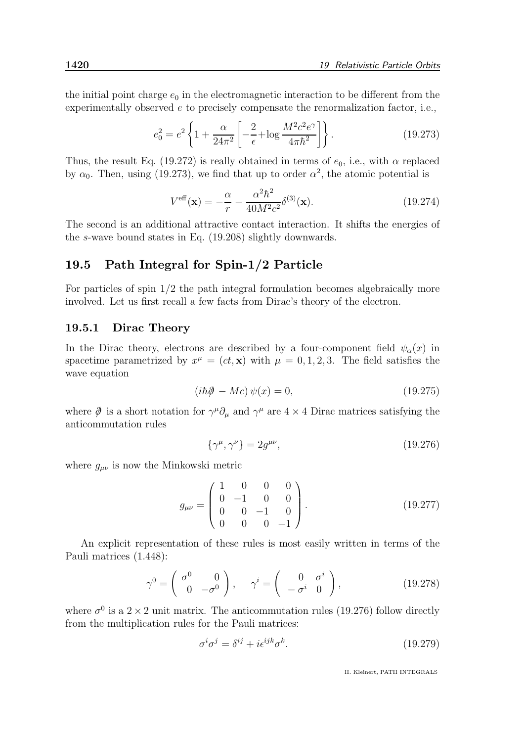the initial point charge $e_0$ in the electromagnetic interaction to be different from the experimentally observed $e$ to precisely compensate the renormalization factor, i.e.,

$$e_0^2 = e^2 \left\{ 1 + \frac{\alpha}{24\pi^2} \left[ -\frac{2}{\epsilon} + \log \frac{M^2 c^2 e^\gamma}{4\pi\hbar^2} \right] \right\}. \tag{19.273}$$

Thus, the result Eq. (19.272) is really obtained in terms of $e_0$, i.e., with $\alpha$ replaced by $\alpha_0$. Then, using (19.273), we find that up to order $\alpha^2$, the atomic potential is

$$V^{\text{eff}}(\mathbf{x}) = -\frac{\alpha}{r} - \frac{\alpha^2 \hbar^2}{40 M^2 c^2} \delta^{(3)}(\mathbf{x}). \tag{19.274}$$

The second is an additional attractive contact interaction. It shifts the energies of the $s$-wave bound states in Eq. (19.208) slightly downwards.

## 19.5 Path Integral for Spin-1/2 Particle

For particles of spin 1/2 the path integral formulation becomes algebraically more involved. Let us first recall a few facts from Dirac's theory of the electron.

### 19.5.1 Dirac Theory

In the Dirac theory, electrons are described by a four-component field $\psi_\alpha(x)$ in spacetime parametrized by $x^\mu = (ct, \mathbf{x})$ with $\mu = 0, 1, 2, 3$. The field satisfies the wave equation

$$(i\hbar \partial\!\!\!/ - Mc)\, \psi(x) = 0, \tag{19.275}$$

where $\partial\!\!\!/$ is a short notation for $\gamma^\mu \partial_\mu$ and $\gamma^\mu$ are $4 \times 4$ Dirac matrices satisfying the anticommutation rules

$$\{\gamma^\mu, \gamma^\nu\} = 2g^{\mu\nu}, \tag{19.276}$$

where $g_{\mu\nu}$ is now the Minkowski metric

$$g_{\mu\nu} = \begin{pmatrix} 1 & 0 & 0 & 0 \\ 0 & -1 & 0 & 0 \\ 0 & 0 & -1 & 0 \\ 0 & 0 & 0 & -1 \end{pmatrix}. \tag{19.277}$$

An explicit representation of these rules is most easily written in terms of the Pauli matrices (1.448):

$$\gamma^0 = \begin{pmatrix} \sigma^0 & 0 \\ 0 & -\sigma^0 \end{pmatrix}, \quad \gamma^i = \begin{pmatrix} 0 & \sigma^i \\ -\sigma^i & 0 \end{pmatrix}, \tag{19.278}$$

where $\sigma^0$ is a $2 \times 2$ unit matrix. The anticommutation rules (19.276) follow directly from the multiplication rules for the Pauli matrices:

$$\sigma^i \sigma^j = \delta^{ij} + i\epsilon^{ijk}\sigma^k. \tag{19.279}$$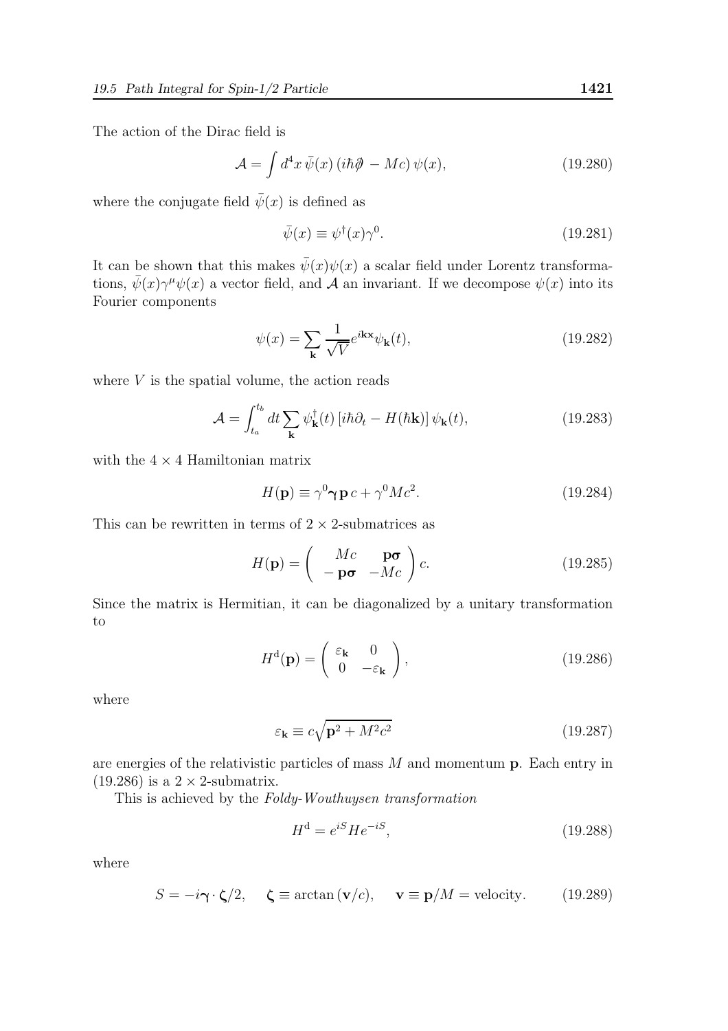The action of the Dirac field is

$$
\mathcal{A} = \int d^4x \, \bar{\psi}(x) \left( i\hbar\partial\!\!\!/ - Mc \right) \psi(x), \tag{19.280}
$$

where the conjugate field $\bar{\psi}(x)$ is defined as

$$
\bar{\psi}(x) \equiv \psi^\dagger(x)\gamma^0. \tag{19.281}
$$

It can be shown that this makes $\bar{\psi}(x)\psi(x)$ a scalar field under Lorentz transformations, $\bar{\psi}(x)\gamma^\mu\psi(x)$ a vector field, and $\mathcal{A}$ an invariant. If we decompose $\psi(x)$ into its Fourier components

$$
\psi(x) = \sum_{\mathbf{k}} \frac{1}{\sqrt{V}} e^{i\mathbf{k}\mathbf{x}} \psi_{\mathbf{k}}(t), \tag{19.282}
$$

where $V$ is the spatial volume, the action reads

$$
\mathcal{A} = \int_{t_a}^{t_b} dt \sum_{\mathbf{k}} \psi_{\mathbf{k}}^\dagger(t) \left[ i\hbar\partial_t - H(\hbar\mathbf{k}) \right] \psi_{\mathbf{k}}(t), \tag{19.283}
$$

with the $4 \times 4$ Hamiltonian matrix

$$
H(\mathbf{p}) \equiv \gamma^0 \boldsymbol{\gamma} \mathbf{p} \, c + \gamma^0 Mc^2. \tag{19.284}
$$

This can be rewritten in terms of $2 \times 2$-submatrices as

$$
H(\mathbf{p}) = \begin{pmatrix} Mc & \mathbf{p}\boldsymbol{\sigma} \\ -\mathbf{p}\boldsymbol{\sigma} & -Mc \end{pmatrix} c. \tag{19.285}
$$

Since the matrix is Hermitian, it can be diagonalized by a unitary transformation to

$$
H^{\mathrm{d}}(\mathbf{p}) = \begin{pmatrix} \varepsilon_{\mathbf{k}} & 0 \\ 0 & -\varepsilon_{\mathbf{k}} \end{pmatrix}, \tag{19.286}
$$

where

$$
\varepsilon_{\mathbf{k}} \equiv c\sqrt{\mathbf{p}^2 + M^2c^2} \tag{19.287}
$$

are energies of the relativistic particles of mass $M$ and momentum $\mathbf{p}$. Each entry in (19.286) is a $2 \times 2$-submatrix.

This is achieved by the *Foldy-Wouthuysen transformation*

$$
H^{\mathrm{d}} = e^{iS} H e^{-iS}, \tag{19.288}
$$

where

$$
S = -i\boldsymbol{\gamma} \cdot \boldsymbol{\zeta}/2, \qquad \boldsymbol{\zeta} \equiv \arctan\left(\mathbf{v}/c\right), \qquad \mathbf{v} \equiv \mathbf{p}/M = \text{velocity}. \tag{19.289}
$$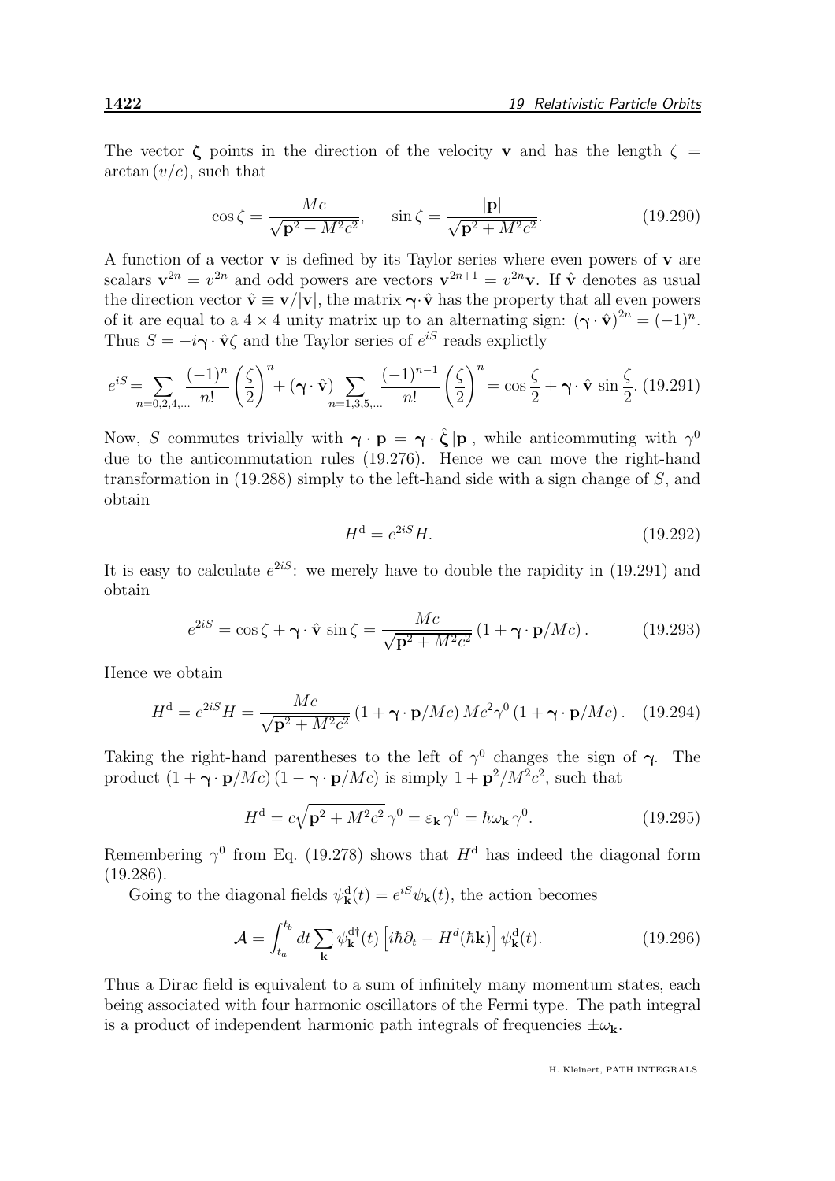The vector $\boldsymbol{\zeta}$ points in the direction of the velocity $\mathbf{v}$ and has the length $\zeta = \arctan(v/c)$, such that

$$\cos\zeta = \frac{Mc}{\sqrt{\mathbf{p}^2 + M^2c^2}}, \qquad \sin\zeta = \frac{|\mathbf{p}|}{\sqrt{\mathbf{p}^2 + M^2c^2}}. \tag{19.290}$$

A function of a vector $\mathbf{v}$ is defined by its Taylor series where even powers of $\mathbf{v}$ are scalars $\mathbf{v}^{2n} = v^{2n}$ and odd powers are vectors $\mathbf{v}^{2n+1} = v^{2n}\mathbf{v}$. If $\hat{\mathbf{v}}$ denotes as usual the direction vector $\hat{\mathbf{v}} \equiv \mathbf{v}/|\mathbf{v}|$, the matrix $\boldsymbol{\gamma}\cdot\hat{\mathbf{v}}$ has the property that all even powers of it are equal to a $4\times 4$ unity matrix up to an alternating sign: $(\boldsymbol{\gamma}\cdot\hat{\mathbf{v}})^{2n} = (-1)^n$. Thus $S = -i\boldsymbol{\gamma}\cdot\hat{\mathbf{v}}\zeta$ and the Taylor series of $e^{iS}$ reads explictly

$$e^{iS} = \sum_{n=0,2,4,\dots}\frac{(-1)^n}{n!}\left(\frac{\zeta}{2}\right)^n + (\boldsymbol{\gamma}\cdot\hat{\mathbf{v}})\sum_{n=1,3,5,\dots}\frac{(-1)^{n-1}}{n!}\left(\frac{\zeta}{2}\right)^n = \cos\frac{\zeta}{2} + \boldsymbol{\gamma}\cdot\hat{\mathbf{v}}\,\sin\frac{\zeta}{2}. \tag{19.291}$$

Now, $S$ commutes trivially with $\boldsymbol{\gamma}\cdot\mathbf{p} = \boldsymbol{\gamma}\cdot\hat{\boldsymbol{\zeta}}\,|\mathbf{p}|$, while anticommuting with $\gamma^0$ due to the anticommutation rules (19.276). Hence we can move the right-hand transformation in (19.288) simply to the left-hand side with a sign change of $S$, and obtain

$$H^{\rm d} = e^{2iS}H. \tag{19.292}$$

It is easy to calculate $e^{2iS}$: we merely have to double the rapidity in (19.291) and obtain

$$e^{2iS} = \cos\zeta + \boldsymbol{\gamma}\cdot\hat{\mathbf{v}}\,\sin\zeta = \frac{Mc}{\sqrt{\mathbf{p}^2 + M^2c^2}}\left(1 + \boldsymbol{\gamma}\cdot\mathbf{p}/Mc\right). \tag{19.293}$$

Hence we obtain

$$H^{\rm d} = e^{2iS}H = \frac{Mc}{\sqrt{\mathbf{p}^2 + M^2c^2}}\left(1 + \boldsymbol{\gamma}\cdot\mathbf{p}/Mc\right)Mc^2\gamma^0\left(1 + \boldsymbol{\gamma}\cdot\mathbf{p}/Mc\right). \tag{19.294}$$

Taking the right-hand parentheses to the left of $\gamma^0$ changes the sign of $\boldsymbol{\gamma}$. The product $(1 + \boldsymbol{\gamma}\cdot\mathbf{p}/Mc)(1 - \boldsymbol{\gamma}\cdot\mathbf{p}/Mc)$ is simply $1 + \mathbf{p}^2/M^2c^2$, such that

$$H^{\rm d} = c\sqrt{\mathbf{p}^2 + M^2c^2}\,\gamma^0 = \varepsilon_{\mathbf{k}}\,\gamma^0 = \hbar\omega_{\mathbf{k}}\,\gamma^0. \tag{19.295}$$

Remembering $\gamma^0$ from Eq. (19.278) shows that $H^{\rm d}$ has indeed the diagonal form (19.286).

Going to the diagonal fields $\psi^{\rm d}_{\mathbf{k}}(t) = e^{iS}\psi_{\mathbf{k}}(t)$, the action becomes

$$\mathcal{A} = \int_{t_a}^{t_b} dt \sum_{\mathbf{k}} \psi^{{\rm d}\dagger}_{\mathbf{k}}(t)\left[i\hbar\partial_t - H^d(\hbar\mathbf{k})\right]\psi^{\rm d}_{\mathbf{k}}(t). \tag{19.296}$$

Thus a Dirac field is equivalent to a sum of infinitely many momentum states, each being associated with four harmonic oscillators of the Fermi type. The path integral is a product of independent harmonic path integrals of frequencies $\pm\omega_{\mathbf{k}}$.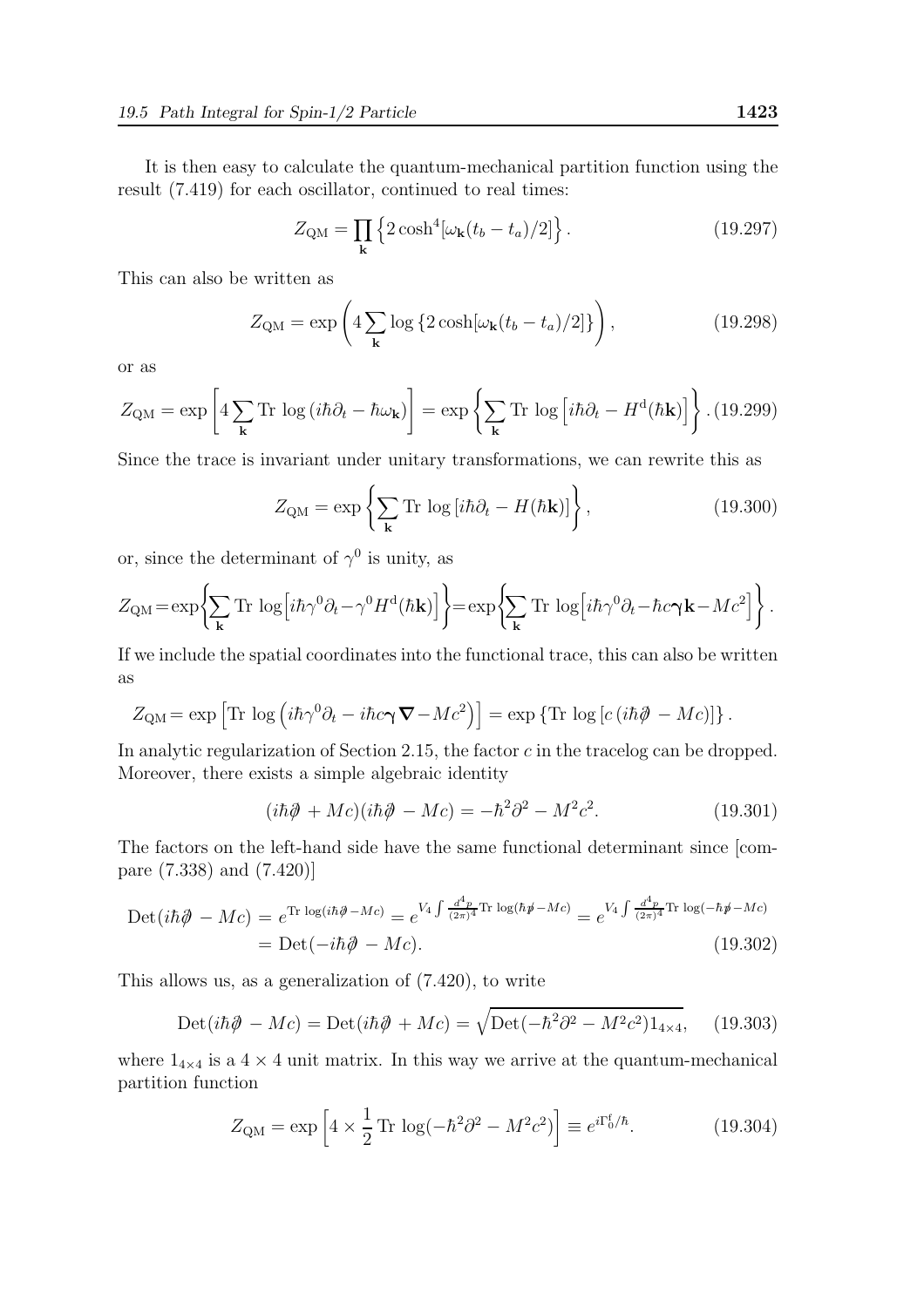It is then easy to calculate the quantum-mechanical partition function using the result (7.419) for each oscillator, continued to real times:

$$Z_{\rm QM} = \prod_{\mathbf{k}} \left\{ 2\cosh^4[\omega_{\mathbf{k}}(t_b - t_a)/2] \right\}. \tag{19.297}$$

This can also be written as

$$Z_{\rm QM} = \exp\left( 4 \sum_{\mathbf{k}} \log\left\{ 2\cosh[\omega_{\mathbf{k}}(t_b - t_a)/2] \right\} \right), \tag{19.298}$$

or as

$$Z_{\rm QM} = \exp\left[ 4 \sum_{\mathbf{k}} {\rm Tr}\, \log\left( i\hbar\partial_t - \hbar\omega_{\mathbf{k}} \right) \right] = \exp\left\{ \sum_{\mathbf{k}} {\rm Tr}\, \log\left[ i\hbar\partial_t - H^{\rm d}(\hbar\mathbf{k}) \right] \right\}. \tag{19.299}$$

Since the trace is invariant under unitary transformations, we can rewrite this as

$$Z_{\rm QM} = \exp\left\{ \sum_{\mathbf{k}} {\rm Tr}\, \log\left[ i\hbar\partial_t - H(\hbar\mathbf{k}) \right] \right\}, \tag{19.300}$$

or, since the determinant of $\gamma^0$ is unity, as

$$Z_{\rm QM} = \exp\left\{ \sum_{\mathbf{k}} {\rm Tr}\, \log\left[ i\hbar\gamma^0\partial_t - \gamma^0 H^{\rm d}(\hbar\mathbf{k}) \right] \right\} = \exp\left\{ \sum_{\mathbf{k}} {\rm Tr}\, \log\left[ i\hbar\gamma^0\partial_t - \hbar c\boldsymbol{\gamma}\mathbf{k} - Mc^2 \right] \right\}.$$

If we include the spatial coordinates into the functional trace, this can also be written as

$$Z_{\rm QM} = \exp\left[ {\rm Tr}\, \log\left( i\hbar\gamma^0\partial_t - i\hbar c\boldsymbol{\gamma}\boldsymbol{\nabla} - Mc^2 \right) \right] = \exp\left\{ {\rm Tr}\, \log\left[ c\left( i\hbar\partial\!\!\!/ - Mc \right) \right] \right\}.$$

In analytic regularization of Section 2.15, the factor $c$ in the tracelog can be dropped. Moreover, there exists a simple algebraic identity

$$(i\hbar\partial\!\!\!/ + Mc)(i\hbar\partial\!\!\!/ - Mc) = -\hbar^2\partial^2 - M^2c^2. \tag{19.301}$$

The factors on the left-hand side have the same functional determinant since [compare (7.338) and (7.420)]

$$\begin{aligned}
{\rm Det}(i\hbar\partial\!\!\!/ - Mc) &= e^{{\rm Tr}\,\log(i\hbar\partial\!\!\!/ - Mc)} = e^{V_4 \int \frac{d^4p}{(2\pi)^4} {\rm Tr}\,\log(\hbar p\!\!\!/ - Mc)} = e^{V_4 \int \frac{d^4p}{(2\pi)^4} {\rm Tr}\,\log(-\hbar p\!\!\!/ - Mc)} \\
&= {\rm Det}(-i\hbar\partial\!\!\!/ - Mc).
\end{aligned} \tag{19.302}$$

This allows us, as a generalization of (7.420), to write

$${\rm Det}(i\hbar\partial\!\!\!/ - Mc) = {\rm Det}(i\hbar\partial\!\!\!/ + Mc) = \sqrt{{\rm Det}(-\hbar^2\partial^2 - M^2c^2)1_{4\times4}}, \tag{19.303}$$

where $1_{4\times4}$ is a $4\times4$ unit matrix. In this way we arrive at the quantum-mechanical partition function

$$Z_{\rm QM} = \exp\left[ 4 \times \frac{1}{2}\, {\rm Tr}\, \log(-\hbar^2\partial^2 - M^2c^2) \right] \equiv e^{i\Gamma_0^{\rm f}/\hbar}. \tag{19.304}$$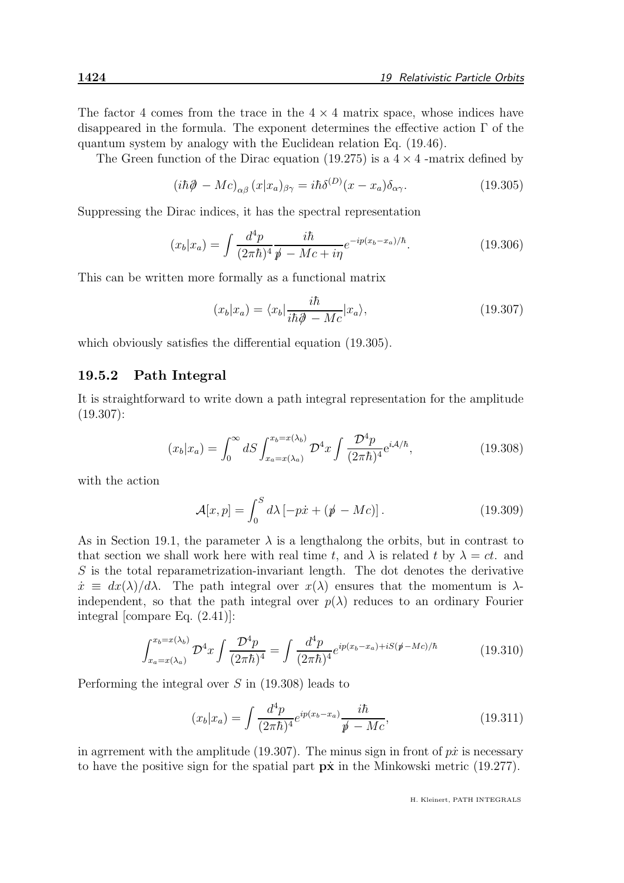The factor 4 comes from the trace in the $4 \times 4$ matrix space, whose indices have disappeared in the formula. The exponent determines the effective action $\Gamma$ of the quantum system by analogy with the Euclidean relation Eq. (19.46).

The Green function of the Dirac equation (19.275) is a $4 \times 4$ -matrix defined by

$$(i\hbar\partial\!\!\!/ - Mc)_{\alpha\beta}\,(x|x_a)_{\beta\gamma} = i\hbar\delta^{(D)}(x - x_a)\delta_{\alpha\gamma}. \tag{19.305}$$

Suppressing the Dirac indices, it has the spectral representation

$$(x_b|x_a) = \int \frac{d^4p}{(2\pi\hbar)^4}\frac{i\hbar}{p\!\!\!/ - Mc + i\eta}e^{-ip(x_b - x_a)/\hbar}. \tag{19.306}$$

This can be written more formally as a functional matrix

$$(x_b|x_a) = \langle x_b|\frac{i\hbar}{i\hbar\partial\!\!\!/ - Mc}|x_a\rangle, \tag{19.307}$$

which obviously satisfies the differential equation (19.305).

### 19.5.2 Path Integral

It is straightforward to write down a path integral representation for the amplitude (19.307):

$$(x_b|x_a) = \int_0^\infty dS \int_{x_a = x(\lambda_a)}^{x_b = x(\lambda_b)} \mathcal{D}^4x \int \frac{\mathcal{D}^4p}{(2\pi\hbar)^4} \mathrm{e}^{i\mathcal{A}/\hbar}, \tag{19.308}$$

with the action

$$\mathcal{A}[x,p] = \int_0^S d\lambda \left[-p\dot{x} + (p\!\!\!/ - Mc)\right]. \tag{19.309}$$

As in Section 19.1, the parameter $\lambda$ is a lengthalong the orbits, but in contrast to that section we shall work here with real time $t$, and $\lambda$ is related $t$ by $\lambda = ct$. and $S$ is the total reparametrization-invariant length. The dot denotes the derivative $\dot{x} \equiv dx(\lambda)/d\lambda$. The path integral over $x(\lambda)$ ensures that the momentum is $\lambda$-independent, so that the path integral over $p(\lambda)$ reduces to an ordinary Fourier integral [compare Eq. (2.41)]:

$$\int_{x_a = x(\lambda_a)}^{x_b = x(\lambda_b)} \mathcal{D}^4x \int \frac{\mathcal{D}^4p}{(2\pi\hbar)^4} = \int \frac{d^4p}{(2\pi\hbar)^4} e^{ip(x_b - x_a) + iS(p\!\!\!/ - Mc)/\hbar} \tag{19.310}$$

Performing the integral over $S$ in (19.308) leads to

$$(x_b|x_a) = \int \frac{d^4p}{(2\pi\hbar)^4} e^{ip(x_b - x_a)} \frac{i\hbar}{p\!\!\!/ - Mc}, \tag{19.311}$$

in agrrement with the amplitude (19.307). The minus sign in front of $p\dot{x}$ is necessary to have the positive sign for the spatial part $\mathbf{p}\dot{\mathbf{x}}$ in the Minkowski metric (19.277).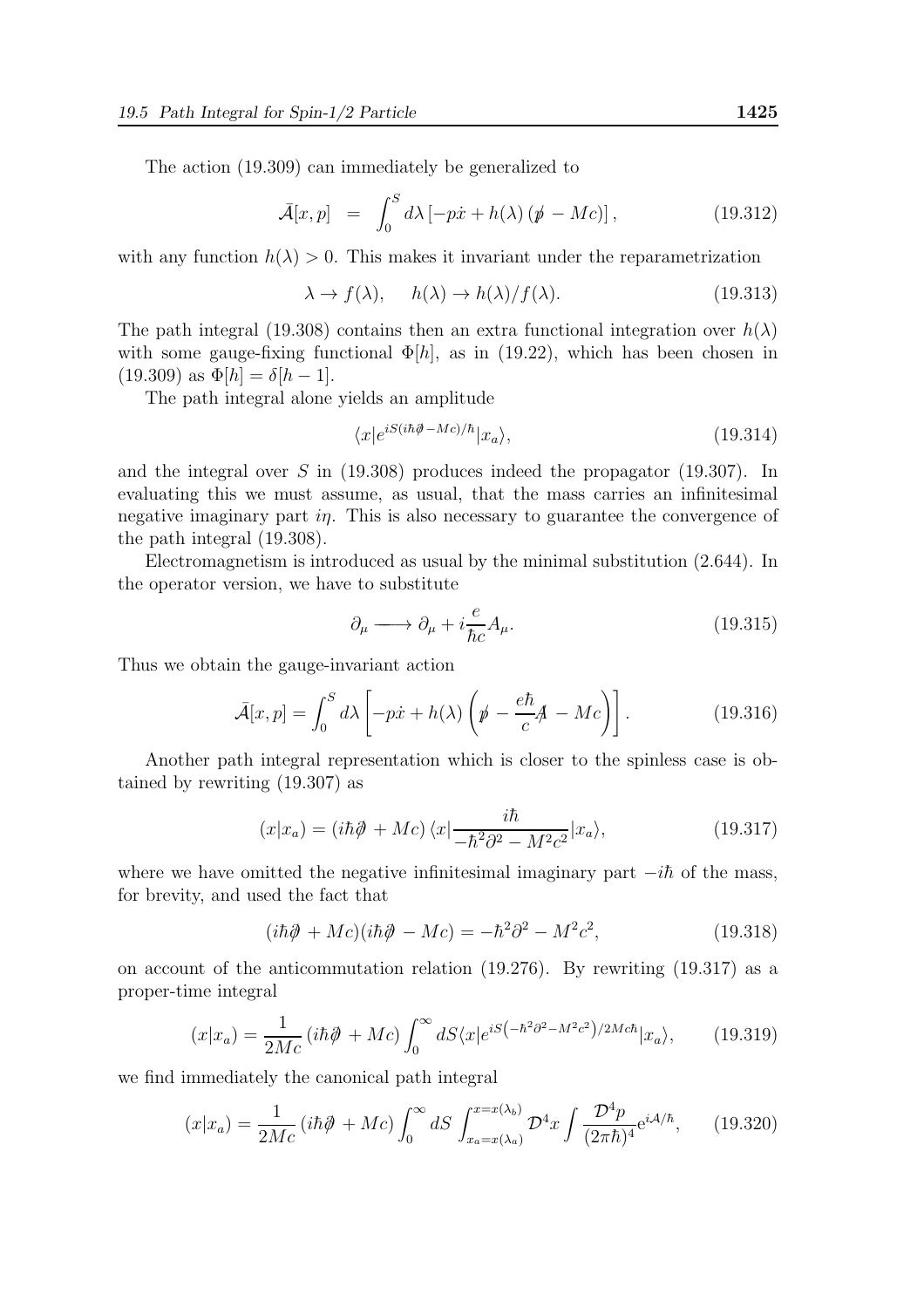The action (19.309) can immediately be generalized to

$$\bar{\mathcal{A}}[x,p] \;\;=\;\; \int_0^S d\lambda \left[-p\dot{x} + h(\lambda)\left(\not{p} - Mc\right)\right], \tag{19.312}$$

with any function $h(\lambda) > 0$. This makes it invariant under the reparametrization

$$\lambda \to f(\lambda), \qquad h(\lambda) \to h(\lambda)/f(\lambda). \tag{19.313}$$

The path integral (19.308) contains then an extra functional integration over $h(\lambda)$ with some gauge-fixing functional $\Phi[h]$, as in (19.22), which has been chosen in (19.309) as $\Phi[h] = \delta[h-1]$.

The path integral alone yields an amplitude

$$\langle x|e^{iS(i\hbar\not{\partial} - Mc)/\hbar}|x_a\rangle, \tag{19.314}$$

and the integral over $S$ in (19.308) produces indeed the propagator (19.307). In evaluating this we must assume, as usual, that the mass carries an infinitesimal negative imaginary part $i\eta$. This is also necessary to guarantee the convergence of the path integral (19.308).

Electromagnetism is introduced as usual by the minimal substitution (2.644). In the operator version, we have to substitute

$$\partial_\mu \longrightarrow \partial_\mu + i\frac{e}{\hbar c}A_\mu. \tag{19.315}$$

Thus we obtain the gauge-invariant action

$$\bar{\mathcal{A}}[x,p] = \int_0^S d\lambda \left[-p\dot{x} + h(\lambda)\left(\not{p} - \frac{e\hbar}{c}\not{A} - Mc\right)\right]. \tag{19.316}$$

Another path integral representation which is closer to the spinless case is obtained by rewriting (19.307) as

$$(x|x_a) = (i\hbar\not{\partial} + Mc)\,\langle x|\frac{i\hbar}{-\hbar^2\partial^2 - M^2c^2}|x_a\rangle, \tag{19.317}$$

where we have omitted the negative infinitesimal imaginary part $-i\hbar$ of the mass, for brevity, and used the fact that

$$(i\hbar\not{\partial} + Mc)(i\hbar\not{\partial} - Mc) = -\hbar^2\partial^2 - M^2c^2, \tag{19.318}$$

on account of the anticommutation relation (19.276). By rewriting (19.317) as a proper-time integral

$$(x|x_a) = \frac{1}{2Mc}\left(i\hbar\not{\partial} + Mc\right)\int_0^\infty dS\langle x|e^{iS\left(-\hbar^2\partial^2 - M^2c^2\right)/2Mc\hbar}|x_a\rangle, \tag{19.319}$$

we find immediately the canonical path integral

$$(x|x_a) = \frac{1}{2Mc}\left(i\hbar\not{\partial} + Mc\right)\int_0^\infty dS \int_{x_a = x(\lambda_a)}^{x = x(\lambda_b)} \mathcal{D}^4x \int \frac{\mathcal{D}^4p}{(2\pi\hbar)^4} e^{i\mathcal{A}/\hbar}, \tag{19.320}$$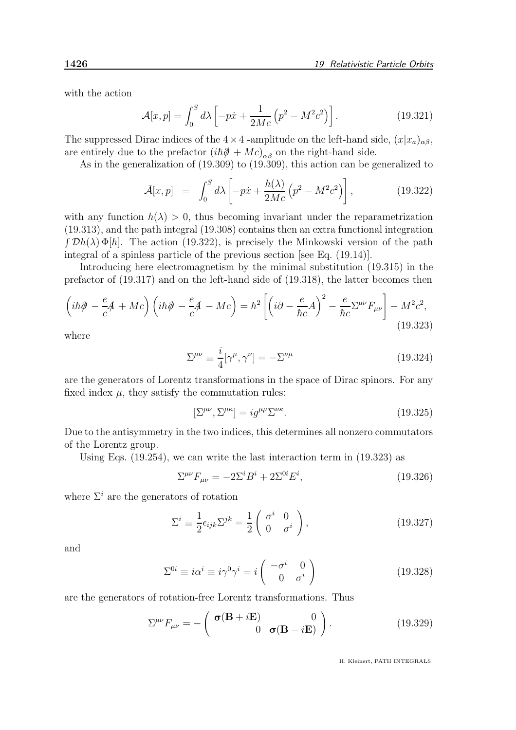with the action

$$
\mathcal{A}[x,p] = \int_0^S d\lambda \left[ -p\dot{x} + \frac{1}{2Mc}\left(p^2 - M^2c^2\right)\right]. \tag{19.321}
$$

The suppressed Dirac indices of the $4\times 4$ -amplitude on the left-hand side, $(x|x_a)_{\alpha\beta}$, are entirely due to the prefactor $(i\hbar\partial\!\!\!/ + Mc)_{\alpha\beta}$ on the right-hand side.

As in the generalization of (19.309) to (19.309), this action can be generalized to

$$
\bar{\mathcal{A}}[x,p] \;\; = \;\; \int_0^S d\lambda \left[ -p\dot{x} + \frac{h(\lambda)}{2Mc}\left(p^2 - M^2c^2\right)\right], \tag{19.322}
$$

with any function $h(\lambda) > 0$, thus becoming invariant under the reparametrization (19.313), and the path integral (19.308) contains then an extra functional integration $\int \mathcal{D}h(\lambda)\,\Phi[h]$. The action (19.322), is precisely the Minkowski version of the path integral of a spinless particle of the previous section [see Eq. (19.14)].

Introducing here electromagnetism by the minimal substitution (19.315) in the prefactor of (19.317) and on the left-hand side of (19.318), the latter becomes then

$$
\left(i\hbar\partial\!\!\!/ - \frac{e}{c}A\!\!\!/ + Mc\right)\left(i\hbar\partial\!\!\!/ - \frac{e}{c}A\!\!\!/ - Mc\right) = \hbar^2\left[\left(i\partial - \frac{e}{\hbar c}A\right)^2 - \frac{e}{\hbar c}\Sigma^{\mu\nu}F_{\mu\nu}\right] - M^2c^2, \tag{19.323}
$$

where

$$
\Sigma^{\mu\nu} \equiv \frac{i}{4}[\gamma^\mu, \gamma^\nu] = -\Sigma^{\nu\mu} \tag{19.324}
$$

are the generators of Lorentz transformations in the space of Dirac spinors. For any fixed index $\mu$, they satisfy the commutation rules:

$$
[\Sigma^{\mu\nu}, \Sigma^{\mu\kappa}] = i g^{\mu\mu}\Sigma^{\nu\kappa}. \tag{19.325}
$$

Due to the antisymmetry in the two indices, this determines all nonzero commutators of the Lorentz group.

Using Eqs. (19.254), we can write the last interaction term in (19.323) as

$$
\Sigma^{\mu\nu}F_{\mu\nu} = -2\Sigma^i B^i + 2\Sigma^{0i}E^i, \tag{19.326}
$$

where $\Sigma^i$ are the generators of rotation

$$
\Sigma^i \equiv \frac{1}{2}\epsilon_{ijk}\Sigma^{jk} = \frac{1}{2}\begin{pmatrix} \sigma^i & 0 \\ 0 & \sigma^i \end{pmatrix}, \tag{19.327}
$$

and

$$
\Sigma^{0i} \equiv i\alpha^i \equiv i\gamma^0\gamma^i = i\begin{pmatrix} -\sigma^i & 0 \\ 0 & \sigma^i \end{pmatrix} \tag{19.328}
$$

are the generators of rotation-free Lorentz transformations. Thus

$$
\Sigma^{\mu\nu}F_{\mu\nu} = -\begin{pmatrix} \boldsymbol{\sigma}(\mathbf{B} + i\mathbf{E}) & 0 \\ 0 & \boldsymbol{\sigma}(\mathbf{B} - i\mathbf{E}) \end{pmatrix}. \tag{19.329}
$$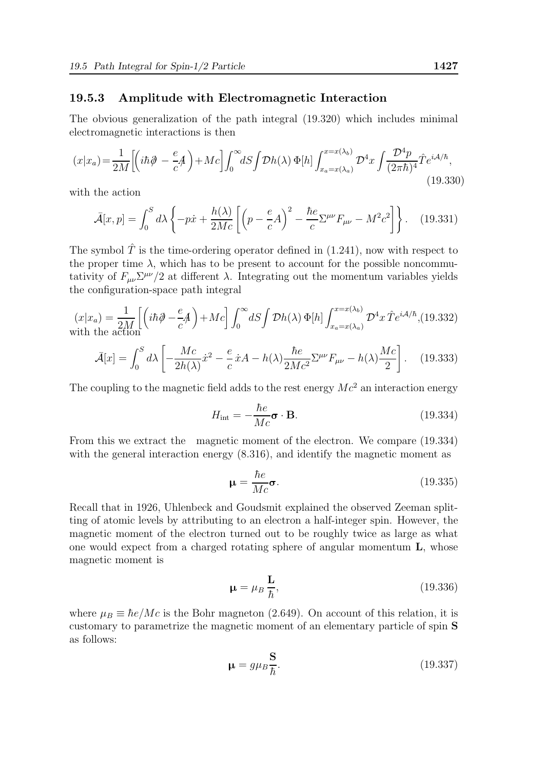### 19.5.3 Amplitude with Electromagnetic Interaction

The obvious generalization of the path integral (19.320) which includes minimal electromagnetic interactions is then

$$(x|x_a)=\frac{1}{2M}\left[\left(i\hbar\partial\!\!\!/ - \frac{e}{c}A\!\!\!/\right)+Mc\right]\int_0^\infty dS\int \mathcal{D}h(\lambda)\,\Phi[h]\int_{x_a=x(\lambda_a)}^{x=x(\lambda_b)}\mathcal{D}^4x\int\frac{\mathcal{D}^4p}{(2\pi\hbar)^4}\hat{T}e^{i\mathcal{A}/\hbar}, \tag{19.330}$$

with the action

$$\bar{\mathcal{A}}[x,p]=\int_0^S d\lambda\left\{-p\dot{x}+\frac{h(\lambda)}{2Mc}\left[\left(p-\frac{e}{c}A\right)^2-\frac{\hbar e}{c}\Sigma^{\mu\nu}F_{\mu\nu}-M^2c^2\right]\right\}. \tag{19.331}$$

The symbol $\hat{T}$ is the time-ordering operator defined in (1.241), now with respect to the proper time $\lambda$, which has to be present to account for the possible noncommutativity of $F_{\mu\nu}\Sigma^{\mu\nu}/2$ at different $\lambda$. Integrating out the momentum variables yields the configuration-space path integral

$$(x|x_a)=\frac{1}{2M}\left[\left(i\hbar\partial\!\!\!/ - \frac{e}{c}A\!\!\!/\right)+Mc\right]\int_0^\infty dS\int \mathcal{D}h(\lambda)\,\Phi[h]\int_{x_a=x(\lambda_a)}^{x=x(\lambda_b)}\mathcal{D}^4x\,\hat{T}e^{i\mathcal{A}/\hbar}, \tag{19.332}$$

with the action

$$\bar{\mathcal{A}}[x]=\int_0^S d\lambda\left[-\frac{Mc}{2h(\lambda)}\dot{x}^2-\frac{e}{c}\,\dot{x}A-h(\lambda)\frac{\hbar e}{2Mc^2}\Sigma^{\mu\nu}F_{\mu\nu}-h(\lambda)\frac{Mc}{2}\right]. \tag{19.333}$$

The coupling to the magnetic field adds to the rest energy $Mc^2$ an interaction energy

$$H_{\rm int}=-\frac{\hbar e}{Mc}\boldsymbol{\sigma}\cdot\mathbf{B}. \tag{19.334}$$

From this we extract the magnetic moment of the electron. We compare (19.334) with the general interaction energy (8.316), and identify the magnetic moment as

$$\boldsymbol{\mu}=\frac{\hbar e}{Mc}\boldsymbol{\sigma}. \tag{19.335}$$

Recall that in 1926, Uhlenbeck and Goudsmit explained the observed Zeeman splitting of atomic levels by attributing to an electron a half-integer spin. However, the magnetic moment of the electron turned out to be roughly twice as large as what one would expect from a charged rotating sphere of angular momentum $\mathbf{L}$, whose magnetic moment is

$$\boldsymbol{\mu}=\mu_B\,\frac{\mathbf{L}}{\hbar}, \tag{19.336}$$

where $\mu_B\equiv\hbar e/Mc$ is the Bohr magneton (2.649). On account of this relation, it is customary to parametrize the magnetic moment of an elementary particle of spin $\mathbf{S}$ as follows:

$$\boldsymbol{\mu}=g\mu_B\frac{\mathbf{S}}{\hbar}. \tag{19.337}$$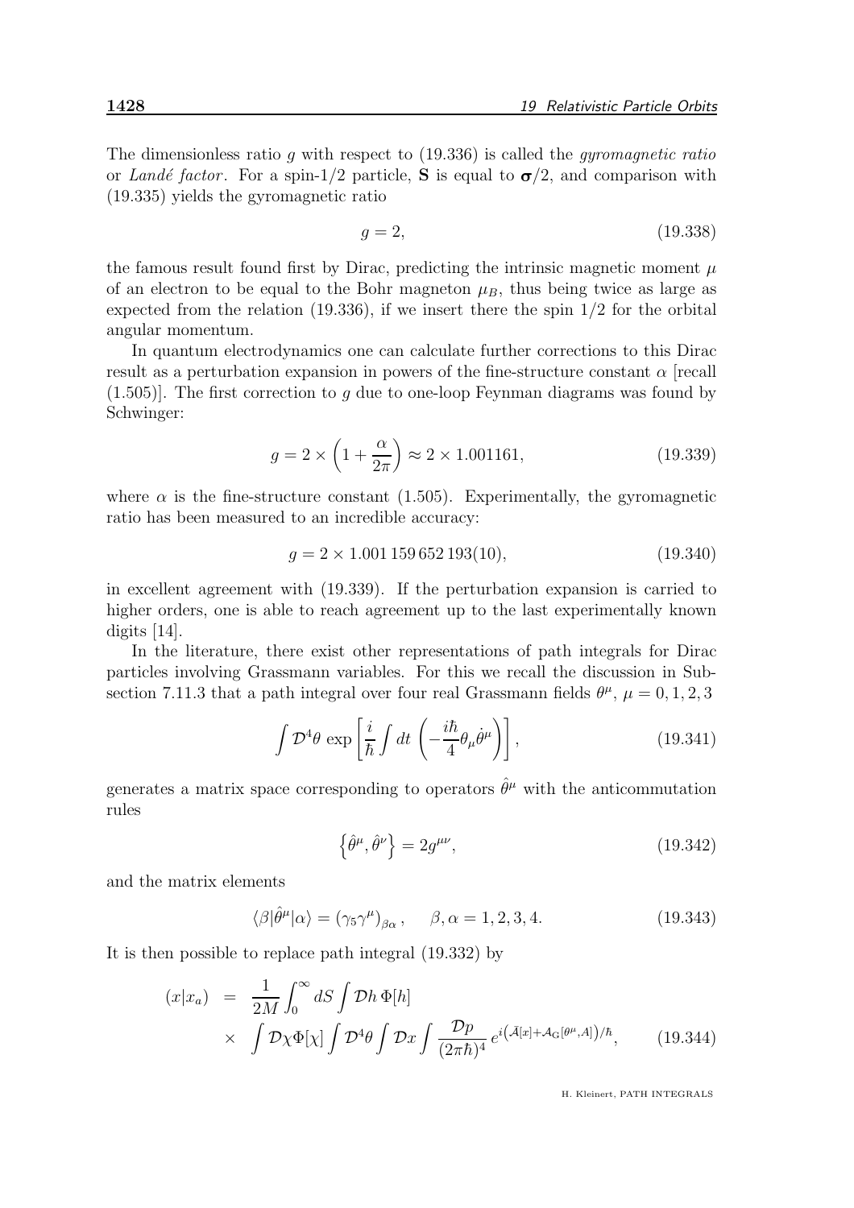The dimensionless ratio $g$ with respect to (19.336) is called the *gyromagnetic ratio* or *Landé factor*. For a spin-1/2 particle, $\mathbf{S}$ is equal to $\boldsymbol{\sigma}/2$, and comparison with (19.335) yields the gyromagnetic ratio

$$g = 2, \tag{19.338}$$

the famous result found first by Dirac, predicting the intrinsic magnetic moment $\mu$ of an electron to be equal to the Bohr magneton $\mu_B$, thus being twice as large as expected from the relation (19.336), if we insert there the spin 1/2 for the orbital angular momentum.

In quantum electrodynamics one can calculate further corrections to this Dirac result as a perturbation expansion in powers of the fine-structure constant $\alpha$ [recall (1.505)]. The first correction to $g$ due to one-loop Feynman diagrams was found by Schwinger:

$$g = 2 \times \left(1 + \frac{\alpha}{2\pi}\right) \approx 2 \times 1.001161, \tag{19.339}$$

where $\alpha$ is the fine-structure constant (1.505). Experimentally, the gyromagnetic ratio has been measured to an incredible accuracy:

$$g = 2 \times 1.001\,159\,652\,193(10), \tag{19.340}$$

in excellent agreement with (19.339). If the perturbation expansion is carried to higher orders, one is able to reach agreement up to the last experimentally known digits [14].

In the literature, there exist other representations of path integrals for Dirac particles involving Grassmann variables. For this we recall the discussion in Subsection 7.11.3 that a path integral over four real Grassmann fields $\theta^\mu$, $\mu = 0, 1, 2, 3$

$$\int \mathcal{D}^4\theta \, \exp\left[\frac{i}{\hbar}\int dt \, \left(-\frac{i\hbar}{4}\theta_\mu\dot{\theta}^\mu\right)\right], \tag{19.341}$$

generates a matrix space corresponding to operators $\hat{\theta}^\mu$ with the anticommutation rules

$$\left\{\hat{\theta}^\mu, \hat{\theta}^\nu\right\} = 2g^{\mu\nu}, \tag{19.342}$$

and the matrix elements

$$\langle\beta|\hat{\theta}^\mu|\alpha\rangle = (\gamma_5\gamma^\mu)_{\beta\alpha}, \quad \beta, \alpha = 1, 2, 3, 4. \tag{19.343}$$

It is then possible to replace path integral (19.332) by

$$\begin{aligned}(x|x_a) &= \frac{1}{2M}\int_0^\infty dS \int \mathcal{D}h \, \Phi[h] \\ &\times \int \mathcal{D}\chi \Phi[\chi] \int \mathcal{D}^4\theta \int \mathcal{D}x \int \frac{\mathcal{D}p}{(2\pi\hbar)^4} \, e^{i\left(\bar{\mathcal{A}}[x] + \mathcal{A}_{\rm G}[\theta^\mu, A]\right)/\hbar},\end{aligned} \tag{19.344}$$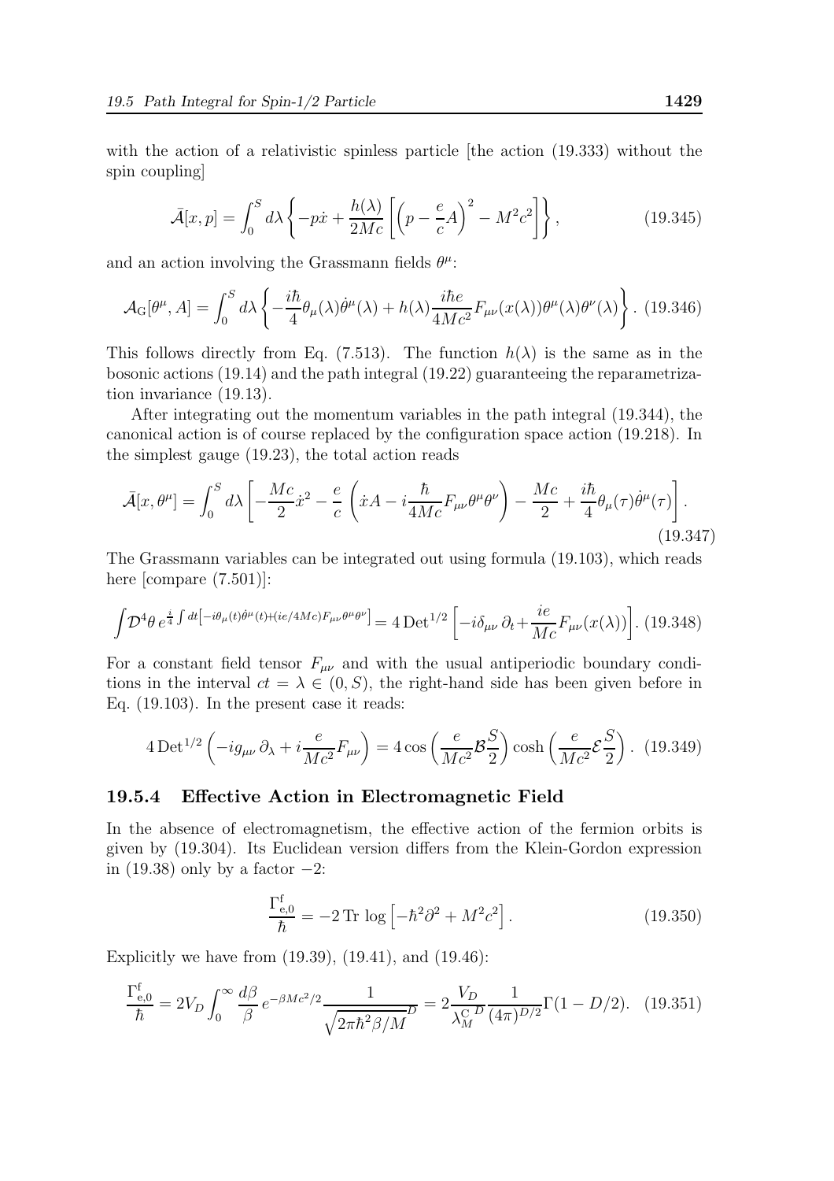with the action of a relativistic spinless particle [the action (19.333) without the spin coupling]

$$\bar{\mathcal{A}}[x,p] = \int_0^S d\lambda \left\{ -p\dot{x} + \frac{h(\lambda)}{2Mc}\left[\left(p - \frac{e}{c}A\right)^2 - M^2c^2\right]\right\}, \tag{19.345}$$

and an action involving the Grassmann fields $\theta^\mu$:

$$\mathcal{A}_{\rm G}[\theta^\mu, A] = \int_0^S d\lambda \left\{ -\frac{i\hbar}{4}\theta_\mu(\lambda)\dot{\theta}^\mu(\lambda) + h(\lambda)\frac{i\hbar e}{4Mc^2}F_{\mu\nu}(x(\lambda))\theta^\mu(\lambda)\theta^\nu(\lambda)\right\}. \tag{19.346}$$

This follows directly from Eq. (7.513). The function $h(\lambda)$ is the same as in the bosonic actions (19.14) and the path integral (19.22) guaranteeing the reparametrization invariance (19.13).

After integrating out the momentum variables in the path integral (19.344), the canonical action is of course replaced by the configuration space action (19.218). In the simplest gauge (19.23), the total action reads

$$\bar{\mathcal{A}}[x,\theta^\mu] = \int_0^S d\lambda \left[ -\frac{Mc}{2}\dot{x}^2 - \frac{e}{c}\left(\dot{x}A - i\frac{\hbar}{4Mc}F_{\mu\nu}\theta^\mu\theta^\nu\right) - \frac{Mc}{2} + \frac{i\hbar}{4}\theta_\mu(\tau)\dot{\theta}^\mu(\tau)\right]. \tag{19.347}$$

The Grassmann variables can be integrated out using formula (19.103), which reads here [compare (7.501)]:

$$\int \mathcal{D}^4\theta \, e^{\frac{i}{4}\int dt\left[-i\theta_\mu(t)\dot{\theta}^\mu(t) + (ie/4Mc)F_{\mu\nu}\theta^\mu\theta^\nu\right]} = 4\,{\rm Det}^{1/2}\left[-i\delta_{\mu\nu}\,\partial_t + \frac{ie}{Mc}F_{\mu\nu}(x(\lambda))\right]. \tag{19.348}$$

For a constant field tensor $F_{\mu\nu}$ and with the usual antiperiodic boundary conditions in the interval $ct = \lambda \in (0, S)$, the right-hand side has been given before in Eq. (19.103). In the present case it reads:

$$4\,{\rm Det}^{1/2}\left(-ig_{\mu\nu}\,\partial_\lambda + i\frac{e}{Mc^2}F_{\mu\nu}\right) = 4\cos\left(\frac{e}{Mc^2}\mathcal{B}\frac{S}{2}\right)\cosh\left(\frac{e}{Mc^2}\mathcal{E}\frac{S}{2}\right). \tag{19.349}$$

### 19.5.4 Effective Action in Electromagnetic Field

In the absence of electromagnetism, the effective action of the fermion orbits is given by (19.304). Its Euclidean version differs from the Klein-Gordon expression in (19.38) only by a factor $-2$:

$$\frac{\Gamma^{\rm f}_{\rm e,0}}{\hbar} = -2\,{\rm Tr}\,\log\left[-\hbar^2\partial^2 + M^2c^2\right]. \tag{19.350}$$

Explicitly we have from (19.39), (19.41), and (19.46):

$$\frac{\Gamma^{\rm f}_{\rm e,0}}{\hbar} = 2V_D\int_0^\infty \frac{d\beta}{\beta}\, e^{-\beta Mc^2/2}\frac{1}{\sqrt{2\pi\hbar^2\beta/M}^D} = 2\frac{V_D}{\lambda_M^{{\rm C}\,D}}\frac{1}{(4\pi)^{D/2}}\Gamma(1-D/2). \tag{19.351}$$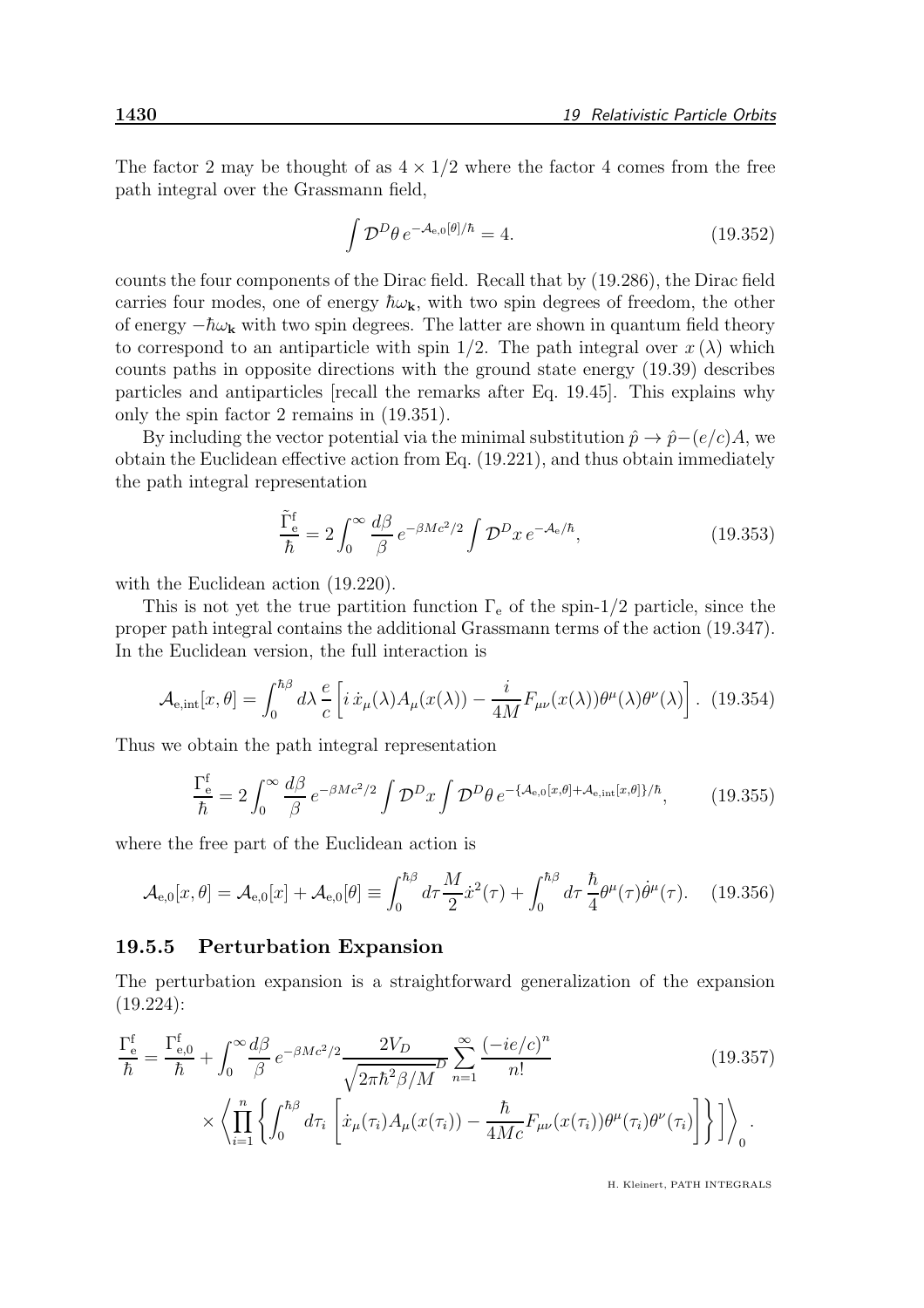The factor 2 may be thought of as $4 \times 1/2$ where the factor 4 comes from the free path integral over the Grassmann field,

$$\int \mathcal{D}^D\theta \, e^{-\mathcal{A}_{\text{e},0}[\theta]/\hbar} = 4. \tag{19.352}$$

counts the four components of the Dirac field. Recall that by (19.286), the Dirac field carries four modes, one of energy $\hbar\omega_{\mathbf{k}}$, with two spin degrees of freedom, the other of energy $-\hbar\omega_{\mathbf{k}}$ with two spin degrees. The latter are shown in quantum field theory to correspond to an antiparticle with spin 1/2. The path integral over $x(\lambda)$ which counts paths in opposite directions with the ground state energy (19.39) describes particles and antiparticles [recall the remarks after Eq. 19.45]. This explains why only the spin factor 2 remains in (19.351).

By including the vector potential via the minimal substitution $\hat{p} \to \hat{p} - (e/c)A$, we obtain the Euclidean effective action from Eq. (19.221), and thus obtain immediately the path integral representation

$$\frac{\tilde{\Gamma}_{\text{e}}^{\text{f}}}{\hbar} = 2\int_0^\infty \frac{d\beta}{\beta} \, e^{-\beta Mc^2/2} \int \mathcal{D}^D x \, e^{-\mathcal{A}_{\text{e}}/\hbar}, \tag{19.353}$$

with the Euclidean action (19.220).

This is not yet the true partition function $\Gamma_{\text{e}}$ of the spin-1/2 particle, since the proper path integral contains the additional Grassmann terms of the action (19.347). In the Euclidean version, the full interaction is

$$\mathcal{A}_{\text{e,int}}[x,\theta] = \int_0^{\hbar\beta} d\lambda \, \frac{e}{c}\left[i\,\dot{x}_\mu(\lambda)A_\mu(x(\lambda)) - \frac{i}{4M}F_{\mu\nu}(x(\lambda))\theta^\mu(\lambda)\theta^\nu(\lambda)\right]. \tag{19.354}$$

Thus we obtain the path integral representation

$$\frac{\Gamma_{\text{e}}^{\text{f}}}{\hbar} = 2\int_0^\infty \frac{d\beta}{\beta} \, e^{-\beta Mc^2/2} \int \mathcal{D}^D x \int \mathcal{D}^D\theta \, e^{-\{\mathcal{A}_{\text{e},0}[x,\theta] + \mathcal{A}_{\text{e,int}}[x,\theta]\}/\hbar}, \tag{19.355}$$

where the free part of the Euclidean action is

$$\mathcal{A}_{\text{e},0}[x,\theta] = \mathcal{A}_{\text{e},0}[x] + \mathcal{A}_{\text{e},0}[\theta] \equiv \int_0^{\hbar\beta} d\tau \frac{M}{2}\dot{x}^2(\tau) + \int_0^{\hbar\beta} d\tau \, \frac{\hbar}{4}\theta^\mu(\tau)\dot{\theta}^\mu(\tau). \tag{19.356}$$

### 19.5.5 Perturbation Expansion

The perturbation expansion is a straightforward generalization of the expansion (19.224):

$$\frac{\Gamma_{\text{e}}^{\text{f}}}{\hbar} = \frac{\Gamma_{\text{e},0}^{\text{f}}}{\hbar} + \int_0^\infty \frac{d\beta}{\beta} \, e^{-\beta Mc^2/2} \frac{2V_D}{\sqrt{2\pi\hbar^2\beta/M}^D} \sum_{n=1}^\infty \frac{(-ie/c)^n}{n!} \tag{19.357}$$
$$\times \left\langle \prod_{i=1}^n \left\{ \int_0^{\hbar\beta} d\tau_i \, \left[\dot{x}_\mu(\tau_i)A_\mu(x(\tau_i)) - \frac{\hbar}{4Mc}F_{\mu\nu}(x(\tau_i))\theta^\mu(\tau_i)\theta^\nu(\tau_i)\right]\right\}\right]\right\rangle_0.$$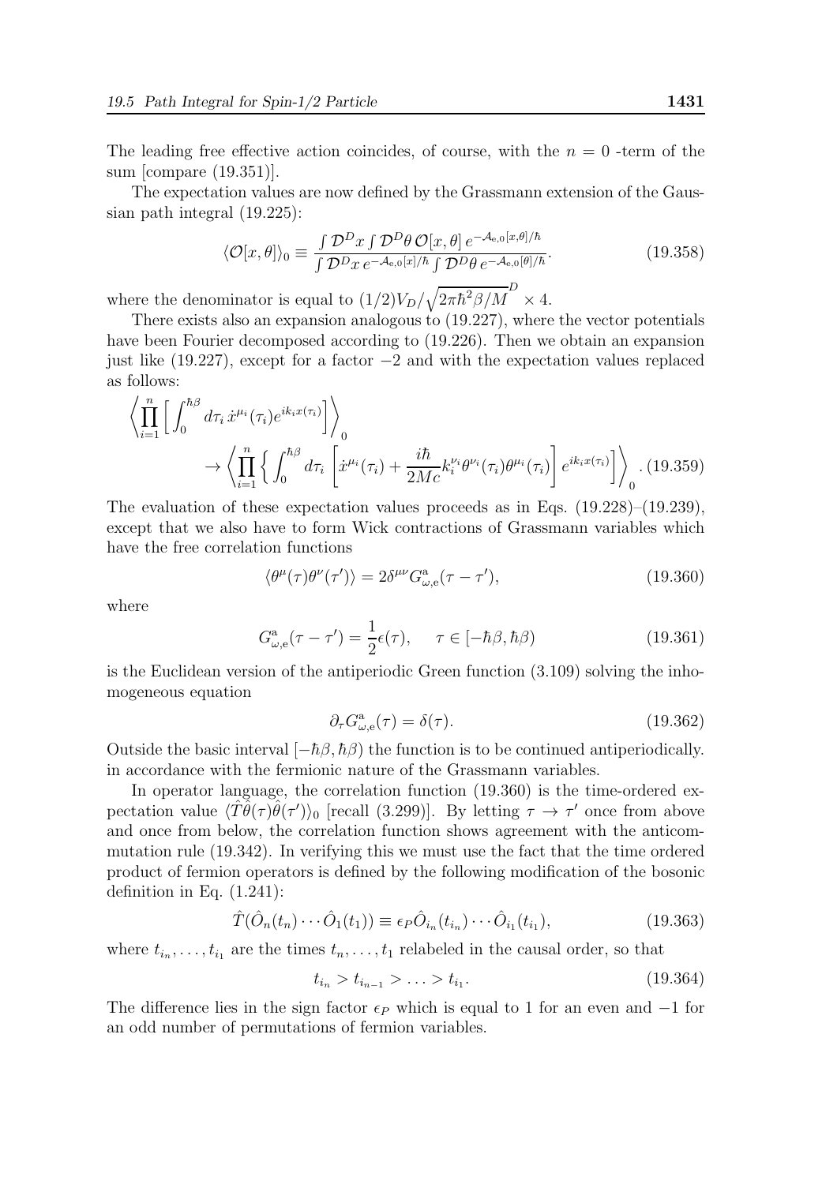The leading free effective action coincides, of course, with the $n = 0$ -term of the sum [compare (19.351)].

The expectation values are now defined by the Grassmann extension of the Gaussian path integral (19.225):

$$\langle \mathcal{O}[x, \theta] \rangle_0 \equiv \frac{\int \mathcal{D}^D x \int \mathcal{D}^D \theta \, \mathcal{O}[x, \theta] \, e^{-\mathcal{A}_{\mathrm{e},0}[x,\theta]/\hbar}}{\int \mathcal{D}^D x \, e^{-\mathcal{A}_{\mathrm{e},0}[x]/\hbar} \int \mathcal{D}^D \theta \, e^{-\mathcal{A}_{\mathrm{e},0}[\theta]/\hbar}}. \tag{19.358}$$

where the denominator is equal to $(1/2) V_D / \sqrt{2\pi\hbar^2\beta/M}^D \times 4$.

There exists also an expansion analogous to (19.227), where the vector potentials have been Fourier decomposed according to (19.226). Then we obtain an expansion just like (19.227), except for a factor $-2$ and with the expectation values replaced as follows:

$$\left\langle \prod_{i=1}^{n} \left[ \int_0^{\hbar\beta} d\tau_i \, \dot{x}^{\mu_i}(\tau_i) e^{ik_i x(\tau_i)} \right] \right\rangle_0 \\ \to \left\langle \prod_{i=1}^{n} \left\{ \int_0^{\hbar\beta} d\tau_i \left[ \dot{x}^{\mu_i}(\tau_i) + \frac{i\hbar}{2Mc} k_i^{\nu_i} \theta^{\nu_i}(\tau_i) \theta^{\mu_i}(\tau_i) \right] e^{ik_i x(\tau_i)} \right] \right\rangle_0 . \tag{19.359}$$

The evaluation of these expectation values proceeds as in Eqs. (19.228)–(19.239), except that we also have to form Wick contractions of Grassmann variables which have the free correlation functions

$$\langle \theta^\mu(\tau) \theta^\nu(\tau') \rangle = 2\delta^{\mu\nu} G^{\mathrm{a}}_{\omega,\mathrm{e}}(\tau - \tau'), \tag{19.360}$$

where

$$G^{\mathrm{a}}_{\omega,\mathrm{e}}(\tau - \tau') = \frac{1}{2} \epsilon(\tau), \qquad \tau \in [-\hbar\beta, \hbar\beta) \tag{19.361}$$

is the Euclidean version of the antiperiodic Green function (3.109) solving the inhomogeneous equation

$$\partial_\tau G^{\mathrm{a}}_{\omega,\mathrm{e}}(\tau) = \delta(\tau). \tag{19.362}$$

Outside the basic interval $[-\hbar\beta, \hbar\beta)$ the function is to be continued antiperiodically. in accordance with the fermionic nature of the Grassmann variables.

In operator language, the correlation function (19.360) is the time-ordered expectation value $\langle \hat{T} \hat{\theta}(\tau) \hat{\theta}(\tau') \rangle_0$ [recall (3.299)]. By letting $\tau \to \tau'$ once from above and once from below, the correlation function shows agreement with the anticommutation rule (19.342). In verifying this we must use the fact that the time ordered product of fermion operators is defined by the following modification of the bosonic definition in Eq. (1.241):

$$\hat{T}(\hat{O}_n(t_n) \cdots \hat{O}_1(t_1)) \equiv \epsilon_P \hat{O}_{i_n}(t_{i_n}) \cdots \hat{O}_{i_1}(t_{i_1}), \tag{19.363}$$

where $t_{i_n}, \ldots, t_{i_1}$ are the times $t_n, \ldots, t_1$ relabeled in the causal order, so that

$$t_{i_n} > t_{i_{n-1}} > \ldots > t_{i_1}. \tag{19.364}$$

The difference lies in the sign factor $\epsilon_P$ which is equal to 1 for an even and $-1$ for an odd number of permutations of fermion variables.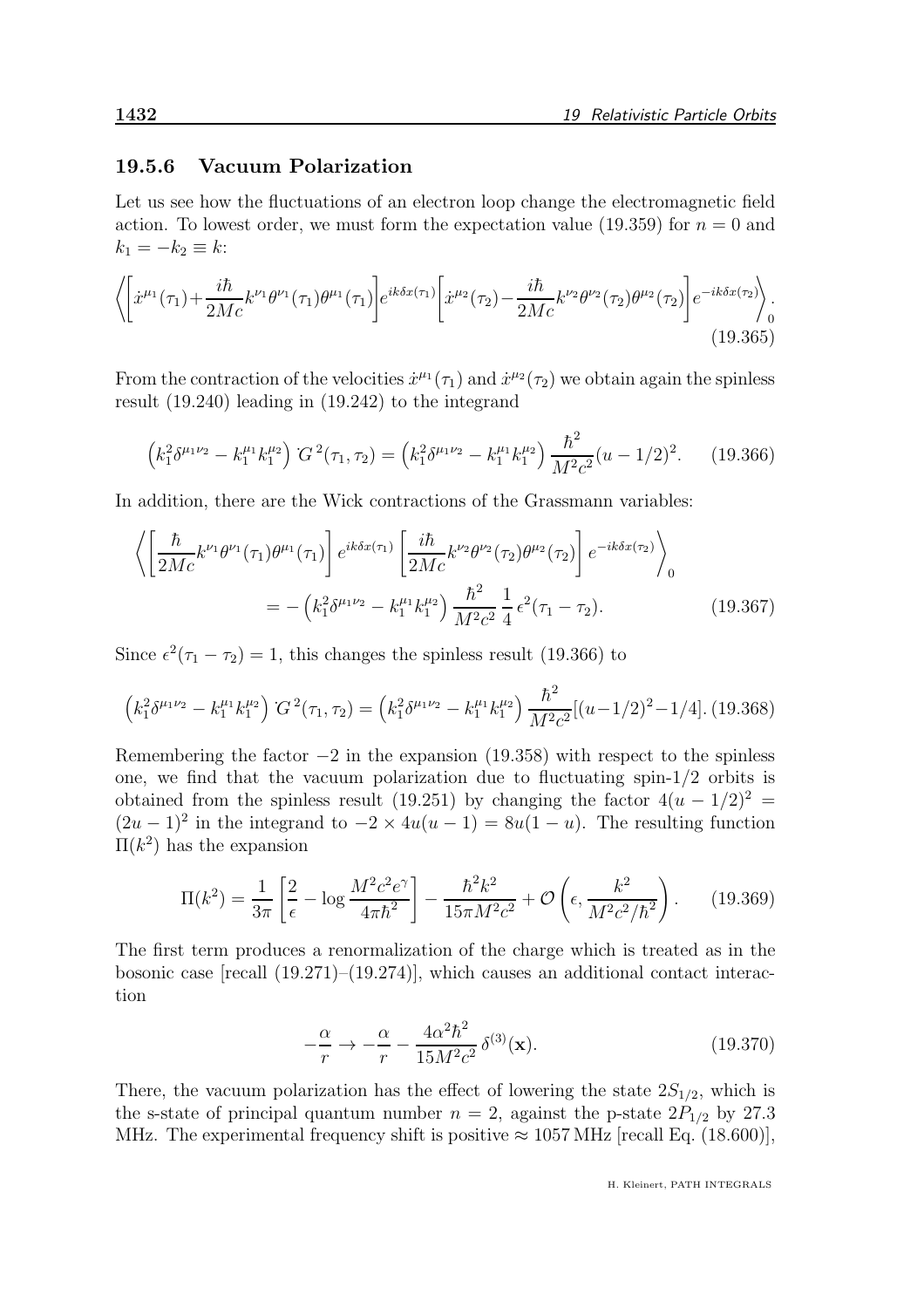### 19.5.6 Vacuum Polarization

Let us see how the fluctuations of an electron loop change the electromagnetic field action. To lowest order, we must form the expectation value (19.359) for $n = 0$ and $k_1 = -k_2 \equiv k$:

$$\left\langle\left[\dot{x}^{\mu_1}(\tau_1)+\frac{i\hbar}{2Mc}k^{\nu_1}\theta^{\nu_1}(\tau_1)\theta^{\mu_1}(\tau_1)\right]e^{ik\delta x(\tau_1)}\left[\dot{x}^{\mu_2}(\tau_2)-\frac{i\hbar}{2Mc}k^{\nu_2}\theta^{\nu_2}(\tau_2)\theta^{\mu_2}(\tau_2)\right]e^{-ik\delta x(\tau_2)}\right\rangle_0. \tag{19.365}$$

From the contraction of the velocities $\dot{x}^{\mu_1}(\tau_1)$ and $\dot{x}^{\mu_2}(\tau_2)$ we obtain again the spinless result (19.240) leading in (19.242) to the integrand

$$\left(k_1^2\delta^{\mu_1\nu_2} - k_1^{\mu_1}k_1^{\mu_2}\right)\dot{G}^{\,2}(\tau_1,\tau_2) = \left(k_1^2\delta^{\mu_1\nu_2} - k_1^{\mu_1}k_1^{\mu_2}\right)\frac{\hbar^2}{M^2c^2}(u-1/2)^2. \tag{19.366}$$

In addition, there are the Wick contractions of the Grassmann variables:

$$\left\langle\left[\frac{\hbar}{2Mc}k^{\nu_1}\theta^{\nu_1}(\tau_1)\theta^{\mu_1}(\tau_1)\right]e^{ik\delta x(\tau_1)}\left[\frac{i\hbar}{2Mc}k^{\nu_2}\theta^{\nu_2}(\tau_2)\theta^{\mu_2}(\tau_2)\right]e^{-ik\delta x(\tau_2)}\right\rangle_0$$
$$= -\left(k_1^2\delta^{\mu_1\nu_2} - k_1^{\mu_1}k_1^{\mu_2}\right)\frac{\hbar^2}{M^2c^2}\,\frac{1}{4}\,\epsilon^2(\tau_1-\tau_2). \tag{19.367}$$

Since $\epsilon^2(\tau_1-\tau_2)=1$, this changes the spinless result (19.366) to

$$\left(k_1^2\delta^{\mu_1\nu_2} - k_1^{\mu_1}k_1^{\mu_2}\right)\dot{G}^{\,2}(\tau_1,\tau_2) = \left(k_1^2\delta^{\mu_1\nu_2} - k_1^{\mu_1}k_1^{\mu_2}\right)\frac{\hbar^2}{M^2c^2}[(u-1/2)^2-1/4]. \tag{19.368}$$

Remembering the factor $-2$ in the expansion (19.358) with respect to the spinless one, we find that the vacuum polarization due to fluctuating spin-1/2 orbits is obtained from the spinless result (19.251) by changing the factor $4(u-1/2)^2 = (2u-1)^2$ in the integrand to $-2\times 4u(u-1) = 8u(1-u)$. The resulting function $\Pi(k^2)$ has the expansion

$$\Pi(k^2) = \frac{1}{3\pi}\left[\frac{2}{\epsilon} - \log\frac{M^2c^2e^{\gamma}}{4\pi\hbar^2}\right] - \frac{\hbar^2k^2}{15\pi M^2c^2} + \mathcal{O}\left(\epsilon, \frac{k^2}{M^2c^2/\hbar^2}\right). \tag{19.369}$$

The first term produces a renormalization of the charge which is treated as in the bosonic case [recall (19.271)–(19.274)], which causes an additional contact interaction

$$-\frac{\alpha}{r} \to -\frac{\alpha}{r} - \frac{4\alpha^2\hbar^2}{15M^2c^2}\,\delta^{(3)}(\mathbf{x}). \tag{19.370}$$

There, the vacuum polarization has the effect of lowering the state $2S_{1/2}$, which is the s-state of principal quantum number $n=2$, against the p-state $2P_{1/2}$ by 27.3 MHz. The experimental frequency shift is positive $\approx 1057\,$MHz [recall Eq. (18.600)],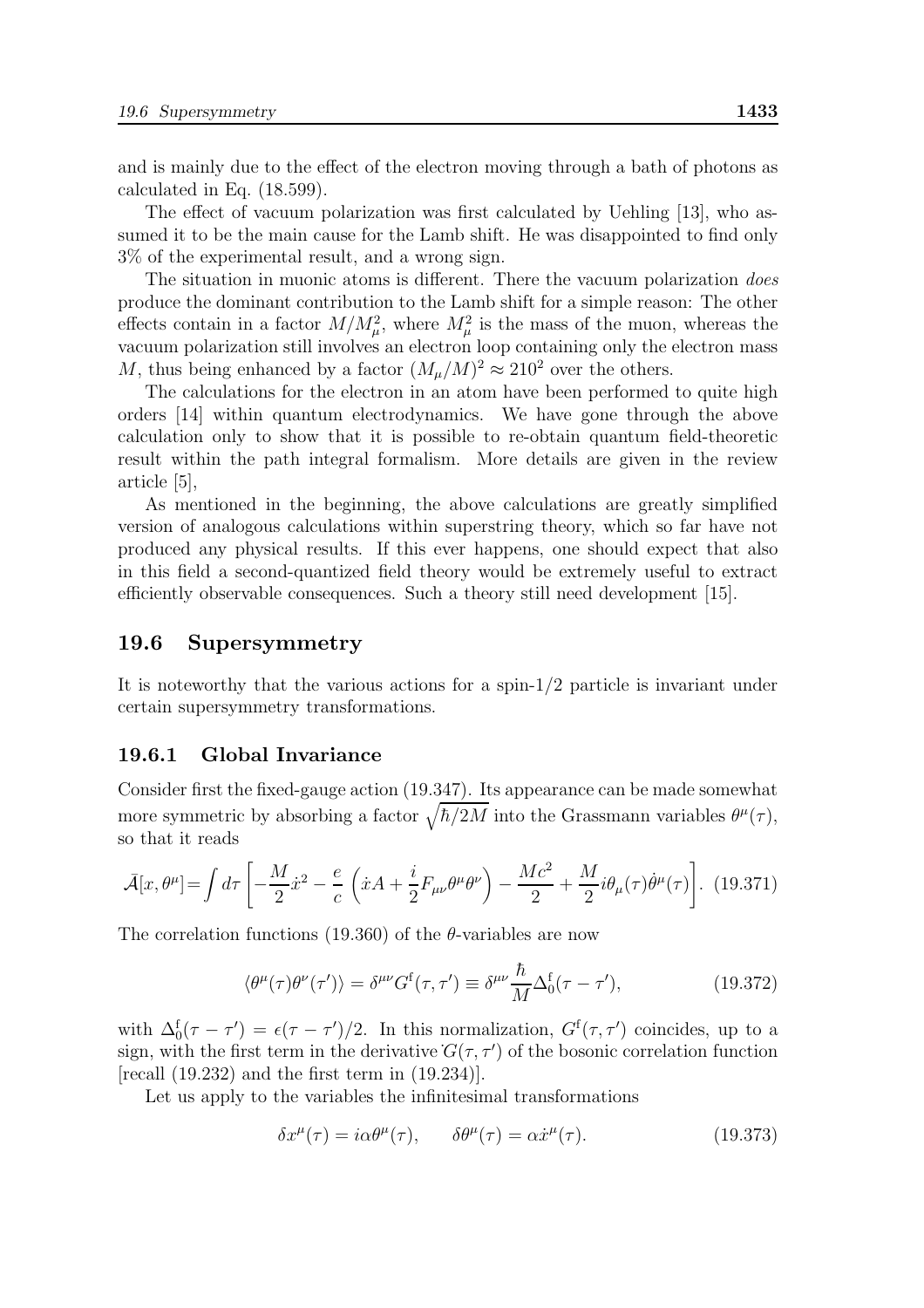and is mainly due to the effect of the electron moving through a bath of photons as calculated in Eq. (18.599).

The effect of vacuum polarization was first calculated by Uehling [13], who assumed it to be the main cause for the Lamb shift. He was disappointed to find only 3% of the experimental result, and a wrong sign.

The situation in muonic atoms is different. There the vacuum polarization *does* produce the dominant contribution to the Lamb shift for a simple reason: The other effects contain in a factor $M/M_\mu^2$, where $M_\mu^2$ is the mass of the muon, whereas the vacuum polarization still involves an electron loop containing only the electron mass $M$, thus being enhanced by a factor $(M_\mu/M)^2 \approx 210^2$ over the others.

The calculations for the electron in an atom have been performed to quite high orders [14] within quantum electrodynamics. We have gone through the above calculation only to show that it is possible to re-obtain quantum field-theoretic result within the path integral formalism. More details are given in the review article [5],

As mentioned in the beginning, the above calculations are greatly simplified version of analogous calculations within superstring theory, which so far have not produced any physical results. If this ever happens, one should expect that also in this field a second-quantized field theory would be extremely useful to extract efficiently observable consequences. Such a theory still need development [15].

## 19.6 Supersymmetry

It is noteworthy that the various actions for a spin-1/2 particle is invariant under certain supersymmetry transformations.

### 19.6.1 Global Invariance

Consider first the fixed-gauge action (19.347). Its appearance can be made somewhat more symmetric by absorbing a factor $\sqrt{\hbar/2M}$ into the Grassmann variables $\theta^\mu(\tau)$, so that it reads

$$\bar{\mathcal{A}}[x,\theta^\mu] = \int d\tau \left[ -\frac{M}{2}\dot{x}^2 - \frac{e}{c}\left(\dot{x}A + \frac{i}{2}F_{\mu\nu}\theta^\mu\theta^\nu\right) - \frac{Mc^2}{2} + \frac{M}{2} i\theta_\mu(\tau)\dot{\theta}^\mu(\tau)\right]. \quad (19.371)$$

The correlation functions (19.360) of the $\theta$-variables are now

$$\langle \theta^\mu(\tau)\theta^\nu(\tau')\rangle = \delta^{\mu\nu} G^{\rm f}(\tau,\tau') \equiv \delta^{\mu\nu}\frac{\hbar}{M}\Delta_0^{\rm f}(\tau-\tau'), \quad (19.372)$$

with $\Delta_0^{\rm f}(\tau-\tau') = \epsilon(\tau-\tau')/2$. In this normalization, $G^{\rm f}(\tau,\tau')$ coincides, up to a sign, with the first term in the derivative $\dot{G}(\tau,\tau')$ of the bosonic correlation function [recall (19.232) and the first term in (19.234)].

Let us apply to the variables the infinitesimal transformations

$$\delta x^\mu(\tau) = i\alpha\theta^\mu(\tau), \qquad \delta\theta^\mu(\tau) = \alpha\dot{x}^\mu(\tau). \quad (19.373)$$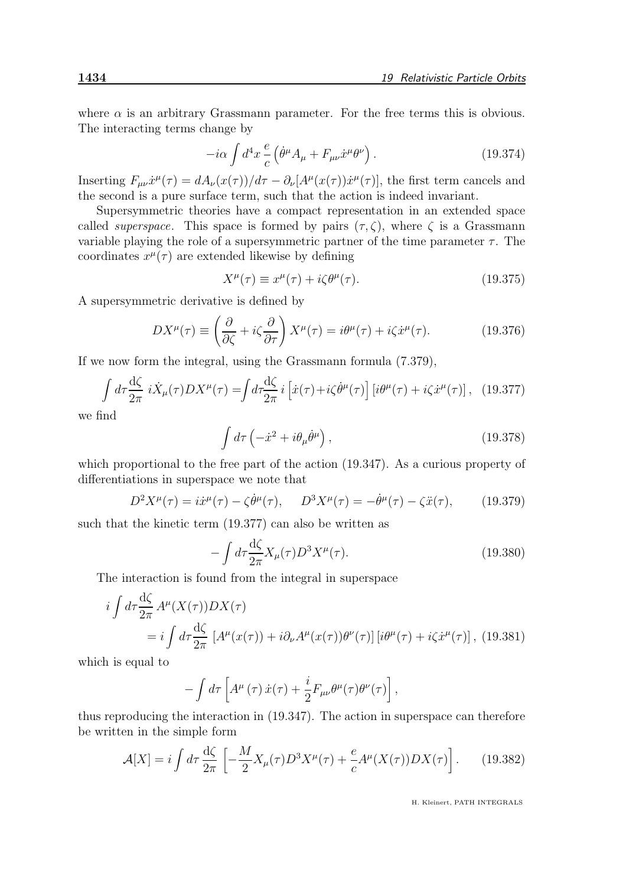where $\alpha$ is an arbitrary Grassmann parameter. For the free terms this is obvious. The interacting terms change by

$$-i\alpha \int d^4x \, \frac{e}{c} \left( \dot{\theta}^\mu A_\mu + F_{\mu\nu} \dot{x}^\mu \theta^\nu \right). \tag{19.374}$$

Inserting $F_{\mu\nu}\dot{x}^\mu(\tau) = dA_\nu(x(\tau))/d\tau - \partial_\nu[A^\mu(x(\tau))\dot{x}^\mu(\tau)]$, the first term cancels and the second is a pure surface term, such that the action is indeed invariant.

Supersymmetric theories have a compact representation in an extended space called *superspace*. This space is formed by pairs $(\tau, \zeta)$, where $\zeta$ is a Grassmann variable playing the role of a supersymmetric partner of the time parameter $\tau$. The coordinates $x^\mu(\tau)$ are extended likewise by defining

$$X^\mu(\tau) \equiv x^\mu(\tau) + i\zeta\theta^\mu(\tau). \tag{19.375}$$

A supersymmetric derivative is defined by

$$DX^\mu(\tau) \equiv \left( \frac{\partial}{\partial \zeta} + i\zeta \frac{\partial}{\partial \tau} \right) X^\mu(\tau) = i\theta^\mu(\tau) + i\zeta \dot{x}^\mu(\tau). \tag{19.376}$$

If we now form the integral, using the Grassmann formula (7.379),

$$\int d\tau \frac{d\zeta}{2\pi} \, i\dot{X}_\mu(\tau) DX^\mu(\tau) = \int d\tau \frac{d\zeta}{2\pi} \, i \left[ \dot{x}(\tau) + i\zeta \dot{\theta}^\mu(\tau) \right] \left[ i\theta^\mu(\tau) + i\zeta \dot{x}^\mu(\tau) \right], \tag{19.377}$$

we find

$$\int d\tau \left( -\dot{x}^2 + i\theta_\mu \dot{\theta}^\mu \right), \tag{19.378}$$

which proportional to the free part of the action (19.347). As a curious property of differentiations in superspace we note that

$$D^2 X^\mu(\tau) = i\dot{x}^\mu(\tau) - \zeta \dot{\theta}^\mu(\tau), \qquad D^3 X^\mu(\tau) = -\dot{\theta}^\mu(\tau) - \zeta \ddot{x}(\tau), \tag{19.379}$$

such that the kinetic term (19.377) can also be written as

$$-\int d\tau \frac{d\zeta}{2\pi} X_\mu(\tau) D^3 X^\mu(\tau). \tag{19.380}$$

The interaction is found from the integral in superspace

$$\begin{aligned} i \int d\tau \frac{d\zeta}{2\pi} \, & A^\mu(X(\tau)) DX(\tau) \\ &= i \int d\tau \frac{d\zeta}{2\pi} \left[ A^\mu(x(\tau)) + i\partial_\nu A^\mu(x(\tau))\theta^\nu(\tau) \right] \left[ i\theta^\mu(\tau) + i\zeta \dot{x}^\mu(\tau) \right], \end{aligned} \tag{19.381}$$

which is equal to

$$-\int d\tau \left[ A^\mu(\tau) \, \dot{x}(\tau) + \frac{i}{2} F_{\mu\nu} \theta^\mu(\tau) \theta^\nu(\tau) \right],$$

thus reproducing the interaction in (19.347). The action in superspace can therefore be written in the simple form

$$\mathcal{A}[X] = i \int d\tau \, \frac{d\zeta}{2\pi} \left[ -\frac{M}{2} X_\mu(\tau) D^3 X^\mu(\tau) + \frac{e}{c} A^\mu(X(\tau)) DX(\tau) \right]. \tag{19.382}$$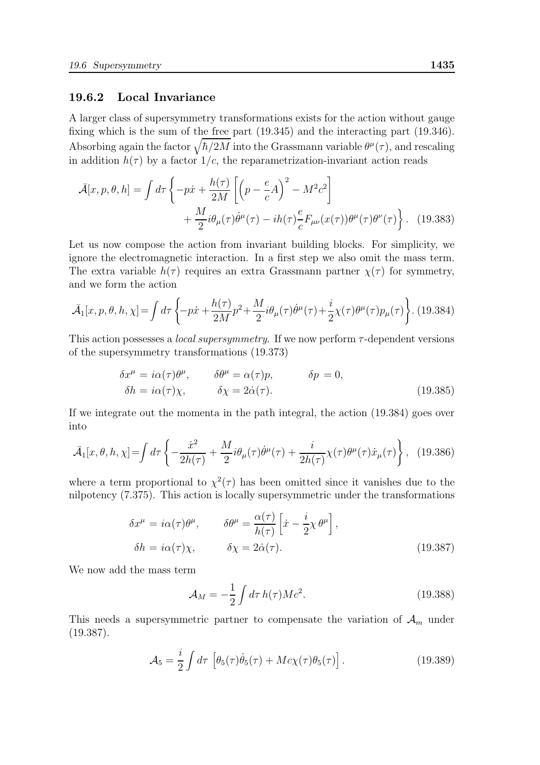### 19.6.2 Local Invariance

A larger class of supersymmetry transformations exists for the action without gauge fixing which is the sum of the free part (19.345) and the interacting part (19.346). Absorbing again the factor $\sqrt{\hbar/2M}$ into the Grassmann variable $\theta^\mu(\tau)$, and rescaling in addition $h(\tau)$ by a factor $1/c$, the reparametrization-invariant action reads

$$
\bar{\mathcal{A}}[x,p,\theta,h] = \int d\tau \left\{ -p\dot{x} + \frac{h(\tau)}{2M}\left[\left(p - \frac{e}{c}A\right)^2 - M^2c^2\right] + \frac{M}{2} i\theta_\mu(\tau)\dot{\theta}^\mu(\tau) - ih(\tau)\frac{e}{c}F_{\mu\nu}(x(\tau))\theta^\mu(\tau)\theta^\nu(\tau)\right\}. \quad (19.383)
$$

Let us now compose the action from invariant building blocks. For simplicity, we ignore the electromagnetic interaction. In a first step we also omit the mass term. The extra variable $h(\tau)$ requires an extra Grassmann partner $\chi(\tau)$ for symmetry, and we form the action

$$
\bar{\mathcal{A}}_1[x,p,\theta,h,\chi] = \int d\tau \left\{ -p\dot{x} + \frac{h(\tau)}{2M}p^2 + \frac{M}{2} i\theta_\mu(\tau)\dot{\theta}^\mu(\tau) + \frac{i}{2}\chi(\tau)\theta^\mu(\tau)p_\mu(\tau)\right\}. \quad (19.384)
$$

This action possesses a *local supersymmetry*. If we now perform $\tau$-dependent versions of the supersymmetry transformations (19.373)

$$
\begin{aligned}
\delta x^\mu &= i\alpha(\tau)\theta^\mu, \qquad \delta\theta^\mu = \alpha(\tau)p, \qquad \delta p = 0,\\
\delta h &= i\alpha(\tau)\chi, \qquad \delta\chi = 2\dot{\alpha}(\tau).
\end{aligned} \quad (19.385)
$$

If we integrate out the momenta in the path integral, the action (19.384) goes over into

$$
\bar{\mathcal{A}}_1[x,\theta,h,\chi] = \int d\tau \left\{ -\frac{\dot{x}^2}{2h(\tau)} + \frac{M}{2} i\theta_\mu(\tau)\dot{\theta}^\mu(\tau) + \frac{i}{2h(\tau)}\chi(\tau)\theta^\mu(\tau)\dot{x}_\mu(\tau)\right\}, \quad (19.386)
$$

where a term proportional to $\chi^2(\tau)$ has been omitted since it vanishes due to the nilpotency (7.375). This action is locally supersymmetric under the transformations

$$
\begin{aligned}
\delta x^\mu &= i\alpha(\tau)\theta^\mu, \qquad \delta\theta^\mu = \frac{\alpha(\tau)}{h(\tau)}\left[\dot{x} - \frac{i}{2}\chi\,\theta^\mu\right],\\
\delta h &= i\alpha(\tau)\chi, \qquad \delta\chi = 2\dot{\alpha}(\tau).
\end{aligned} \quad (19.387)
$$

We now add the mass term

$$
\mathcal{A}_M = -\frac{1}{2}\int d\tau\, h(\tau)Mc^2. \quad (19.388)
$$

This needs a supersymmetric partner to compensate the variation of $\mathcal{A}_m$ under (19.387).

$$
\mathcal{A}_5 = \frac{i}{2}\int d\tau\, \left[\theta_5(\tau)\dot{\theta}_5(\tau) + Mc\chi(\tau)\theta_5(\tau)\right]. \quad (19.389)
$$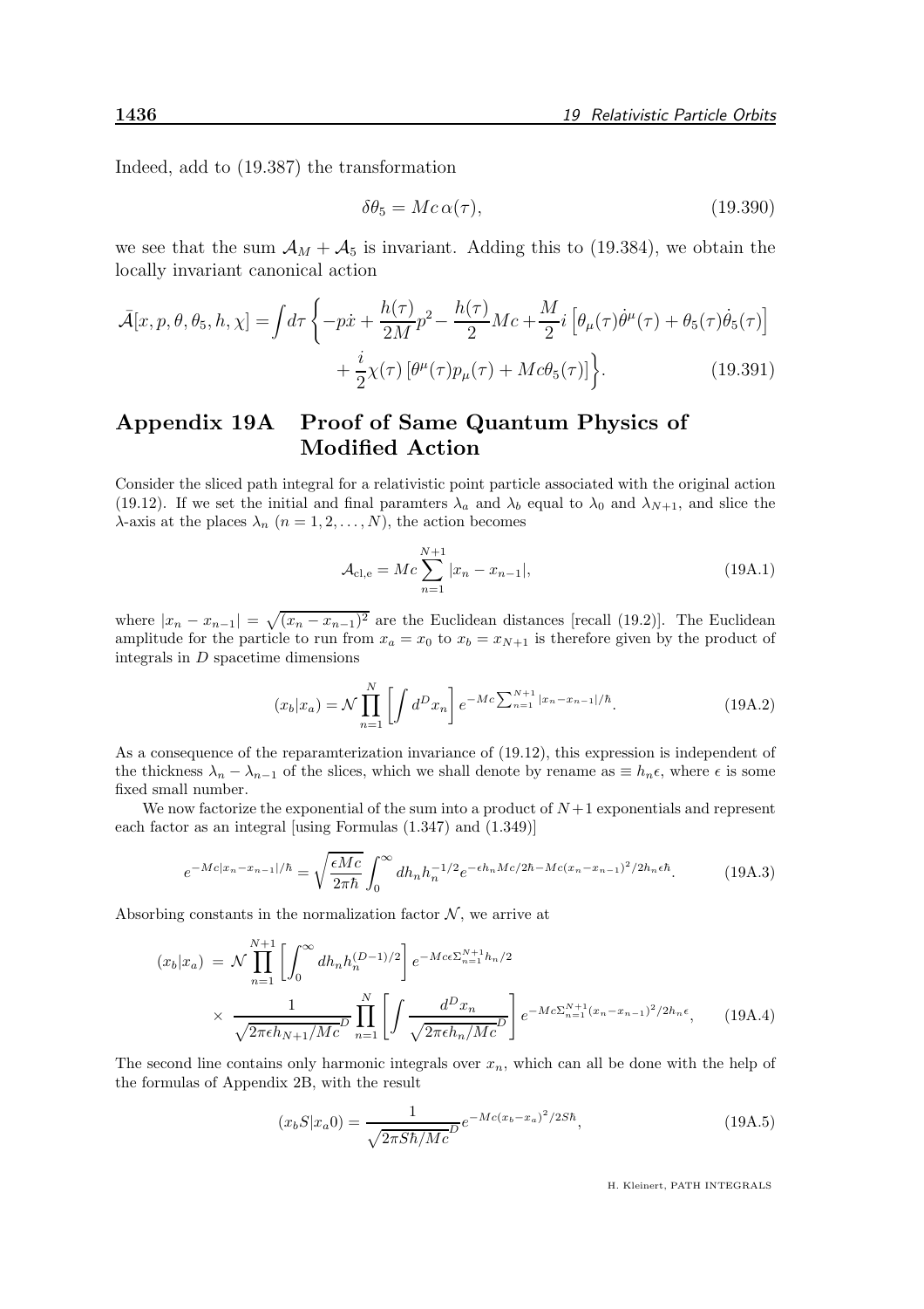Indeed, add to (19.387) the transformation

$$\delta\theta_5 = Mc\,\alpha(\tau), \tag{19.390}$$

we see that the sum $\mathcal{A}_M + \mathcal{A}_5$ is invariant. Adding this to (19.384), we obtain the locally invariant canonical action

$$\bar{\mathcal{A}}[x,p,\theta,\theta_5,h,\chi] = \int d\tau \left\{ -p\dot{x} + \frac{h(\tau)}{2M}p^2 - \frac{h(\tau)}{2}Mc + \frac{M}{2}i\left[\theta_\mu(\tau)\dot{\theta}^\mu(\tau) + \theta_5(\tau)\dot{\theta}_5(\tau)\right] + \frac{i}{2}\chi(\tau)\left[\theta^\mu(\tau)p_\mu(\tau) + Mc\theta_5(\tau)\right]\right\}. \tag{19.391}$$

## Appendix 19A Proof of Same Quantum Physics of Modified Action

Consider the sliced path integral for a relativistic point particle associated with the original action (19.12). If we set the initial and final paramters $\lambda_a$ and $\lambda_b$ equal to $\lambda_0$ and $\lambda_{N+1}$, and slice the $\lambda$-axis at the places $\lambda_n$ $(n = 1, 2, \ldots, N)$, the action becomes

$$\mathcal{A}_{\rm cl,e} = Mc\sum_{n=1}^{N+1}|x_n - x_{n-1}|, \tag{19A.1}$$

where $|x_n - x_{n-1}| = \sqrt{(x_n - x_{n-1})^2}$ are the Euclidean distances [recall (19.2)]. The Euclidean amplitude for the particle to run from $x_a = x_0$ to $x_b = x_{N+1}$ is therefore given by the product of integrals in $D$ spacetime dimensions

$$(x_b|x_a) = \mathcal{N}\prod_{n=1}^{N}\left[\int d^Dx_n\right] e^{-Mc\sum_{n=1}^{N+1}|x_n - x_{n-1}|/\hbar}. \tag{19A.2}$$

As a consequence of the reparamterization invariance of (19.12), this expression is independent of the thickness $\lambda_n - \lambda_{n-1}$ of the slices, which we shall denote by rename as $\equiv h_n\epsilon$, where $\epsilon$ is some fixed small number.

We now factorize the exponential of the sum into a product of $N+1$ exponentials and represent each factor as an integral [using Formulas (1.347) and (1.349)]

$$e^{-Mc|x_n - x_{n-1}|/\hbar} = \sqrt{\frac{\epsilon Mc}{2\pi\hbar}}\int_0^\infty dh_n h_n^{-1/2} e^{-\epsilon h_n Mc/2\hbar - Mc(x_n - x_{n-1})^2/2h_n\epsilon\hbar}. \tag{19A.3}$$

Absorbing constants in the normalization factor $\mathcal{N}$, we arrive at

$$(x_b|x_a) = \mathcal{N}\prod_{n=1}^{N+1}\left[\int_0^\infty dh_n h_n^{(D-1)/2}\right] e^{-Mc\epsilon\Sigma_{n=1}^{N+1}h_n/2} \times \frac{1}{\sqrt{2\pi\epsilon h_{N+1}/Mc}^D}\prod_{n=1}^{N}\left[\int\frac{d^Dx_n}{\sqrt{2\pi\epsilon h_n/Mc}^D}\right] e^{-Mc\Sigma_{n=1}^{N+1}(x_n - x_{n-1})^2/2h_n\epsilon}, \tag{19A.4}$$

The second line contains only harmonic integrals over $x_n$, which can all be done with the help of the formulas of Appendix 2B, with the result

$$(x_bS|x_a0) = \frac{1}{\sqrt{2\pi S\hbar/Mc}^D}e^{-Mc(x_b - x_a)^2/2S\hbar}, \tag{19A.5}$$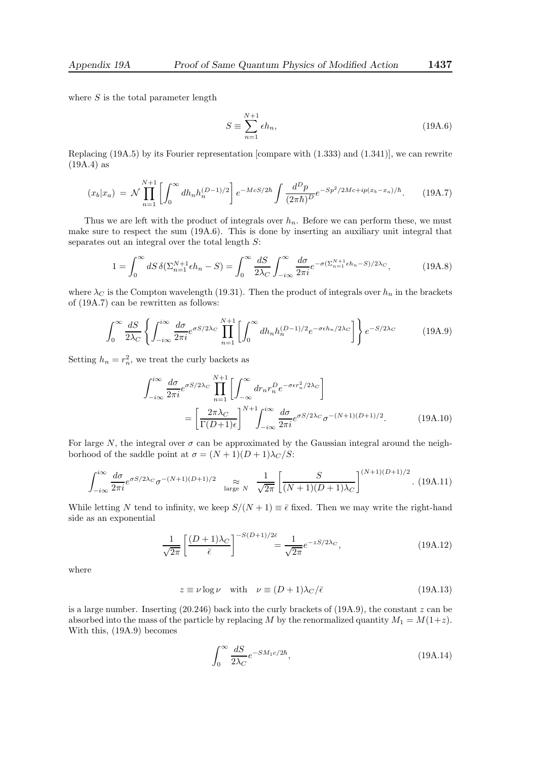where $S$ is the total parameter length

$$S \equiv \sum_{n=1}^{N+1} \epsilon h_n, \tag{19A.6}$$

Replacing (19A.5) by its Fourier representation [compare with (1.333) and (1.341)], we can rewrite (19A.4) as

$$(x_b|x_a) = \mathcal{N} \prod_{n=1}^{N+1} \left[ \int_0^\infty dh_n h_n^{(D-1)/2} \right] e^{-McS/2\hbar} \int \frac{d^D p}{(2\pi\hbar)^D} e^{-Sp^2/2Mc + ip(x_b - x_a)/\hbar}. \tag{19A.7}$$

Thus we are left with the product of integrals over $h_n$. Before we can perform these, we must make sure to respect the sum (19A.6). This is done by inserting an auxiliary unit integral that separates out an integral over the total length $S$:

$$1 = \int_0^\infty dS \, \delta(\Sigma_{n=1}^{N+1} \epsilon h_n - S) = \int_0^\infty \frac{dS}{2\lambda_C} \int_{-i\infty}^{\infty} \frac{d\sigma}{2\pi i} e^{-\sigma(\Sigma_{n=1}^{N+1} \epsilon h_n - S)/2\lambda_C}, \tag{19A.8}$$

where $\lambda_C$ is the Compton wavelength (19.31). Then the product of integrals over $h_n$ in the brackets of (19A.7) can be rewritten as follows:

$$\int_0^\infty \frac{dS}{2\lambda_C} \left\{ \int_{-i\infty}^{i\infty} \frac{d\sigma}{2\pi i} e^{\sigma S/2\lambda_C} \prod_{n=1}^{N+1} \left[ \int_0^\infty dh_n h_n^{(D-1)/2} e^{-\sigma\epsilon h_n/2\lambda_C} \right] \right\} e^{-S/2\lambda_C} \tag{19A.9}$$

Setting $h_n = r_n^2$, we treat the curly backets as

$$\int_{-i\infty}^{i\infty} \frac{d\sigma}{2\pi i} e^{\sigma S/2\lambda_C} \prod_{n=1}^{N+1} \left[ \int_{-\infty}^{\infty} dr_n r_n^D e^{-\sigma\epsilon r_n^2/2\lambda_C} \right]$$
$$= \left[ \frac{2\pi\lambda_C}{\Gamma(D+1)\epsilon} \right]^{N+1} \int_{-i\infty}^{i\infty} \frac{d\sigma}{2\pi i} e^{\sigma S/2\lambda_C} \sigma^{-(N+1)(D+1)/2}. \tag{19A.10}$$

For large $N$, the integral over $\sigma$ can be approximated by the Gaussian integral around the neighborhood of the saddle point at $\sigma = (N+1)(D+1)\lambda_C/S$:

$$\int_{-i\infty}^{i\infty} \frac{d\sigma}{2\pi i} e^{\sigma S/2\lambda_C} \sigma^{-(N+1)(D+1)/2} \underset{\text{large } N}{\approx} \frac{1}{\sqrt{2\pi}} \left[ \frac{S}{(N+1)(D+1)\lambda_C} \right]^{(N+1)(D+1)/2}. \tag{19A.11}$$

While letting $N$ tend to infinity, we keep $S/(N+1) \equiv \bar{\epsilon}$ fixed. Then we may write the right-hand side as an exponential

$$\frac{1}{\sqrt{2\pi}} \left[ \frac{(D+1)\lambda_C}{\bar{\epsilon}} \right]^{-S(D+1)/2\bar{\epsilon}} = \frac{1}{\sqrt{2\pi}} e^{-zS/2\lambda_C}, \tag{19A.12}$$

where

$$z \equiv \nu \log \nu \quad \text{with} \quad \nu \equiv (D+1)\lambda_C/\bar{\epsilon} \tag{19A.13}$$

is a large number. Inserting (20.246) back into the curly brackets of (19A.9), the constant $z$ can be absorbed into the mass of the particle by replacing $M$ by the renormalized quantity $M_1 = M(1+z)$. With this, (19A.9) becomes

$$\int_0^\infty \frac{dS}{2\lambda_C} e^{-SM_1c/2\hbar}, \tag{19A.14}$$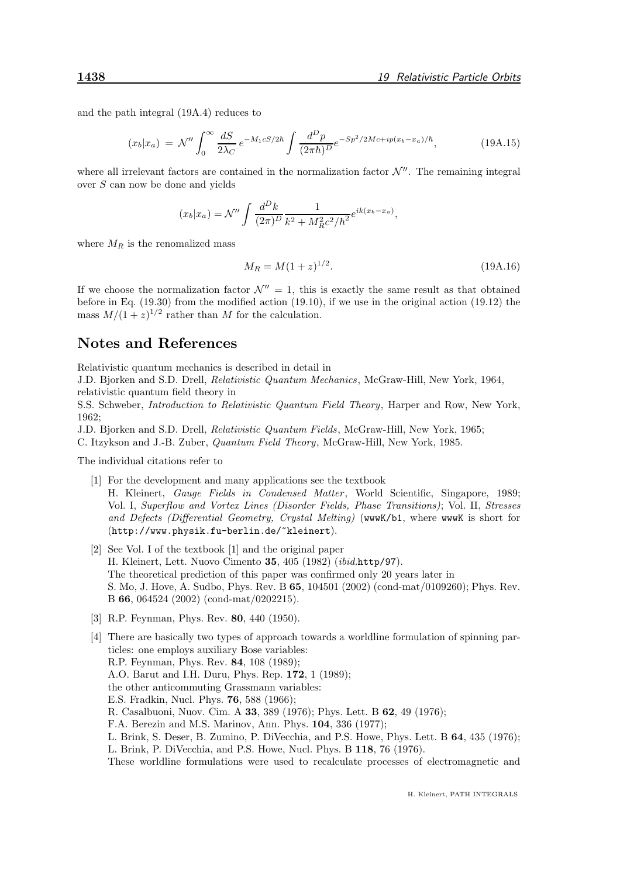and the path integral (19A.4) reduces to

$$(x_b|x_a) = \mathcal{N}'' \int_0^\infty \frac{dS}{2\lambda_C} e^{-M_1 cS/2\hbar} \int \frac{d^D p}{(2\pi\hbar)^D} e^{-Sp^2/2Mc + ip(x_b - x_a)/\hbar}, \tag{19A.15}$$

where all irrelevant factors are contained in the normalization factor $\mathcal{N}''$. The remaining integral over $S$ can now be done and yields

$$(x_b|x_a) = \mathcal{N}'' \int \frac{d^D k}{(2\pi)^D} \frac{1}{k^2 + M_R^2 c^2/\hbar^2} e^{ik(x_b - x_a)},$$

where $M_R$ is the renomalized mass

$$M_R = M(1+z)^{1/2}. \tag{19A.16}$$

If we choose the normalization factor $\mathcal{N}'' = 1$, this is exactly the same result as that obtained before in Eq. (19.30) from the modified action (19.10), if we use in the original action (19.12) the mass $M/(1+z)^{1/2}$ rather than $M$ for the calculation.

## Notes and References

Relativistic quantum mechanics is described in detail in
J.D. Bjorken and S.D. Drell, *Relativistic Quantum Mechanics*, McGraw-Hill, New York, 1964,
relativistic quantum field theory in
S.S. Schweber, *Introduction to Relativistic Quantum Field Theory*, Harper and Row, New York, 1962;
J.D. Bjorken and S.D. Drell, *Relativistic Quantum Fields*, McGraw-Hill, New York, 1965;
C. Itzykson and J.-B. Zuber, *Quantum Field Theory*, McGraw-Hill, New York, 1985.

The individual citations refer to

[1] For the development and many applications see the textbook
H. Kleinert, *Gauge Fields in Condensed Matter*, World Scientific, Singapore, 1989; Vol. I, *Superflow and Vortex Lines (Disorder Fields, Phase Transitions)*; Vol. II, *Stresses and Defects (Differential Geometry, Crystal Melting)* (`wwwK/b1`, where `wwwK` is short for (`http://www.physik.fu-berlin.de/~kleinert`).

[2] See Vol. I of the textbook [1] and the original paper
H. Kleinert, Lett. Nuovo Cimento **35**, 405 (1982) (*ibid.*`http/97`).
The theoretical prediction of this paper was confirmed only 20 years later in
S. Mo, J. Hove, A. Sudbo, Phys. Rev. B **65**, 104501 (2002) (cond-mat/0109260); Phys. Rev. B **66**, 064524 (2002) (cond-mat/0202215).

[3] R.P. Feynman, Phys. Rev. **80**, 440 (1950).

[4] There are basically two types of approach towards a worldline formulation of spinning particles: one employs auxiliary Bose variables:
R.P. Feynman, Phys. Rev. **84**, 108 (1989);
A.O. Barut and I.H. Duru, Phys. Rep. **172**, 1 (1989);
the other anticommuting Grassmann variables:
E.S. Fradkin, Nucl. Phys. **76**, 588 (1966);
R. Casalbuoni, Nuov. Cim. A **33**, 389 (1976); Phys. Lett. B **62**, 49 (1976);
F.A. Berezin and M.S. Marinov, Ann. Phys. **104**, 336 (1977);
L. Brink, S. Deser, B. Zumino, P. DiVecchia, and P.S. Howe, Phys. Lett. B **64**, 435 (1976);
L. Brink, P. DiVecchia, and P.S. Howe, Nucl. Phys. B **118**, 76 (1976).
These worldline formulations were used to recalculate processes of electromagnetic and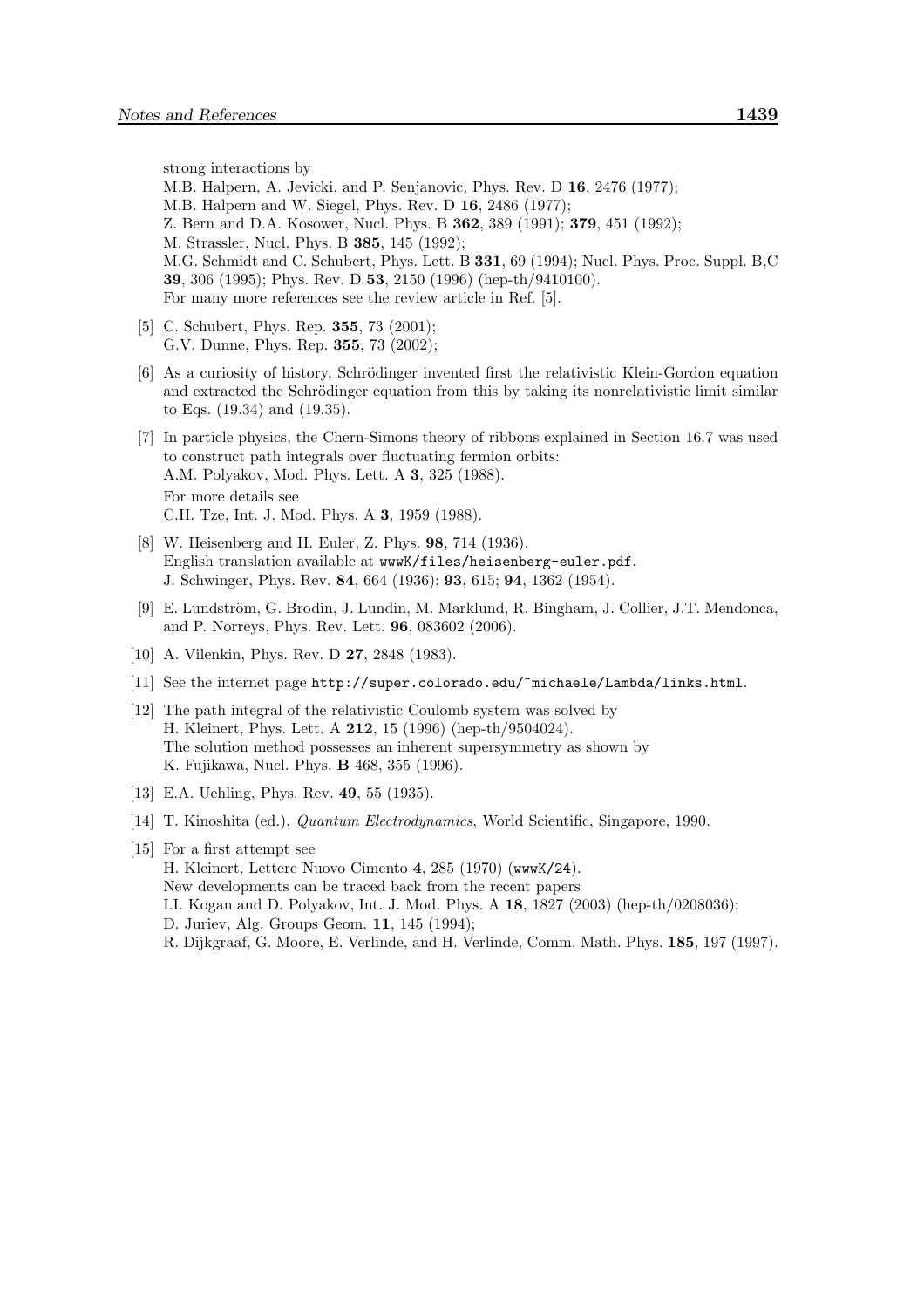strong interactions by
M.B. Halpern, A. Jevicki, and P. Senjanovic, Phys. Rev. D **16**, 2476 (1977);
M.B. Halpern and W. Siegel, Phys. Rev. D **16**, 2486 (1977);
Z. Bern and D.A. Kosower, Nucl. Phys. B **362**, 389 (1991); **379**, 451 (1992);
M. Strassler, Nucl. Phys. B **385**, 145 (1992);
M.G. Schmidt and C. Schubert, Phys. Lett. B **331**, 69 (1994); Nucl. Phys. Proc. Suppl. B,C **39**, 306 (1995); Phys. Rev. D **53**, 2150 (1996) (hep-th/9410100).
For many more references see the review article in Ref. [5].

[5] C. Schubert, Phys. Rep. **355**, 73 (2001);
G.V. Dunne, Phys. Rep. **355**, 73 (2002);

[6] As a curiosity of history, Schrödinger invented first the relativistic Klein-Gordon equation and extracted the Schrödinger equation from this by taking its nonrelativistic limit similar to Eqs. (19.34) and (19.35).

[7] In particle physics, the Chern-Simons theory of ribbons explained in Section 16.7 was used to construct path integrals over fluctuating fermion orbits:
A.M. Polyakov, Mod. Phys. Lett. A **3**, 325 (1988).
For more details see
C.H. Tze, Int. J. Mod. Phys. A **3**, 1959 (1988).

[8] W. Heisenberg and H. Euler, Z. Phys. **98**, 714 (1936).
English translation available at `wwwK/files/heisenberg-euler.pdf`.
J. Schwinger, Phys. Rev. **84**, 664 (1936); **93**, 615; **94**, 1362 (1954).

[9] E. Lundström, G. Brodin, J. Lundin, M. Marklund, R. Bingham, J. Collier, J.T. Mendonca, and P. Norreys, Phys. Rev. Lett. **96**, 083602 (2006).

[10] A. Vilenkin, Phys. Rev. D **27**, 2848 (1983).

[11] See the internet page `http://super.colorado.edu/~michaele/Lambda/links.html`.

[12] The path integral of the relativistic Coulomb system was solved by
H. Kleinert, Phys. Lett. A **212**, 15 (1996) (hep-th/9504024).
The solution method possesses an inherent supersymmetry as shown by
K. Fujikawa, Nucl. Phys. **B** 468, 355 (1996).

[13] E.A. Uehling, Phys. Rev. **49**, 55 (1935).

[14] T. Kinoshita (ed.), *Quantum Electrodynamics*, World Scientific, Singapore, 1990.

[15] For a first attempt see
H. Kleinert, Lettere Nuovo Cimento **4**, 285 (1970) (`wwwK/24`).
New developments can be traced back from the recent papers
I.I. Kogan and D. Polyakov, Int. J. Mod. Phys. A **18**, 1827 (2003) (hep-th/0208036);
D. Juriev, Alg. Groups Geom. **11**, 145 (1994);
R. Dijkgraaf, G. Moore, E. Verlinde, and H. Verlinde, Comm. Math. Phys. **185**, 197 (1997).